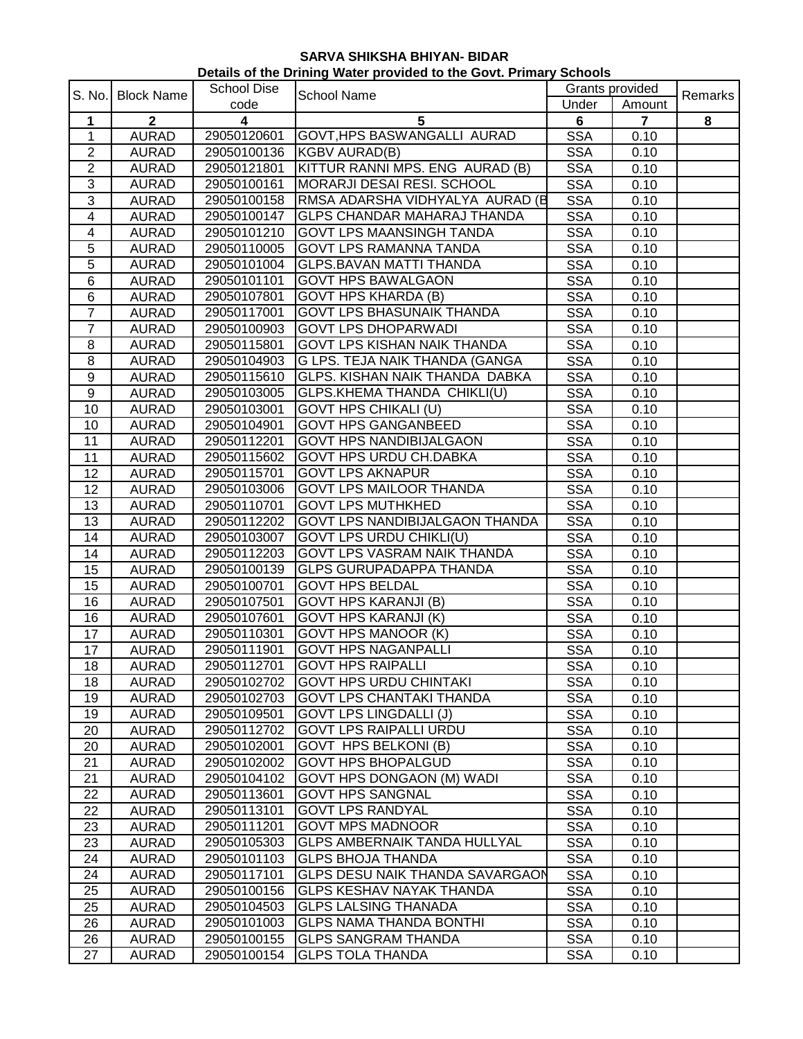**SARVA SHIKSHA BHIYAN- BIDAR**

**Details of the Drining Water provided to the Govt. Primary Schools**

| S. No. | Block Name | School Dise code | School Name | Grants provided | | Remarks |
|---|---|---|---|---|---|---|
| | | | | Under | Amount | |
| **1** | **2** | **4** | **5** | **6** | **7** | **8** |
| 1 | AURAD | 29050120601 | GOVT,HPS BASWANGALLI AURAD | SSA | 0.10 | |
| 2 | AURAD | 29050100136 | KGBV AURAD(B) | SSA | 0.10 | |
| 2 | AURAD | 29050121801 | KITTUR RANNI MPS. ENG AURAD (B) | SSA | 0.10 | |
| 3 | AURAD | 29050100161 | MORARJI DESAI RESI. SCHOOL | SSA | 0.10 | |
| 3 | AURAD | 29050100158 | RMSA ADARSHA VIDHYALYA AURAD (B | SSA | 0.10 | |
| 4 | AURAD | 29050100147 | GLPS CHANDAR MAHARAJ THANDA | SSA | 0.10 | |
| 4 | AURAD | 29050101210 | GOVT LPS MAANSINGH TANDA | SSA | 0.10 | |
| 5 | AURAD | 29050110005 | GOVT LPS RAMANNA TANDA | SSA | 0.10 | |
| 5 | AURAD | 29050101004 | GLPS.BAVAN MATTI THANDA | SSA | 0.10 | |
| 6 | AURAD | 29050101101 | GOVT HPS BAWALGAON | SSA | 0.10 | |
| 6 | AURAD | 29050107801 | GOVT HPS KHARDA (B) | SSA | 0.10 | |
| 7 | AURAD | 29050117001 | GOVT LPS BHASUNAIK THANDA | SSA | 0.10 | |
| 7 | AURAD | 29050100903 | GOVT LPS DHOPARWADI | SSA | 0.10 | |
| 8 | AURAD | 29050115801 | GOVT LPS KISHAN NAIK THANDA | SSA | 0.10 | |
| 8 | AURAD | 29050104903 | G LPS. TEJA NAIK THANDA (GANGA | SSA | 0.10 | |
| 9 | AURAD | 29050115610 | GLPS. KISHAN NAIK THANDA DABKA | SSA | 0.10 | |
| 9 | AURAD | 29050103005 | GLPS.KHEMA THANDA CHIKLI(U) | SSA | 0.10 | |
| 10 | AURAD | 29050103001 | GOVT HPS CHIKALI (U) | SSA | 0.10 | |
| 10 | AURAD | 29050104901 | GOVT HPS GANGANBEED | SSA | 0.10 | |
| 11 | AURAD | 29050112201 | GOVT HPS NANDIBIJALGAON | SSA | 0.10 | |
| 11 | AURAD | 29050115602 | GOVT HPS URDU CH.DABKA | SSA | 0.10 | |
| 12 | AURAD | 29050115701 | GOVT LPS AKNAPUR | SSA | 0.10 | |
| 12 | AURAD | 29050103006 | GOVT LPS MAILOOR THANDA | SSA | 0.10 | |
| 13 | AURAD | 29050110701 | GOVT LPS MUTHKHED | SSA | 0.10 | |
| 13 | AURAD | 29050112202 | GOVT LPS NANDIBIJALGAON THANDA | SSA | 0.10 | |
| 14 | AURAD | 29050103007 | GOVT LPS URDU CHIKLI(U) | SSA | 0.10 | |
| 14 | AURAD | 29050112203 | GOVT LPS VASRAM NAIK THANDA | SSA | 0.10 | |
| 15 | AURAD | 29050100139 | GLPS GURUPADAPPA THANDA | SSA | 0.10 | |
| 15 | AURAD | 29050100701 | GOVT HPS BELDAL | SSA | 0.10 | |
| 16 | AURAD | 29050107501 | GOVT HPS KARANJI (B) | SSA | 0.10 | |
| 16 | AURAD | 29050107601 | GOVT HPS KARANJI (K) | SSA | 0.10 | |
| 17 | AURAD | 29050110301 | GOVT HPS MANOOR (K) | SSA | 0.10 | |
| 17 | AURAD | 29050111901 | GOVT HPS NAGANPALLI | SSA | 0.10 | |
| 18 | AURAD | 29050112701 | GOVT HPS RAIPALLI | SSA | 0.10 | |
| 18 | AURAD | 29050102702 | GOVT HPS URDU CHINTAKI | SSA | 0.10 | |
| 19 | AURAD | 29050102703 | GOVT LPS CHANTAKI THANDA | SSA | 0.10 | |
| 19 | AURAD | 29050109501 | GOVT LPS LINGDALLI (J) | SSA | 0.10 | |
| 20 | AURAD | 29050112702 | GOVT LPS RAIPALLI URDU | SSA | 0.10 | |
| 20 | AURAD | 29050102001 | GOVT HPS BELKONI (B) | SSA | 0.10 | |
| 21 | AURAD | 29050102002 | GOVT HPS BHOPALGUD | SSA | 0.10 | |
| 21 | AURAD | 29050104102 | GOVT HPS DONGAON (M) WADI | SSA | 0.10 | |
| 22 | AURAD | 29050113601 | GOVT HPS SANGNAL | SSA | 0.10 | |
| 22 | AURAD | 29050113101 | GOVT LPS RANDYAL | SSA | 0.10 | |
| 23 | AURAD | 29050111201 | GOVT MPS MADNOOR | SSA | 0.10 | |
| 23 | AURAD | 29050105303 | GLPS AMBERNAIK TANDA HULLYAL | SSA | 0.10 | |
| 24 | AURAD | 29050101103 | GLPS BHOJA THANDA | SSA | 0.10 | |
| 24 | AURAD | 29050117101 | GLPS DESU NAIK THANDA SAVARGAON | SSA | 0.10 | |
| 25 | AURAD | 29050100156 | GLPS KESHAV NAYAK THANDA | SSA | 0.10 | |
| 25 | AURAD | 29050104503 | GLPS LALSING THANADA | SSA | 0.10 | |
| 26 | AURAD | 29050101003 | GLPS NAMA THANDA BONTHI | SSA | 0.10 | |
| 26 | AURAD | 29050100155 | GLPS SANGRAM THANDA | SSA | 0.10 | |
| 27 | AURAD | 29050100154 | GLPS TOLA THANDA | SSA | 0.10 | |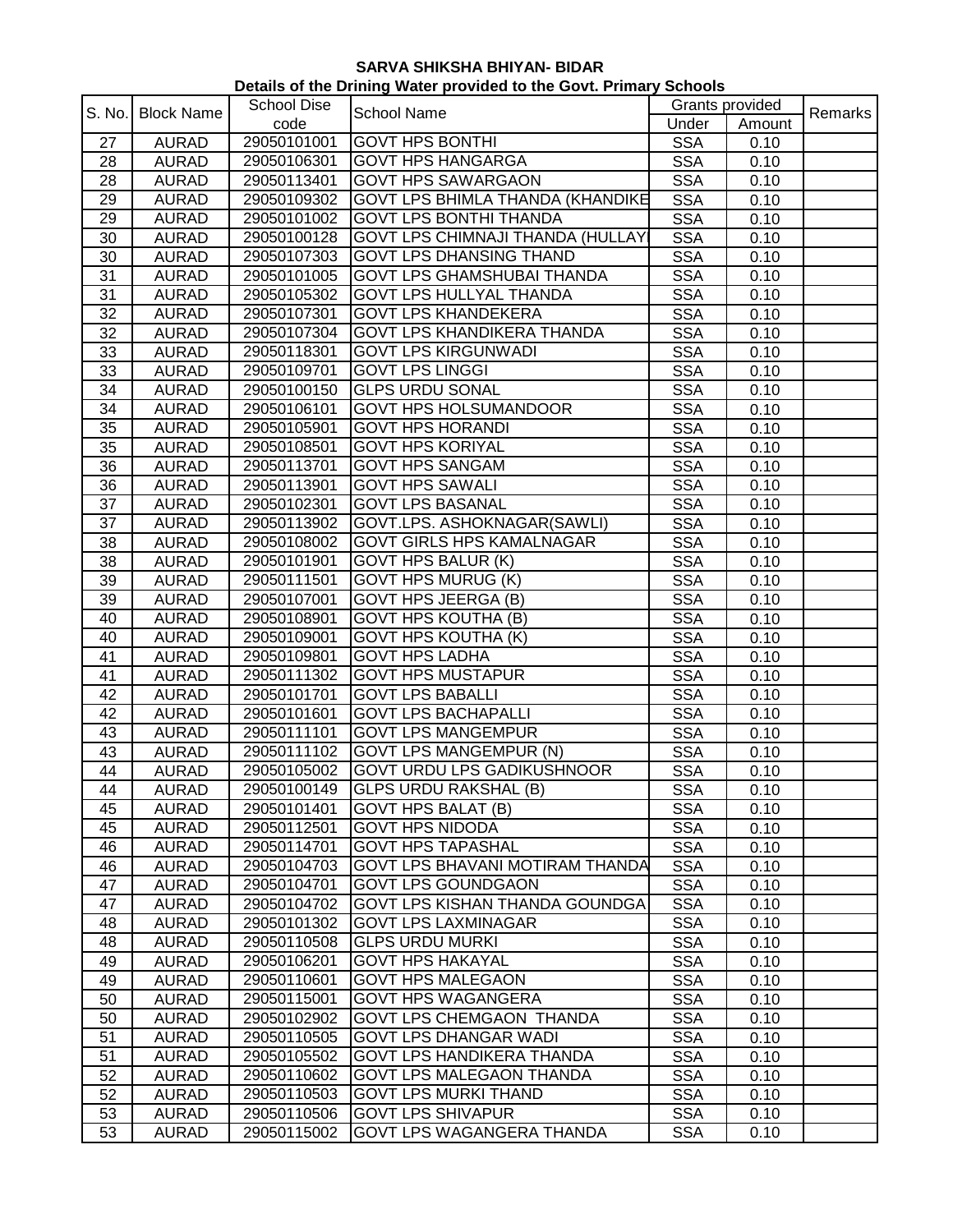**SARVA SHIKSHA BHIYAN- BIDAR**

**Details of the Drining Water provided to the Govt. Primary Schools**

| S. No. | Block Name | School Dise code | School Name | Grants provided | | Remarks |
|---|---|---|---|---|---|---|
| | | | | Under | Amount | |
| 27 | AURAD | 29050101001 | GOVT HPS BONTHI | SSA | 0.10 | |
| 28 | AURAD | 29050106301 | GOVT HPS HANGARGA | SSA | 0.10 | |
| 28 | AURAD | 29050113401 | GOVT HPS SAWARGAON | SSA | 0.10 | |
| 29 | AURAD | 29050109302 | GOVT LPS BHIMLA THANDA (KHANDIKE | SSA | 0.10 | |
| 29 | AURAD | 29050101002 | GOVT LPS BONTHI THANDA | SSA | 0.10 | |
| 30 | AURAD | 29050100128 | GOVT LPS CHIMNAJI THANDA (HULLAY | SSA | 0.10 | |
| 30 | AURAD | 29050107303 | GOVT LPS DHANSING THAND | SSA | 0.10 | |
| 31 | AURAD | 29050101005 | GOVT LPS GHAMSHUBAI THANDA | SSA | 0.10 | |
| 31 | AURAD | 29050105302 | GOVT LPS HULLYAL THANDA | SSA | 0.10 | |
| 32 | AURAD | 29050107301 | GOVT LPS KHANDEKERA | SSA | 0.10 | |
| 32 | AURAD | 29050107304 | GOVT LPS KHANDIKERA THANDA | SSA | 0.10 | |
| 33 | AURAD | 29050118301 | GOVT LPS KIRGUNWADI | SSA | 0.10 | |
| 33 | AURAD | 29050109701 | GOVT LPS LINGGI | SSA | 0.10 | |
| 34 | AURAD | 29050100150 | GLPS URDU SONAL | SSA | 0.10 | |
| 34 | AURAD | 29050106101 | GOVT HPS HOLSUMANDOOR | SSA | 0.10 | |
| 35 | AURAD | 29050105901 | GOVT HPS HORANDI | SSA | 0.10 | |
| 35 | AURAD | 29050108501 | GOVT HPS KORIYAL | SSA | 0.10 | |
| 36 | AURAD | 29050113701 | GOVT HPS SANGAM | SSA | 0.10 | |
| 36 | AURAD | 29050113901 | GOVT HPS SAWALI | SSA | 0.10 | |
| 37 | AURAD | 29050102301 | GOVT LPS BASANAL | SSA | 0.10 | |
| 37 | AURAD | 29050113902 | GOVT.LPS. ASHOKNAGAR(SAWLI) | SSA | 0.10 | |
| 38 | AURAD | 29050108002 | GOVT GIRLS HPS KAMALNAGAR | SSA | 0.10 | |
| 38 | AURAD | 29050101901 | GOVT HPS BALUR (K) | SSA | 0.10 | |
| 39 | AURAD | 29050111501 | GOVT HPS MURUG (K) | SSA | 0.10 | |
| 39 | AURAD | 29050107001 | GOVT HPS JEERGA (B) | SSA | 0.10 | |
| 40 | AURAD | 29050108901 | GOVT HPS KOUTHA (B) | SSA | 0.10 | |
| 40 | AURAD | 29050109001 | GOVT HPS KOUTHA (K) | SSA | 0.10 | |
| 41 | AURAD | 29050109801 | GOVT HPS LADHA | SSA | 0.10 | |
| 41 | AURAD | 29050111302 | GOVT HPS MUSTAPUR | SSA | 0.10 | |
| 42 | AURAD | 29050101701 | GOVT LPS BABALLI | SSA | 0.10 | |
| 42 | AURAD | 29050101601 | GOVT LPS BACHAPALLI | SSA | 0.10 | |
| 43 | AURAD | 29050111101 | GOVT LPS MANGEMPUR | SSA | 0.10 | |
| 43 | AURAD | 29050111102 | GOVT LPS MANGEMPUR (N) | SSA | 0.10 | |
| 44 | AURAD | 29050105002 | GOVT URDU LPS GADIKUSHNOOR | SSA | 0.10 | |
| 44 | AURAD | 29050100149 | GLPS URDU RAKSHAL (B) | SSA | 0.10 | |
| 45 | AURAD | 29050101401 | GOVT HPS BALAT (B) | SSA | 0.10 | |
| 45 | AURAD | 29050112501 | GOVT HPS NIDODA | SSA | 0.10 | |
| 46 | AURAD | 29050114701 | GOVT HPS TAPASHAL | SSA | 0.10 | |
| 46 | AURAD | 29050104703 | GOVT LPS BHAVANI MOTIRAM THANDA | SSA | 0.10 | |
| 47 | AURAD | 29050104701 | GOVT LPS GOUNDGAON | SSA | 0.10 | |
| 47 | AURAD | 29050104702 | GOVT LPS KISHAN THANDA GOUNDGA | SSA | 0.10 | |
| 48 | AURAD | 29050101302 | GOVT LPS LAXMINAGAR | SSA | 0.10 | |
| 48 | AURAD | 29050110508 | GLPS URDU MURKI | SSA | 0.10 | |
| 49 | AURAD | 29050106201 | GOVT HPS HAKAYAL | SSA | 0.10 | |
| 49 | AURAD | 29050110601 | GOVT HPS MALEGAON | SSA | 0.10 | |
| 50 | AURAD | 29050115001 | GOVT HPS WAGANGERA | SSA | 0.10 | |
| 50 | AURAD | 29050102902 | GOVT LPS CHEMGAON THANDA | SSA | 0.10 | |
| 51 | AURAD | 29050110505 | GOVT LPS DHANGAR WADI | SSA | 0.10 | |
| 51 | AURAD | 29050105502 | GOVT LPS HANDIKERA THANDA | SSA | 0.10 | |
| 52 | AURAD | 29050110602 | GOVT LPS MALEGAON THANDA | SSA | 0.10 | |
| 52 | AURAD | 29050110503 | GOVT LPS MURKI THAND | SSA | 0.10 | |
| 53 | AURAD | 29050110506 | GOVT LPS SHIVAPUR | SSA | 0.10 | |
| 53 | AURAD | 29050115002 | GOVT LPS WAGANGERA THANDA | SSA | 0.10 | |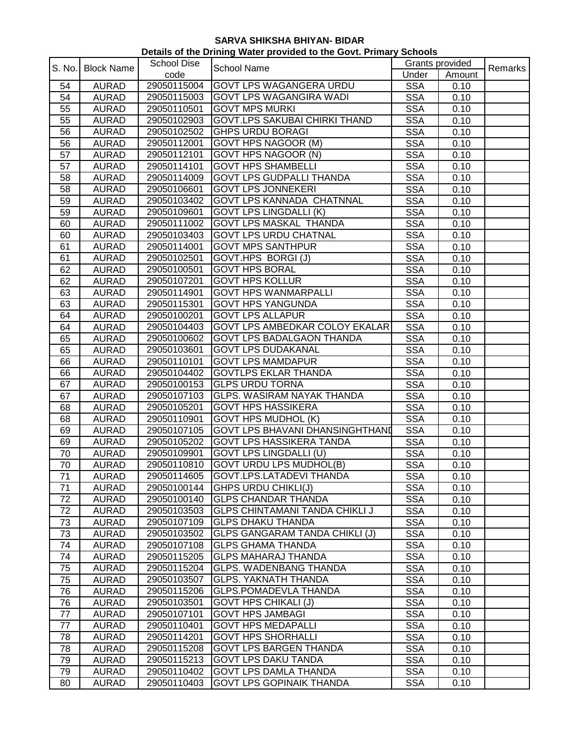**SARVA SHIKSHA BHIYAN- BIDAR**

**Details of the Drining Water provided to the Govt. Primary Schools**

| S. No. | Block Name | School Dise code | School Name | Grants provided | | Remarks |
|---|---|---|---|---|---|---|
| | | | | Under | Amount | |
| 54 | AURAD | 29050115004 | GOVT LPS WAGANGERA URDU | SSA | 0.10 | |
| 54 | AURAD | 29050115003 | GOVT LPS WAGANGIRA WADI | SSA | 0.10 | |
| 55 | AURAD | 29050110501 | GOVT MPS MURKI | SSA | 0.10 | |
| 55 | AURAD | 29050102903 | GOVT.LPS SAKUBAI CHIRKI THAND | SSA | 0.10 | |
| 56 | AURAD | 29050102502 | GHPS URDU BORAGI | SSA | 0.10 | |
| 56 | AURAD | 29050112001 | GOVT HPS NAGOOR (M) | SSA | 0.10 | |
| 57 | AURAD | 29050112101 | GOVT HPS NAGOOR (N) | SSA | 0.10 | |
| 57 | AURAD | 29050114101 | GOVT HPS SHAMBELLI | SSA | 0.10 | |
| 58 | AURAD | 29050114009 | GOVT LPS GUDPALLI THANDA | SSA | 0.10 | |
| 58 | AURAD | 29050106601 | GOVT LPS JONNEKERI | SSA | 0.10 | |
| 59 | AURAD | 29050103402 | GOVT LPS KANNADA CHATNNAL | SSA | 0.10 | |
| 59 | AURAD | 29050109601 | GOVT LPS LINGDALLI (K) | SSA | 0.10 | |
| 60 | AURAD | 29050111002 | GOVT LPS MASKAL THANDA | SSA | 0.10 | |
| 60 | AURAD | 29050103403 | GOVT LPS URDU CHATNAL | SSA | 0.10 | |
| 61 | AURAD | 29050114001 | GOVT MPS SANTHPUR | SSA | 0.10 | |
| 61 | AURAD | 29050102501 | GOVT.HPS BORGI (J) | SSA | 0.10 | |
| 62 | AURAD | 29050100501 | GOVT HPS BORAL | SSA | 0.10 | |
| 62 | AURAD | 29050107201 | GOVT HPS KOLLUR | SSA | 0.10 | |
| 63 | AURAD | 29050114901 | GOVT HPS WANMARPALLI | SSA | 0.10 | |
| 63 | AURAD | 29050115301 | GOVT HPS YANGUNDA | SSA | 0.10 | |
| 64 | AURAD | 29050100201 | GOVT LPS ALLAPUR | SSA | 0.10 | |
| 64 | AURAD | 29050104403 | GOVT LPS AMBEDKAR COLOY EKALAR | SSA | 0.10 | |
| 65 | AURAD | 29050100602 | GOVT LPS BADALGAON THANDA | SSA | 0.10 | |
| 65 | AURAD | 29050103601 | GOVT LPS DUDAKANAL | SSA | 0.10 | |
| 66 | AURAD | 29050110101 | GOVT LPS MAMDAPUR | SSA | 0.10 | |
| 66 | AURAD | 29050104402 | GOVTLPS EKLAR THANDA | SSA | 0.10 | |
| 67 | AURAD | 29050100153 | GLPS URDU TORNA | SSA | 0.10 | |
| 67 | AURAD | 29050107103 | GLPS. WASIRAM NAYAK THANDA | SSA | 0.10 | |
| 68 | AURAD | 29050105201 | GOVT HPS HASSIKERA | SSA | 0.10 | |
| 68 | AURAD | 29050110901 | GOVT HPS MUDHOL (K) | SSA | 0.10 | |
| 69 | AURAD | 29050107105 | GOVT LPS BHAVANI DHANSINGHTHAND | SSA | 0.10 | |
| 69 | AURAD | 29050105202 | GOVT LPS HASSIKERA TANDA | SSA | 0.10 | |
| 70 | AURAD | 29050109901 | GOVT LPS LINGDALLI (U) | SSA | 0.10 | |
| 70 | AURAD | 29050110810 | GOVT URDU LPS MUDHOL(B) | SSA | 0.10 | |
| 71 | AURAD | 29050114605 | GOVT.LPS.LATADEVI THANDA | SSA | 0.10 | |
| 71 | AURAD | 29050100144 | GHPS URDU CHIKLI(J) | SSA | 0.10 | |
| 72 | AURAD | 29050100140 | GLPS CHANDAR THANDA | SSA | 0.10 | |
| 72 | AURAD | 29050103503 | GLPS CHINTAMANI TANDA CHIKLI J | SSA | 0.10 | |
| 73 | AURAD | 29050107109 | GLPS DHAKU THANDA | SSA | 0.10 | |
| 73 | AURAD | 29050103502 | GLPS GANGARAM TANDA CHIKLI (J) | SSA | 0.10 | |
| 74 | AURAD | 29050107108 | GLPS GHAMA THANDA | SSA | 0.10 | |
| 74 | AURAD | 29050115205 | GLPS MAHARAJ THANDA | SSA | 0.10 | |
| 75 | AURAD | 29050115204 | GLPS. WADENBANG THANDA | SSA | 0.10 | |
| 75 | AURAD | 29050103507 | GLPS. YAKNATH THANDA | SSA | 0.10 | |
| 76 | AURAD | 29050115206 | GLPS.POMADEVLA THANDA | SSA | 0.10 | |
| 76 | AURAD | 29050103501 | GOVT HPS CHIKALI (J) | SSA | 0.10 | |
| 77 | AURAD | 29050107101 | GOVT HPS JAMBAGI | SSA | 0.10 | |
| 77 | AURAD | 29050110401 | GOVT HPS MEDAPALLI | SSA | 0.10 | |
| 78 | AURAD | 29050114201 | GOVT HPS SHORHALLI | SSA | 0.10 | |
| 78 | AURAD | 29050115208 | GOVT LPS BARGEN THANDA | SSA | 0.10 | |
| 79 | AURAD | 29050115213 | GOVT LPS DAKU TANDA | SSA | 0.10 | |
| 79 | AURAD | 29050110402 | GOVT LPS DAMLA THANDA | SSA | 0.10 | |
| 80 | AURAD | 29050110403 | GOVT LPS GOPINAIK THANDA | SSA | 0.10 | |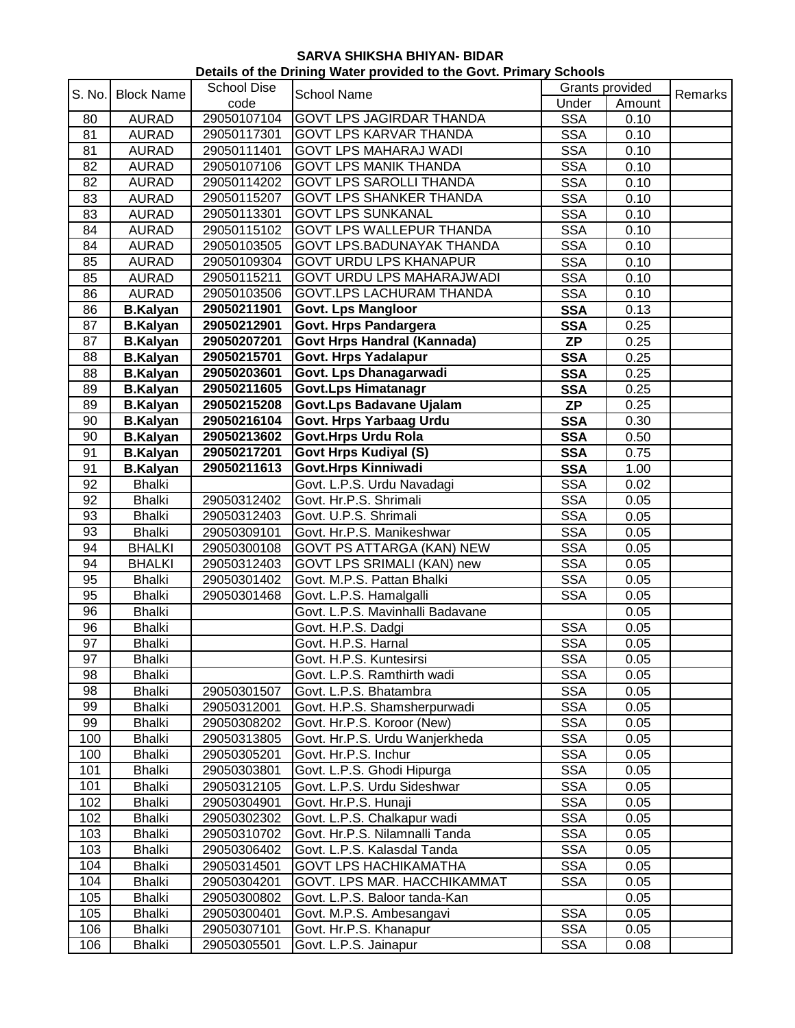**SARVA SHIKSHA BHIYAN- BIDAR**

**Details of the Drining Water provided to the Govt. Primary Schools**

| S. No. | Block Name | School Dise code | School Name | Grants provided | | Remarks |
|---|---|---|---|---|---|---|
| | | | | Under | Amount | |
| 80 | AURAD | 29050107104 | GOVT LPS JAGIRDAR THANDA | SSA | 0.10 | |
| 81 | AURAD | 29050117301 | GOVT LPS KARVAR THANDA | SSA | 0.10 | |
| 81 | AURAD | 29050111401 | GOVT LPS MAHARAJ WADI | SSA | 0.10 | |
| 82 | AURAD | 29050107106 | GOVT LPS MANIK THANDA | SSA | 0.10 | |
| 82 | AURAD | 29050114202 | GOVT LPS SAROLLI THANDA | SSA | 0.10 | |
| 83 | AURAD | 29050115207 | GOVT LPS SHANKER THANDA | SSA | 0.10 | |
| 83 | AURAD | 29050113301 | GOVT LPS SUNKANAL | SSA | 0.10 | |
| 84 | AURAD | 29050115102 | GOVT LPS WALLEPUR THANDA | SSA | 0.10 | |
| 84 | AURAD | 29050103505 | GOVT LPS.BADUNAYAK THANDA | SSA | 0.10 | |
| 85 | AURAD | 29050109304 | GOVT URDU LPS KHANAPUR | SSA | 0.10 | |
| 85 | AURAD | 29050115211 | GOVT URDU LPS MAHARAJWADI | SSA | 0.10 | |
| 86 | AURAD | 29050103506 | GOVT.LPS LACHURAM THANDA | SSA | 0.10 | |
| 86 | **B.Kalyan** | **29050211901** | **Govt. Lps Mangloor** | **SSA** | 0.13 | |
| 87 | **B.Kalyan** | **29050212901** | **Govt. Hrps Pandargera** | **SSA** | 0.25 | |
| 87 | **B.Kalyan** | **29050207201** | **Govt Hrps Handral (Kannada)** | **ZP** | 0.25 | |
| 88 | **B.Kalyan** | **29050215701** | **Govt. Hrps Yadalapur** | **SSA** | 0.25 | |
| 88 | **B.Kalyan** | **29050203601** | **Govt. Lps Dhanagarwadi** | **SSA** | 0.25 | |
| 89 | **B.Kalyan** | **29050211605** | **Govt.Lps Himatanagr** | **SSA** | 0.25 | |
| 89 | **B.Kalyan** | **29050215208** | **Govt.Lps Badavane Ujalam** | **ZP** | 0.25 | |
| 90 | **B.Kalyan** | **29050216104** | **Govt. Hrps Yarbaag Urdu** | **SSA** | 0.30 | |
| 90 | **B.Kalyan** | **29050213602** | **Govt.Hrps Urdu Rola** | **SSA** | 0.50 | |
| 91 | **B.Kalyan** | **29050217201** | **Govt Hrps Kudiyal (S)** | **SSA** | 0.75 | |
| 91 | **B.Kalyan** | **29050211613** | **Govt.Hrps Kinniwadi** | **SSA** | 1.00 | |
| 92 | Bhalki | | Govt. L.P.S. Urdu Navadagi | SSA | 0.02 | |
| 92 | Bhalki | 29050312402 | Govt. Hr.P.S. Shrimali | SSA | 0.05 | |
| 93 | Bhalki | 29050312403 | Govt. U.P.S. Shrimali | SSA | 0.05 | |
| 93 | Bhalki | 29050309101 | Govt. Hr.P.S. Manikeshwar | SSA | 0.05 | |
| 94 | BHALKI | 29050300108 | GOVT PS ATTARGA (KAN) NEW | SSA | 0.05 | |
| 94 | BHALKI | 29050312403 | GOVT LPS SRIMALI (KAN) new | SSA | 0.05 | |
| 95 | Bhalki | 29050301402 | Govt. M.P.S. Pattan Bhalki | SSA | 0.05 | |
| 95 | Bhalki | 29050301468 | Govt. L.P.S. Hamalgalli | SSA | 0.05 | |
| 96 | Bhalki | | Govt. L.P.S. Mavinhalli Badavane | | 0.05 | |
| 96 | Bhalki | | Govt. H.P.S. Dadgi | SSA | 0.05 | |
| 97 | Bhalki | | Govt. H.P.S. Harnal | SSA | 0.05 | |
| 97 | Bhalki | | Govt. H.P.S. Kuntesirsi | SSA | 0.05 | |
| 98 | Bhalki | | Govt. L.P.S. Ramthirth wadi | SSA | 0.05 | |
| 98 | Bhalki | 29050301507 | Govt. L.P.S. Bhatambra | SSA | 0.05 | |
| 99 | Bhalki | 29050312001 | Govt. H.P.S. Shamsherpurwadi | SSA | 0.05 | |
| 99 | Bhalki | 29050308202 | Govt. Hr.P.S. Koroor (New) | SSA | 0.05 | |
| 100 | Bhalki | 29050313805 | Govt. Hr.P.S. Urdu Wanjerkheda | SSA | 0.05 | |
| 100 | Bhalki | 29050305201 | Govt. Hr.P.S. Inchur | SSA | 0.05 | |
| 101 | Bhalki | 29050303801 | Govt. L.P.S. Ghodi Hipurga | SSA | 0.05 | |
| 101 | Bhalki | 29050312105 | Govt. L.P.S. Urdu Sideshwar | SSA | 0.05 | |
| 102 | Bhalki | 29050304901 | Govt. Hr.P.S. Hunaji | SSA | 0.05 | |
| 102 | Bhalki | 29050302302 | Govt. L.P.S. Chalkapur wadi | SSA | 0.05 | |
| 103 | Bhalki | 29050310702 | Govt. Hr.P.S. Nilamnalli Tanda | SSA | 0.05 | |
| 103 | Bhalki | 29050306402 | Govt. L.P.S. Kalasdal Tanda | SSA | 0.05 | |
| 104 | Bhalki | 29050314501 | GOVT LPS HACHIKAMATHA | SSA | 0.05 | |
| 104 | Bhalki | 29050304201 | GOVT. LPS MAR. HACCHIKAMMAT | SSA | 0.05 | |
| 105 | Bhalki | 29050300802 | Govt. L.P.S. Baloor tanda-Kan | | 0.05 | |
| 105 | Bhalki | 29050300401 | Govt. M.P.S. Ambesangavi | SSA | 0.05 | |
| 106 | Bhalki | 29050307101 | Govt. Hr.P.S. Khanapur | SSA | 0.05 | |
| 106 | Bhalki | 29050305501 | Govt. L.P.S. Jainapur | SSA | 0.08 | |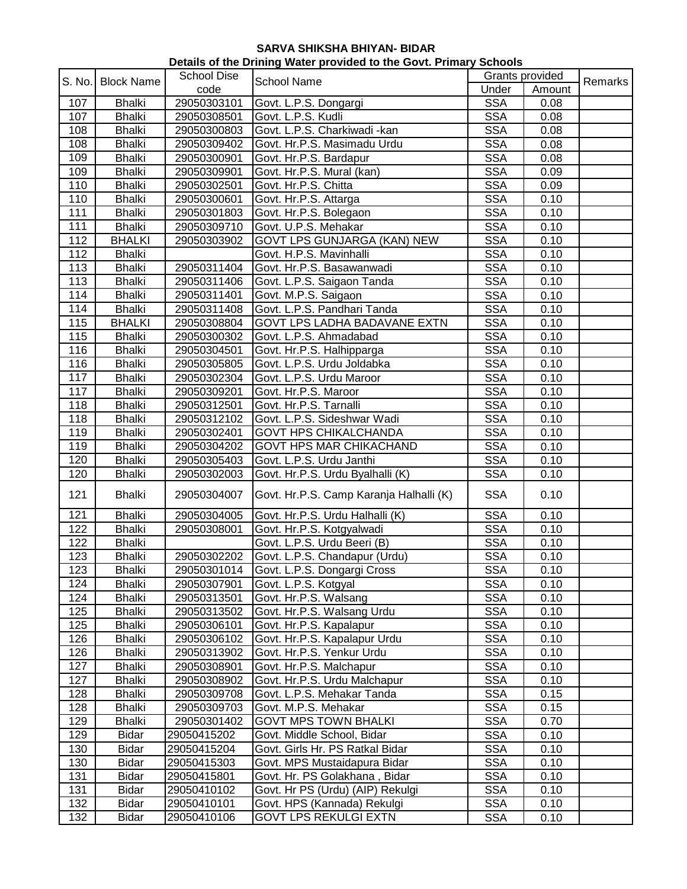**SARVA SHIKSHA BHIYAN- BIDAR**
**Details of the Drining Water provided to the Govt. Primary Schools**

| S. No. | Block Name | School Dise code | School Name | Grants provided | | Remarks |
|---|---|---|---|---|---|---|
| | | | | Under | Amount | |
| 107 | Bhalki | 29050303101 | Govt. L.P.S. Dongargi | SSA | 0.08 | |
| 107 | Bhalki | 29050308501 | Govt. L.P.S. Kudli | SSA | 0.08 | |
| 108 | Bhalki | 29050300803 | Govt. L.P.S. Charkiwadi -kan | SSA | 0.08 | |
| 108 | Bhalki | 29050309402 | Govt. Hr.P.S. Masimadu Urdu | SSA | 0.08 | |
| 109 | Bhalki | 29050300901 | Govt. Hr.P.S. Bardapur | SSA | 0.08 | |
| 109 | Bhalki | 29050309901 | Govt. Hr.P.S. Mural (kan) | SSA | 0.09 | |
| 110 | Bhalki | 29050302501 | Govt. Hr.P.S. Chitta | SSA | 0.09 | |
| 110 | Bhalki | 29050300601 | Govt. Hr.P.S. Attarga | SSA | 0.10 | |
| 111 | Bhalki | 29050301803 | Govt. Hr.P.S. Bolegaon | SSA | 0.10 | |
| 111 | Bhalki | 29050309710 | Govt. U.P.S. Mehakar | SSA | 0.10 | |
| 112 | BHALKI | 29050303902 | GOVT LPS GUNJARGA (KAN) NEW | SSA | 0.10 | |
| 112 | Bhalki | | Govt. H.P.S. Mavinhalli | SSA | 0.10 | |
| 113 | Bhalki | 29050311404 | Govt. Hr.P.S. Basawanwadi | SSA | 0.10 | |
| 113 | Bhalki | 29050311406 | Govt. L.P.S. Saigaon Tanda | SSA | 0.10 | |
| 114 | Bhalki | 29050311401 | Govt. M.P.S. Saigaon | SSA | 0.10 | |
| 114 | Bhalki | 29050311408 | Govt. L.P.S. Pandhari Tanda | SSA | 0.10 | |
| 115 | BHALKI | 29050308804 | GOVT LPS LADHA BADAVANE EXTN | SSA | 0.10 | |
| 115 | Bhalki | 29050300302 | Govt. L.P.S. Ahmadabad | SSA | 0.10 | |
| 116 | Bhalki | 29050304501 | Govt. Hr.P.S. Halhipparga | SSA | 0.10 | |
| 116 | Bhalki | 29050305805 | Govt. L.P.S. Urdu Joldabka | SSA | 0.10 | |
| 117 | Bhalki | 29050302304 | Govt. L.P.S. Urdu Maroor | SSA | 0.10 | |
| 117 | Bhalki | 29050309201 | Govt. Hr.P.S. Maroor | SSA | 0.10 | |
| 118 | Bhalki | 29050312501 | Govt. Hr.P.S. Tarnalli | SSA | 0.10 | |
| 118 | Bhalki | 29050312102 | Govt. L.P.S. Sideshwar Wadi | SSA | 0.10 | |
| 119 | Bhalki | 29050302401 | GOVT HPS CHIKALCHANDA | SSA | 0.10 | |
| 119 | Bhalki | 29050304202 | GOVT HPS MAR CHIKACHAND | SSA | 0.10 | |
| 120 | Bhalki | 29050305403 | Govt. L.P.S. Urdu Janthi | SSA | 0.10 | |
| 120 | Bhalki | 29050302003 | Govt. Hr.P.S. Urdu Byalhalli (K) | SSA | 0.10 | |
| 121 | Bhalki | 29050304007 | Govt. Hr.P.S. Camp Karanja Halhalli (K) | SSA | 0.10 | |
| 121 | Bhalki | 29050304005 | Govt. Hr.P.S. Urdu Halhalli (K) | SSA | 0.10 | |
| 122 | Bhalki | 29050308001 | Govt. Hr.P.S. Kotgyalwadi | SSA | 0.10 | |
| 122 | Bhalki | | Govt. L.P.S. Urdu Beeri (B) | SSA | 0.10 | |
| 123 | Bhalki | 29050302202 | Govt. L.P.S. Chandapur (Urdu) | SSA | 0.10 | |
| 123 | Bhalki | 29050301014 | Govt. L.P.S. Dongargi Cross | SSA | 0.10 | |
| 124 | Bhalki | 29050307901 | Govt. L.P.S. Kotgyal | SSA | 0.10 | |
| 124 | Bhalki | 29050313501 | Govt. Hr.P.S. Walsang | SSA | 0.10 | |
| 125 | Bhalki | 29050313502 | Govt. Hr.P.S. Walsang Urdu | SSA | 0.10 | |
| 125 | Bhalki | 29050306101 | Govt. Hr.P.S. Kapalapur | SSA | 0.10 | |
| 126 | Bhalki | 29050306102 | Govt. Hr.P.S. Kapalapur Urdu | SSA | 0.10 | |
| 126 | Bhalki | 29050313902 | Govt. Hr.P.S. Yenkur Urdu | SSA | 0.10 | |
| 127 | Bhalki | 29050308901 | Govt. Hr.P.S. Malchapur | SSA | 0.10 | |
| 127 | Bhalki | 29050308902 | Govt. Hr.P.S. Urdu Malchapur | SSA | 0.10 | |
| 128 | Bhalki | 29050309708 | Govt. L.P.S. Mehakar Tanda | SSA | 0.15 | |
| 128 | Bhalki | 29050309703 | Govt. M.P.S. Mehakar | SSA | 0.15 | |
| 129 | Bhalki | 29050301402 | GOVT MPS TOWN BHALKI | SSA | 0.70 | |
| 129 | Bidar | 29050415202 | Govt. Middle School, Bidar | SSA | 0.10 | |
| 130 | Bidar | 29050415204 | Govt. Girls Hr. PS Ratkal Bidar | SSA | 0.10 | |
| 130 | Bidar | 29050415303 | Govt. MPS Mustaidapura Bidar | SSA | 0.10 | |
| 131 | Bidar | 29050415801 | Govt. Hr. PS Golakhana , Bidar | SSA | 0.10 | |
| 131 | Bidar | 29050410102 | Govt. Hr PS (Urdu) (AIP) Rekulgi | SSA | 0.10 | |
| 132 | Bidar | 29050410101 | Govt. HPS (Kannada) Rekulgi | SSA | 0.10 | |
| 132 | Bidar | 29050410106 | GOVT LPS REKULGI EXTN | SSA | 0.10 | |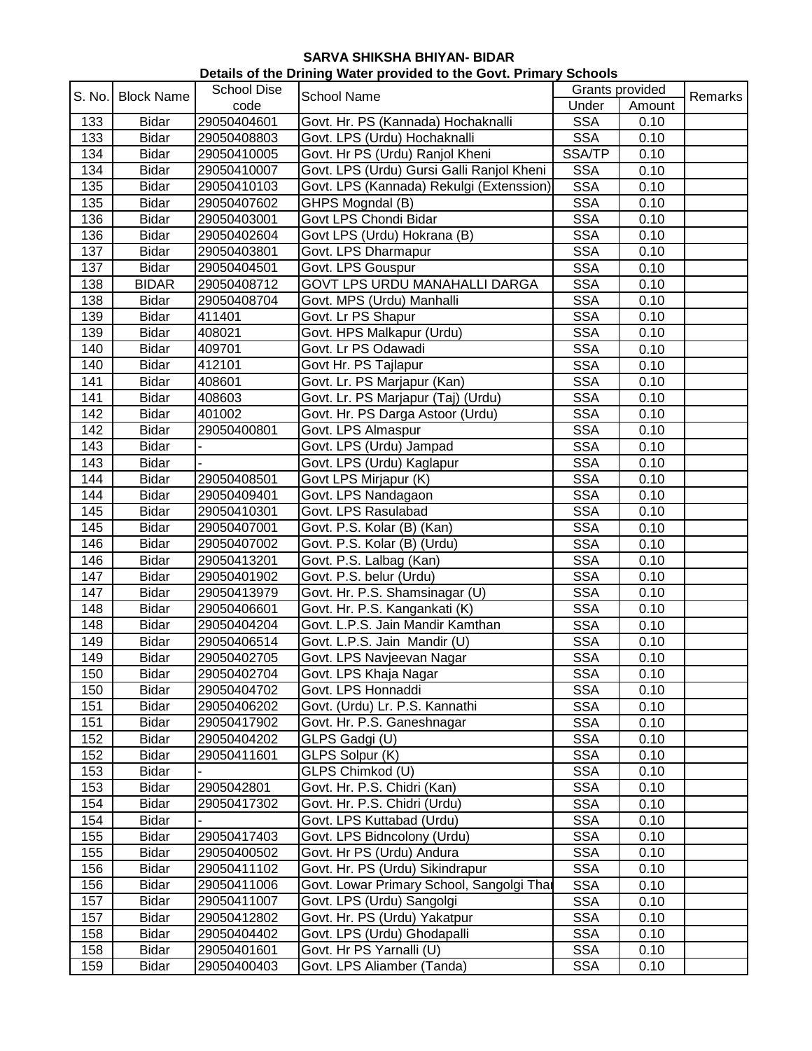**SARVA SHIKSHA BHIYAN- BIDAR**

**Details of the Drining Water provided to the Govt. Primary Schools**

| S. No. | Block Name | School Dise code | School Name | Grants provided | | Remarks |
|---|---|---|---|---|---|---|
| | | | | Under | Amount | |
| 133 | Bidar | 29050404601 | Govt. Hr. PS (Kannada) Hochaknalli | SSA | 0.10 | |
| 133 | Bidar | 29050408803 | Govt. LPS (Urdu) Hochaknalli | SSA | 0.10 | |
| 134 | Bidar | 29050410005 | Govt. Hr PS (Urdu) Ranjol Kheni | SSA/TP | 0.10 | |
| 134 | Bidar | 29050410007 | Govt. LPS (Urdu) Gursi Galli Ranjol Kheni | SSA | 0.10 | |
| 135 | Bidar | 29050410103 | Govt. LPS (Kannada) Rekulgi (Extenssion) | SSA | 0.10 | |
| 135 | Bidar | 29050407602 | GHPS Mogndal (B) | SSA | 0.10 | |
| 136 | Bidar | 29050403001 | Govt LPS Chondi Bidar | SSA | 0.10 | |
| 136 | Bidar | 29050402604 | Govt LPS (Urdu) Hokrana (B) | SSA | 0.10 | |
| 137 | Bidar | 29050403801 | Govt. LPS Dharmapur | SSA | 0.10 | |
| 137 | Bidar | 29050404501 | Govt. LPS Gouspur | SSA | 0.10 | |
| 138 | BIDAR | 29050408712 | GOVT LPS URDU MANAHALLI DARGA | SSA | 0.10 | |
| 138 | Bidar | 29050408704 | Govt. MPS (Urdu) Manhalli | SSA | 0.10 | |
| 139 | Bidar | 411401 | Govt. Lr PS Shapur | SSA | 0.10 | |
| 139 | Bidar | 408021 | Govt. HPS Malkapur (Urdu) | SSA | 0.10 | |
| 140 | Bidar | 409701 | Govt. Lr PS Odawadi | SSA | 0.10 | |
| 140 | Bidar | 412101 | Govt Hr. PS Tajlapur | SSA | 0.10 | |
| 141 | Bidar | 408601 | Govt. Lr. PS Marjapur (Kan) | SSA | 0.10 | |
| 141 | Bidar | 408603 | Govt. Lr. PS Marjapur (Taj) (Urdu) | SSA | 0.10 | |
| 142 | Bidar | 401002 | Govt. Hr. PS Darga Astoor (Urdu) | SSA | 0.10 | |
| 142 | Bidar | 29050400801 | Govt. LPS Almaspur | SSA | 0.10 | |
| 143 | Bidar | - | Govt. LPS (Urdu) Jampad | SSA | 0.10 | |
| 143 | Bidar | - | Govt. LPS (Urdu) Kaglapur | SSA | 0.10 | |
| 144 | Bidar | 29050408501 | Govt LPS Mirjapur (K) | SSA | 0.10 | |
| 144 | Bidar | 29050409401 | Govt. LPS Nandagaon | SSA | 0.10 | |
| 145 | Bidar | 29050410301 | Govt. LPS Rasulabad | SSA | 0.10 | |
| 145 | Bidar | 29050407001 | Govt. P.S. Kolar (B) (Kan) | SSA | 0.10 | |
| 146 | Bidar | 29050407002 | Govt. P.S. Kolar (B) (Urdu) | SSA | 0.10 | |
| 146 | Bidar | 29050413201 | Govt. P.S. Lalbag (Kan) | SSA | 0.10 | |
| 147 | Bidar | 29050401902 | Govt. P.S. belur (Urdu) | SSA | 0.10 | |
| 147 | Bidar | 29050413979 | Govt. Hr. P.S. Shamsinagar (U) | SSA | 0.10 | |
| 148 | Bidar | 29050406601 | Govt. Hr. P.S. Kangankati (K) | SSA | 0.10 | |
| 148 | Bidar | 29050404204 | Govt. L.P.S. Jain Mandir Kamthan | SSA | 0.10 | |
| 149 | Bidar | 29050406514 | Govt. L.P.S. Jain Mandir (U) | SSA | 0.10 | |
| 149 | Bidar | 29050402705 | Govt. LPS Navjeevan Nagar | SSA | 0.10 | |
| 150 | Bidar | 29050402704 | Govt. LPS Khaja Nagar | SSA | 0.10 | |
| 150 | Bidar | 29050404702 | Govt. LPS Honnaddi | SSA | 0.10 | |
| 151 | Bidar | 29050406202 | Govt. (Urdu) Lr. P.S. Kannathi | SSA | 0.10 | |
| 151 | Bidar | 29050417902 | Govt. Hr. P.S. Ganeshnagar | SSA | 0.10 | |
| 152 | Bidar | 29050404202 | GLPS Gadgi (U) | SSA | 0.10 | |
| 152 | Bidar | 29050411601 | GLPS Solpur (K) | SSA | 0.10 | |
| 153 | Bidar | - | GLPS Chimkod (U) | SSA | 0.10 | |
| 153 | Bidar | 2905042801 | Govt. Hr. P.S. Chidri (Kan) | SSA | 0.10 | |
| 154 | Bidar | 29050417302 | Govt. Hr. P.S. Chidri (Urdu) | SSA | 0.10 | |
| 154 | Bidar | - | Govt. LPS Kuttabad (Urdu) | SSA | 0.10 | |
| 155 | Bidar | 29050417403 | Govt. LPS Bidncolony (Urdu) | SSA | 0.10 | |
| 155 | Bidar | 29050400502 | Govt. Hr PS (Urdu) Andura | SSA | 0.10 | |
| 156 | Bidar | 29050411102 | Govt. Hr. PS (Urdu) Sikindrapur | SSA | 0.10 | |
| 156 | Bidar | 29050411006 | Govt. Lowar Primary School, Sangolgi Thar | SSA | 0.10 | |
| 157 | Bidar | 29050411007 | Govt. LPS (Urdu) Sangolgi | SSA | 0.10 | |
| 157 | Bidar | 29050412802 | Govt. Hr. PS (Urdu) Yakatpur | SSA | 0.10 | |
| 158 | Bidar | 29050404402 | Govt. LPS (Urdu) Ghodapalli | SSA | 0.10 | |
| 158 | Bidar | 29050401601 | Govt. Hr PS Yarnalli (U) | SSA | 0.10 | |
| 159 | Bidar | 29050400403 | Govt. LPS Aliamber (Tanda) | SSA | 0.10 | |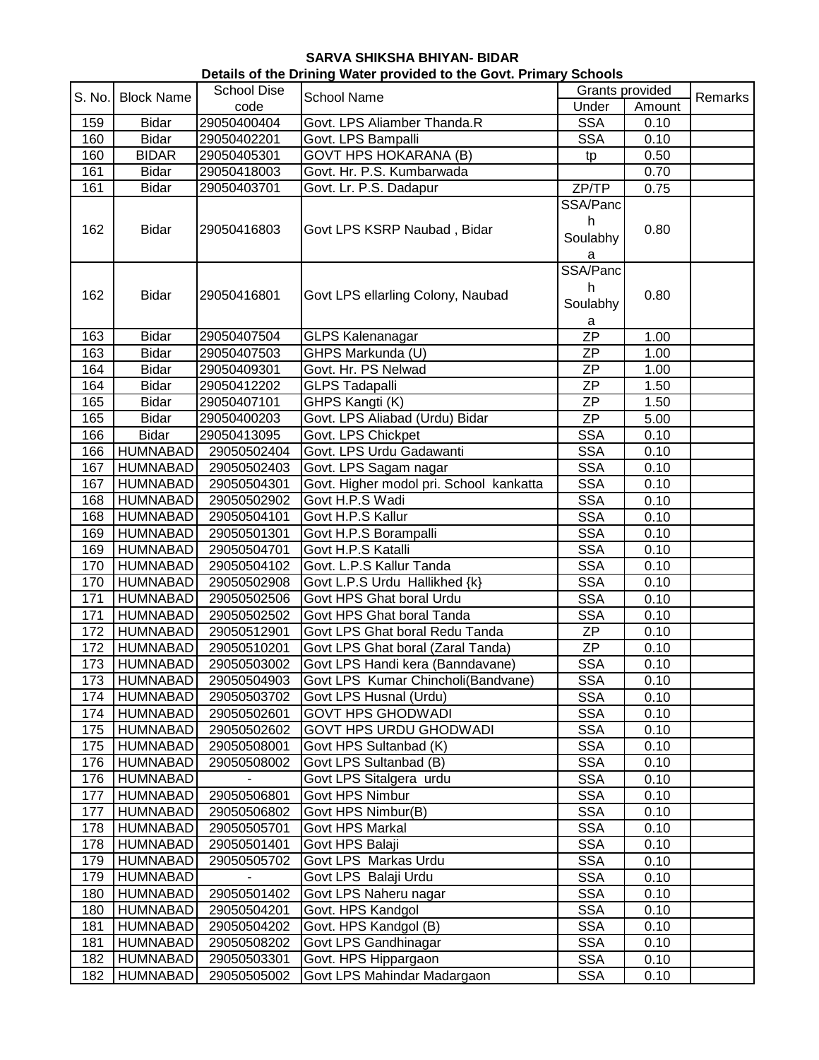**SARVA SHIKSHA BHIYAN- BIDAR**

**Details of the Drining Water provided to the Govt. Primary Schools**

| S. No. | Block Name | School Dise code | School Name | Grants provided | | Remarks |
|---|---|---|---|---|---|---|
| | | | | Under | Amount | |
| 159 | Bidar | 29050400404 | Govt. LPS Aliamber Thanda.R | SSA | 0.10 | |
| 160 | Bidar | 29050402201 | Govt. LPS Bampalli | SSA | 0.10 | |
| 160 | BIDAR | 29050405301 | GOVT HPS HOKARANA (B) | tp | 0.50 | |
| 161 | Bidar | 29050418003 | Govt. Hr. P.S. Kumbarwada | | 0.70 | |
| 161 | Bidar | 29050403701 | Govt. Lr. P.S. Dadapur | ZP/TP | 0.75 | |
| 162 | Bidar | 29050416803 | Govt LPS KSRP Naubad , Bidar | SSA/Panch Soulabhya | 0.80 | |
| 162 | Bidar | 29050416801 | Govt LPS ellarling Colony, Naubad | SSA/Panch Soulabhya | 0.80 | |
| 163 | Bidar | 29050407504 | GLPS Kalenanagar | ZP | 1.00 | |
| 163 | Bidar | 29050407503 | GHPS Markunda (U) | ZP | 1.00 | |
| 164 | Bidar | 29050409301 | Govt. Hr. PS Nelwad | ZP | 1.00 | |
| 164 | Bidar | 29050412202 | GLPS Tadapalli | ZP | 1.50 | |
| 165 | Bidar | 29050407101 | GHPS Kangti (K) | ZP | 1.50 | |
| 165 | Bidar | 29050400203 | Govt. LPS Aliabad (Urdu) Bidar | ZP | 5.00 | |
| 166 | Bidar | 29050413095 | Govt. LPS Chickpet | SSA | 0.10 | |
| 166 | HUMNABAD | 29050502404 | Govt. LPS Urdu Gadawanti | SSA | 0.10 | |
| 167 | HUMNABAD | 29050502403 | Govt. LPS Sagam nagar | SSA | 0.10 | |
| 167 | HUMNABAD | 29050504301 | Govt. Higher modol pri. School kankatta | SSA | 0.10 | |
| 168 | HUMNABAD | 29050502902 | Govt H.P.S Wadi | SSA | 0.10 | |
| 168 | HUMNABAD | 29050504101 | Govt H.P.S Kallur | SSA | 0.10 | |
| 169 | HUMNABAD | 29050501301 | Govt H.P.S Borampalli | SSA | 0.10 | |
| 169 | HUMNABAD | 29050504701 | Govt H.P.S Katalli | SSA | 0.10 | |
| 170 | HUMNABAD | 29050504102 | Govt. L.P.S Kallur Tanda | SSA | 0.10 | |
| 170 | HUMNABAD | 29050502908 | Govt L.P.S Urdu Hallikhed {k} | SSA | 0.10 | |
| 171 | HUMNABAD | 29050502506 | Govt HPS Ghat boral Urdu | SSA | 0.10 | |
| 171 | HUMNABAD | 29050502502 | Govt HPS Ghat boral Tanda | SSA | 0.10 | |
| 172 | HUMNABAD | 29050512901 | Govt LPS Ghat boral Redu Tanda | ZP | 0.10 | |
| 172 | HUMNABAD | 29050510201 | Govt LPS Ghat boral (Zaral Tanda) | ZP | 0.10 | |
| 173 | HUMNABAD | 29050503002 | Govt LPS Handi kera (Banndavane) | SSA | 0.10 | |
| 173 | HUMNABAD | 29050504903 | Govt LPS Kumar Chincholi(Bandvane) | SSA | 0.10 | |
| 174 | HUMNABAD | 29050503702 | Govt LPS Husnal (Urdu) | SSA | 0.10 | |
| 174 | HUMNABAD | 29050502601 | GOVT HPS GHODWADI | SSA | 0.10 | |
| 175 | HUMNABAD | 29050502602 | GOVT HPS URDU GHODWADI | SSA | 0.10 | |
| 175 | HUMNABAD | 29050508001 | Govt HPS Sultanbad (K) | SSA | 0.10 | |
| 176 | HUMNABAD | 29050508002 | Govt LPS Sultanbad (B) | SSA | 0.10 | |
| 176 | HUMNABAD | - | Govt LPS Sitalgera urdu | SSA | 0.10 | |
| 177 | HUMNABAD | 29050506801 | Govt HPS Nimbur | SSA | 0.10 | |
| 177 | HUMNABAD | 29050506802 | Govt HPS Nimbur(B) | SSA | 0.10 | |
| 178 | HUMNABAD | 29050505701 | Govt HPS Markal | SSA | 0.10 | |
| 178 | HUMNABAD | 29050501401 | Govt HPS Balaji | SSA | 0.10 | |
| 179 | HUMNABAD | 29050505702 | Govt LPS Markas Urdu | SSA | 0.10 | |
| 179 | HUMNABAD | - | Govt LPS Balaji Urdu | SSA | 0.10 | |
| 180 | HUMNABAD | 29050501402 | Govt LPS Naheru nagar | SSA | 0.10 | |
| 180 | HUMNABAD | 29050504201 | Govt. HPS Kandgol | SSA | 0.10 | |
| 181 | HUMNABAD | 29050504202 | Govt. HPS Kandgol (B) | SSA | 0.10 | |
| 181 | HUMNABAD | 29050508202 | Govt LPS Gandhinagar | SSA | 0.10 | |
| 182 | HUMNABAD | 29050503301 | Govt. HPS Hippargaon | SSA | 0.10 | |
| 182 | HUMNABAD | 29050505002 | Govt LPS Mahindar Madargaon | SSA | 0.10 | |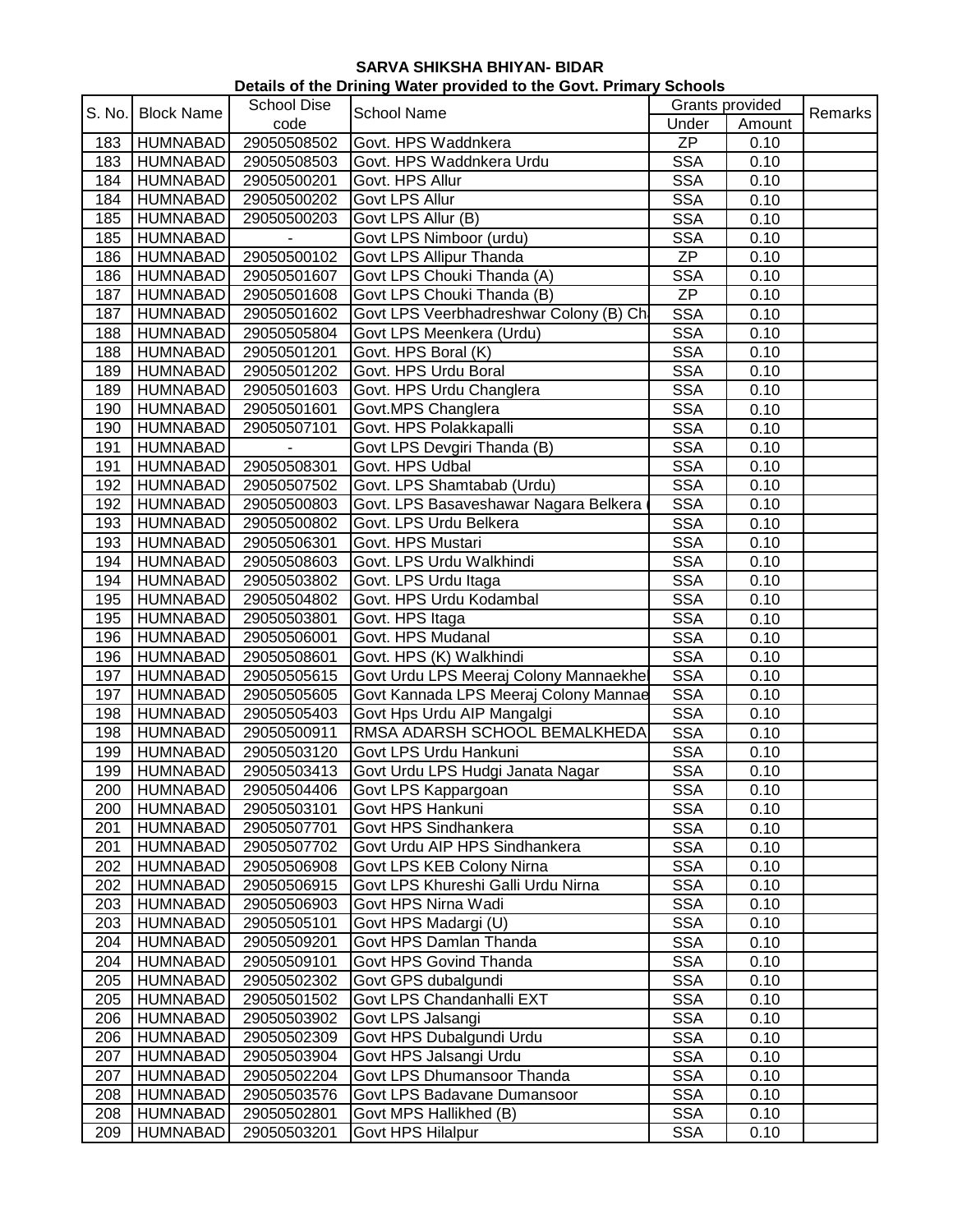**SARVA SHIKSHA BHIYAN- BIDAR**

**Details of the Drining Water provided to the Govt. Primary Schools**

| S. No. | Block Name | School Dise code | School Name | Grants provided | | Remarks |
|---|---|---|---|---|---|---|
| | | | | Under | Amount | |
| 183 | HUMNABAD | 29050508502 | Govt. HPS Waddnkera | ZP | 0.10 | |
| 183 | HUMNABAD | 29050508503 | Govt. HPS Waddnkera Urdu | SSA | 0.10 | |
| 184 | HUMNABAD | 29050500201 | Govt. HPS Allur | SSA | 0.10 | |
| 184 | HUMNABAD | 29050500202 | Govt LPS Allur | SSA | 0.10 | |
| 185 | HUMNABAD | 29050500203 | Govt LPS Allur (B) | SSA | 0.10 | |
| 185 | HUMNABAD | - | Govt LPS Nimboor (urdu) | SSA | 0.10 | |
| 186 | HUMNABAD | 29050500102 | Govt LPS Allipur Thanda | ZP | 0.10 | |
| 186 | HUMNABAD | 29050501607 | Govt LPS Chouki Thanda (A) | SSA | 0.10 | |
| 187 | HUMNABAD | 29050501608 | Govt LPS Chouki Thanda (B) | ZP | 0.10 | |
| 187 | HUMNABAD | 29050501602 | Govt LPS Veerbhadreshwar Colony (B) Ch | SSA | 0.10 | |
| 188 | HUMNABAD | 29050505804 | Govt LPS Meenkera (Urdu) | SSA | 0.10 | |
| 188 | HUMNABAD | 29050501201 | Govt. HPS Boral (K) | SSA | 0.10 | |
| 189 | HUMNABAD | 29050501202 | Govt. HPS Urdu Boral | SSA | 0.10 | |
| 189 | HUMNABAD | 29050501603 | Govt. HPS Urdu Changlera | SSA | 0.10 | |
| 190 | HUMNABAD | 29050501601 | Govt.MPS Changlera | SSA | 0.10 | |
| 190 | HUMNABAD | 29050507101 | Govt. HPS Polakkapalli | SSA | 0.10 | |
| 191 | HUMNABAD | - | Govt LPS Devgiri Thanda (B) | SSA | 0.10 | |
| 191 | HUMNABAD | 29050508301 | Govt. HPS Udbal | SSA | 0.10 | |
| 192 | HUMNABAD | 29050507502 | Govt. LPS Shamtabab (Urdu) | SSA | 0.10 | |
| 192 | HUMNABAD | 29050500803 | Govt. LPS Basaveshawar Nagara Belkera ( | SSA | 0.10 | |
| 193 | HUMNABAD | 29050500802 | Govt. LPS Urdu Belkera | SSA | 0.10 | |
| 193 | HUMNABAD | 29050506301 | Govt. HPS Mustari | SSA | 0.10 | |
| 194 | HUMNABAD | 29050508603 | Govt. LPS Urdu Walkhindi | SSA | 0.10 | |
| 194 | HUMNABAD | 29050503802 | Govt. LPS Urdu Itaga | SSA | 0.10 | |
| 195 | HUMNABAD | 29050504802 | Govt. HPS Urdu Kodambal | SSA | 0.10 | |
| 195 | HUMNABAD | 29050503801 | Govt. HPS Itaga | SSA | 0.10 | |
| 196 | HUMNABAD | 29050506001 | Govt. HPS Mudanal | SSA | 0.10 | |
| 196 | HUMNABAD | 29050508601 | Govt. HPS (K) Walkhindi | SSA | 0.10 | |
| 197 | HUMNABAD | 29050505615 | Govt Urdu LPS Meeraj Colony Mannaekhe | SSA | 0.10 | |
| 197 | HUMNABAD | 29050505605 | Govt Kannada LPS Meeraj Colony Mannae | SSA | 0.10 | |
| 198 | HUMNABAD | 29050505403 | Govt Hps Urdu AIP Mangalgi | SSA | 0.10 | |
| 198 | HUMNABAD | 29050500911 | RMSA ADARSH SCHOOL BEMALKHEDA | SSA | 0.10 | |
| 199 | HUMNABAD | 29050503120 | Govt LPS Urdu Hankuni | SSA | 0.10 | |
| 199 | HUMNABAD | 29050503413 | Govt Urdu LPS Hudgi Janata Nagar | SSA | 0.10 | |
| 200 | HUMNABAD | 29050504406 | Govt LPS Kappargoan | SSA | 0.10 | |
| 200 | HUMNABAD | 29050503101 | Govt HPS Hankuni | SSA | 0.10 | |
| 201 | HUMNABAD | 29050507701 | Govt HPS Sindhankera | SSA | 0.10 | |
| 201 | HUMNABAD | 29050507702 | Govt Urdu AIP HPS Sindhankera | SSA | 0.10 | |
| 202 | HUMNABAD | 29050506908 | Govt LPS KEB Colony Nirna | SSA | 0.10 | |
| 202 | HUMNABAD | 29050506915 | Govt LPS Khureshi Galli Urdu Nirna | SSA | 0.10 | |
| 203 | HUMNABAD | 29050506903 | Govt HPS Nirna Wadi | SSA | 0.10 | |
| 203 | HUMNABAD | 29050505101 | Govt HPS Madargi (U) | SSA | 0.10 | |
| 204 | HUMNABAD | 29050509201 | Govt HPS Damlan Thanda | SSA | 0.10 | |
| 204 | HUMNABAD | 29050509101 | Govt HPS Govind Thanda | SSA | 0.10 | |
| 205 | HUMNABAD | 29050502302 | Govt GPS dubalgundi | SSA | 0.10 | |
| 205 | HUMNABAD | 29050501502 | Govt LPS Chandanhalli EXT | SSA | 0.10 | |
| 206 | HUMNABAD | 29050503902 | Govt LPS Jalsangi | SSA | 0.10 | |
| 206 | HUMNABAD | 29050502309 | Govt HPS Dubalgundi Urdu | SSA | 0.10 | |
| 207 | HUMNABAD | 29050503904 | Govt HPS Jalsangi Urdu | SSA | 0.10 | |
| 207 | HUMNABAD | 29050502204 | Govt LPS Dhumansoor Thanda | SSA | 0.10 | |
| 208 | HUMNABAD | 29050503576 | Govt LPS Badavane Dumansoor | SSA | 0.10 | |
| 208 | HUMNABAD | 29050502801 | Govt MPS Hallikhed (B) | SSA | 0.10 | |
| 209 | HUMNABAD | 29050503201 | Govt HPS Hilalpur | SSA | 0.10 | |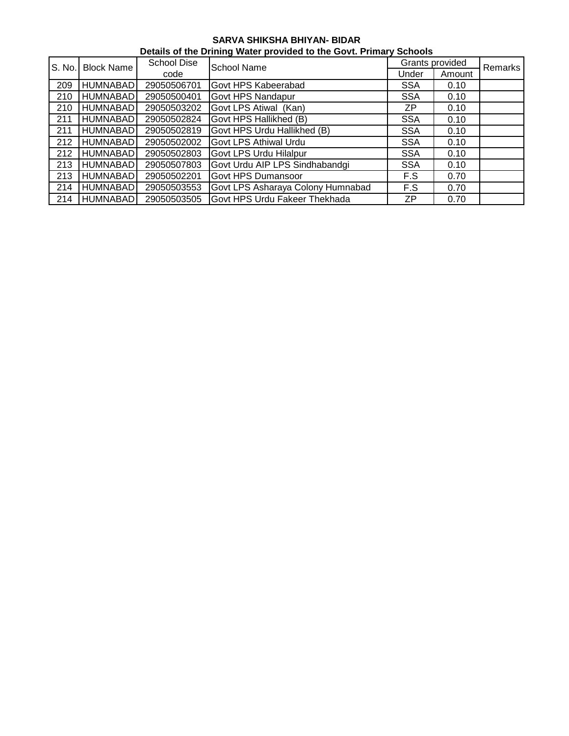**SARVA SHIKSHA BHIYAN- BIDAR**

**Details of the Drining Water provided to the Govt. Primary Schools**

| S. No. | Block Name | School Dise code | School Name | Grants provided | | Remarks |
|---|---|---|---|---|---|---|
| | | | | Under | Amount | |
| 209 | HUMNABAD | 29050506701 | Govt HPS Kabeerabad | SSA | 0.10 | |
| 210 | HUMNABAD | 29050500401 | Govt HPS Nandapur | SSA | 0.10 | |
| 210 | HUMNABAD | 29050503202 | Govt LPS Atiwal (Kan) | ZP | 0.10 | |
| 211 | HUMNABAD | 29050502824 | Govt HPS Hallikhed (B) | SSA | 0.10 | |
| 211 | HUMNABAD | 29050502819 | Govt HPS Urdu Hallikhed (B) | SSA | 0.10 | |
| 212 | HUMNABAD | 29050502002 | Govt LPS Athiwal Urdu | SSA | 0.10 | |
| 212 | HUMNABAD | 29050502803 | Govt LPS Urdu Hilalpur | SSA | 0.10 | |
| 213 | HUMNABAD | 29050507803 | Govt Urdu AIP LPS Sindhabandgi | SSA | 0.10 | |
| 213 | HUMNABAD | 29050502201 | Govt HPS Dumansoor | F.S | 0.70 | |
| 214 | HUMNABAD | 29050503553 | Govt LPS Asharaya Colony Humnabad | F.S | 0.70 | |
| 214 | HUMNABAD | 29050503505 | Govt HPS Urdu Fakeer Thekhada | ZP | 0.70 | |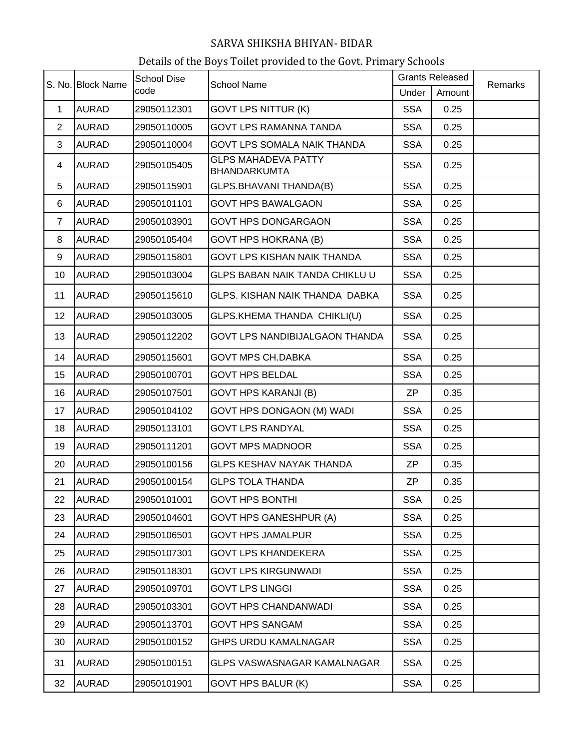SARVA SHIKSHA BHIYAN- BIDAR

Details of the Boys Toilet provided to the Govt. Primary Schools

| S. No. | Block Name | School Dise code | School Name | Grants Released | | Remarks |
|---|---|---|---|---|---|---|
| | | | | Under | Amount | |
| 1 | AURAD | 29050112301 | GOVT LPS NITTUR (K) | SSA | 0.25 | |
| 2 | AURAD | 29050110005 | GOVT LPS RAMANNA TANDA | SSA | 0.25 | |
| 3 | AURAD | 29050110004 | GOVT LPS SOMALA NAIK THANDA | SSA | 0.25 | |
| 4 | AURAD | 29050105405 | GLPS MAHADEVA PATTY BHANDARKUMTA | SSA | 0.25 | |
| 5 | AURAD | 29050115901 | GLPS.BHAVANI THANDA(B) | SSA | 0.25 | |
| 6 | AURAD | 29050101101 | GOVT HPS BAWALGAON | SSA | 0.25 | |
| 7 | AURAD | 29050103901 | GOVT HPS DONGARGAON | SSA | 0.25 | |
| 8 | AURAD | 29050105404 | GOVT HPS HOKRANA (B) | SSA | 0.25 | |
| 9 | AURAD | 29050115801 | GOVT LPS KISHAN NAIK THANDA | SSA | 0.25 | |
| 10 | AURAD | 29050103004 | GLPS BABAN NAIK TANDA CHIKLU U | SSA | 0.25 | |
| 11 | AURAD | 29050115610 | GLPS. KISHAN NAIK THANDA DABKA | SSA | 0.25 | |
| 12 | AURAD | 29050103005 | GLPS.KHEMA THANDA CHIKLI(U) | SSA | 0.25 | |
| 13 | AURAD | 29050112202 | GOVT LPS NANDIBIJALGAON THANDA | SSA | 0.25 | |
| 14 | AURAD | 29050115601 | GOVT MPS CH.DABKA | SSA | 0.25 | |
| 15 | AURAD | 29050100701 | GOVT HPS BELDAL | SSA | 0.25 | |
| 16 | AURAD | 29050107501 | GOVT HPS KARANJI (B) | ZP | 0.35 | |
| 17 | AURAD | 29050104102 | GOVT HPS DONGAON (M) WADI | SSA | 0.25 | |
| 18 | AURAD | 29050113101 | GOVT LPS RANDYAL | SSA | 0.25 | |
| 19 | AURAD | 29050111201 | GOVT MPS MADNOOR | SSA | 0.25 | |
| 20 | AURAD | 29050100156 | GLPS KESHAV NAYAK THANDA | ZP | 0.35 | |
| 21 | AURAD | 29050100154 | GLPS TOLA THANDA | ZP | 0.35 | |
| 22 | AURAD | 29050101001 | GOVT HPS BONTHI | SSA | 0.25 | |
| 23 | AURAD | 29050104601 | GOVT HPS GANESHPUR (A) | SSA | 0.25 | |
| 24 | AURAD | 29050106501 | GOVT HPS JAMALPUR | SSA | 0.25 | |
| 25 | AURAD | 29050107301 | GOVT LPS KHANDEKERA | SSA | 0.25 | |
| 26 | AURAD | 29050118301 | GOVT LPS KIRGUNWADI | SSA | 0.25 | |
| 27 | AURAD | 29050109701 | GOVT LPS LINGGI | SSA | 0.25 | |
| 28 | AURAD | 29050103301 | GOVT HPS CHANDANWADI | SSA | 0.25 | |
| 29 | AURAD | 29050113701 | GOVT HPS SANGAM | SSA | 0.25 | |
| 30 | AURAD | 29050100152 | GHPS URDU KAMALNAGAR | SSA | 0.25 | |
| 31 | AURAD | 29050100151 | GLPS VASWASNAGAR KAMALNAGAR | SSA | 0.25 | |
| 32 | AURAD | 29050101901 | GOVT HPS BALUR (K) | SSA | 0.25 | |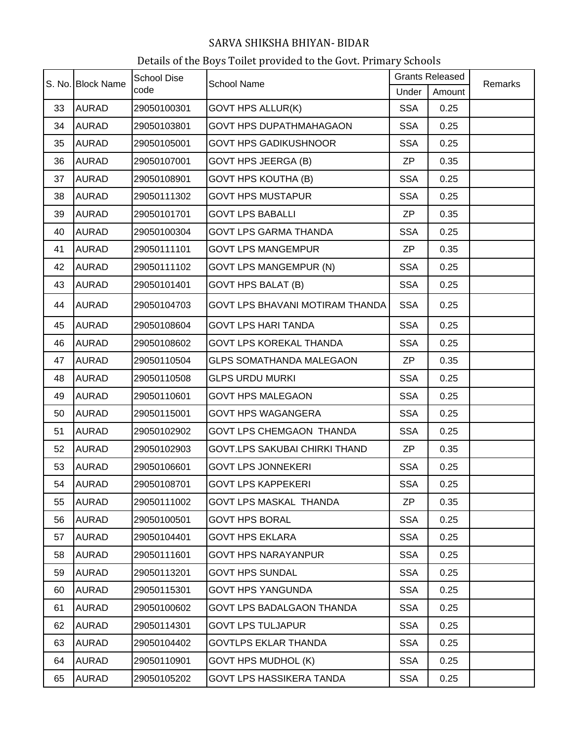# SARVA SHIKSHA BHIYAN- BIDAR

## Details of the Boys Toilet provided to the Govt. Primary Schools

| S. No. | Block Name | School Dise code | School Name | Grants Released | | Remarks |
|---|---|---|---|---|---|---|
| | | | | Under | Amount | |
| 33 | AURAD | 29050100301 | GOVT HPS ALLUR(K) | SSA | 0.25 | |
| 34 | AURAD | 29050103801 | GOVT HPS DUPATHMAHAGAON | SSA | 0.25 | |
| 35 | AURAD | 29050105001 | GOVT HPS GADIKUSHNOOR | SSA | 0.25 | |
| 36 | AURAD | 29050107001 | GOVT HPS JEERGA (B) | ZP | 0.35 | |
| 37 | AURAD | 29050108901 | GOVT HPS KOUTHA (B) | SSA | 0.25 | |
| 38 | AURAD | 29050111302 | GOVT HPS MUSTAPUR | SSA | 0.25 | |
| 39 | AURAD | 29050101701 | GOVT LPS BABALLI | ZP | 0.35 | |
| 40 | AURAD | 29050100304 | GOVT LPS GARMA THANDA | SSA | 0.25 | |
| 41 | AURAD | 29050111101 | GOVT LPS MANGEMPUR | ZP | 0.35 | |
| 42 | AURAD | 29050111102 | GOVT LPS MANGEMPUR (N) | SSA | 0.25 | |
| 43 | AURAD | 29050101401 | GOVT HPS BALAT (B) | SSA | 0.25 | |
| 44 | AURAD | 29050104703 | GOVT LPS BHAVANI MOTIRAM THANDA | SSA | 0.25 | |
| 45 | AURAD | 29050108604 | GOVT LPS HARI TANDA | SSA | 0.25 | |
| 46 | AURAD | 29050108602 | GOVT LPS KOREKAL THANDA | SSA | 0.25 | |
| 47 | AURAD | 29050110504 | GLPS SOMATHANDA MALEGAON | ZP | 0.35 | |
| 48 | AURAD | 29050110508 | GLPS URDU MURKI | SSA | 0.25 | |
| 49 | AURAD | 29050110601 | GOVT HPS MALEGAON | SSA | 0.25 | |
| 50 | AURAD | 29050115001 | GOVT HPS WAGANGERA | SSA | 0.25 | |
| 51 | AURAD | 29050102902 | GOVT LPS CHEMGAON THANDA | SSA | 0.25 | |
| 52 | AURAD | 29050102903 | GOVT.LPS SAKUBAI CHIRKI THAND | ZP | 0.35 | |
| 53 | AURAD | 29050106601 | GOVT LPS JONNEKERI | SSA | 0.25 | |
| 54 | AURAD | 29050108701 | GOVT LPS KAPPEKERI | SSA | 0.25 | |
| 55 | AURAD | 29050111002 | GOVT LPS MASKAL THANDA | ZP | 0.35 | |
| 56 | AURAD | 29050100501 | GOVT HPS BORAL | SSA | 0.25 | |
| 57 | AURAD | 29050104401 | GOVT HPS EKLARA | SSA | 0.25 | |
| 58 | AURAD | 29050111601 | GOVT HPS NARAYANPUR | SSA | 0.25 | |
| 59 | AURAD | 29050113201 | GOVT HPS SUNDAL | SSA | 0.25 | |
| 60 | AURAD | 29050115301 | GOVT HPS YANGUNDA | SSA | 0.25 | |
| 61 | AURAD | 29050100602 | GOVT LPS BADALGAON THANDA | SSA | 0.25 | |
| 62 | AURAD | 29050114301 | GOVT LPS TULJAPUR | SSA | 0.25 | |
| 63 | AURAD | 29050104402 | GOVTLPS EKLAR THANDA | SSA | 0.25 | |
| 64 | AURAD | 29050110901 | GOVT HPS MUDHOL (K) | SSA | 0.25 | |
| 65 | AURAD | 29050105202 | GOVT LPS HASSIKERA TANDA | SSA | 0.25 | |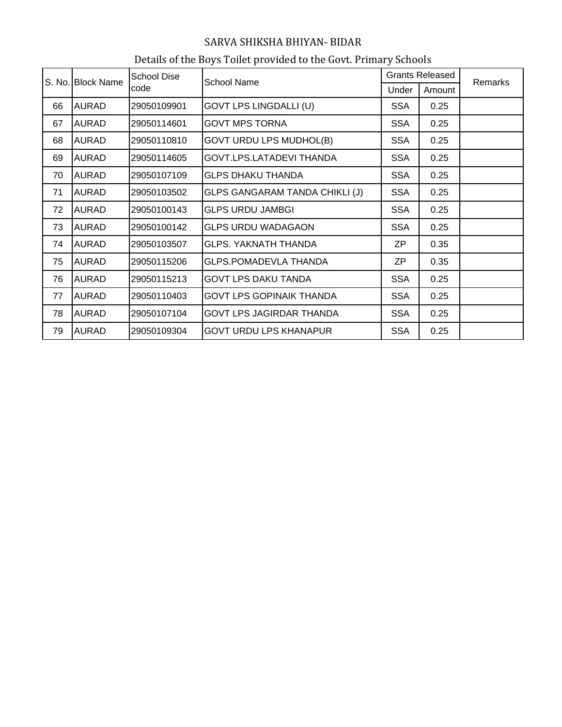SARVA SHIKSHA BHIYAN- BIDAR

Details of the Boys Toilet provided to the Govt. Primary Schools

| S. No. | Block Name | School Dise code | School Name | Grants Released | | Remarks |
|---|---|---|---|---|---|---|
| | | | | Under | Amount | |
| 66 | AURAD | 29050109901 | GOVT LPS LINGDALLI (U) | SSA | 0.25 | |
| 67 | AURAD | 29050114601 | GOVT MPS TORNA | SSA | 0.25 | |
| 68 | AURAD | 29050110810 | GOVT URDU LPS MUDHOL(B) | SSA | 0.25 | |
| 69 | AURAD | 29050114605 | GOVT.LPS.LATADEVI THANDA | SSA | 0.25 | |
| 70 | AURAD | 29050107109 | GLPS DHAKU THANDA | SSA | 0.25 | |
| 71 | AURAD | 29050103502 | GLPS GANGARAM TANDA CHIKLI (J) | SSA | 0.25 | |
| 72 | AURAD | 29050100143 | GLPS URDU JAMBGI | SSA | 0.25 | |
| 73 | AURAD | 29050100142 | GLPS URDU WADAGAON | SSA | 0.25 | |
| 74 | AURAD | 29050103507 | GLPS. YAKNATH THANDA | ZP | 0.35 | |
| 75 | AURAD | 29050115206 | GLPS.POMADEVLA THANDA | ZP | 0.35 | |
| 76 | AURAD | 29050115213 | GOVT LPS DAKU TANDA | SSA | 0.25 | |
| 77 | AURAD | 29050110403 | GOVT LPS GOPINAIK THANDA | SSA | 0.25 | |
| 78 | AURAD | 29050107104 | GOVT LPS JAGIRDAR THANDA | SSA | 0.25 | |
| 79 | AURAD | 29050109304 | GOVT URDU LPS KHANAPUR | SSA | 0.25 | |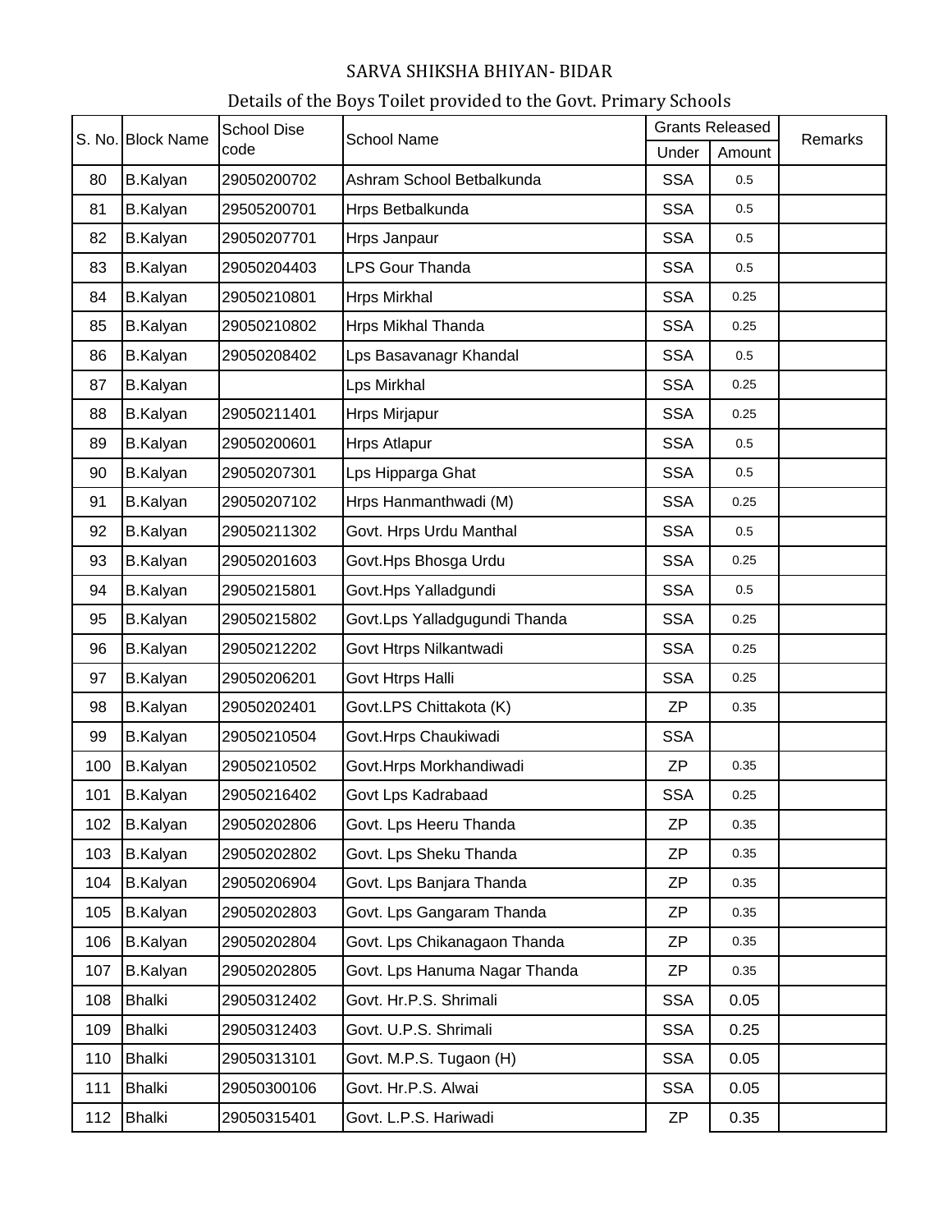# SARVA SHIKSHA BHIYAN- BIDAR

## Details of the Boys Toilet provided to the Govt. Primary Schools

| S. No. | Block Name | School Dise code | School Name | Grants Released | | Remarks |
|---|---|---|---|---|---|---|
| | | | | Under | Amount | |
| 80 | B.Kalyan | 29050200702 | Ashram School Betbalkunda | SSA | 0.5 | |
| 81 | B.Kalyan | 29505200701 | Hrps Betbalkunda | SSA | 0.5 | |
| 82 | B.Kalyan | 29050207701 | Hrps Janpaur | SSA | 0.5 | |
| 83 | B.Kalyan | 29050204403 | LPS Gour Thanda | SSA | 0.5 | |
| 84 | B.Kalyan | 29050210801 | Hrps Mirkhal | SSA | 0.25 | |
| 85 | B.Kalyan | 29050210802 | Hrps Mikhal Thanda | SSA | 0.25 | |
| 86 | B.Kalyan | 29050208402 | Lps Basavanagr Khandal | SSA | 0.5 | |
| 87 | B.Kalyan | | Lps Mirkhal | SSA | 0.25 | |
| 88 | B.Kalyan | 29050211401 | Hrps Mirjapur | SSA | 0.25 | |
| 89 | B.Kalyan | 29050200601 | Hrps Atlapur | SSA | 0.5 | |
| 90 | B.Kalyan | 29050207301 | Lps Hipparga Ghat | SSA | 0.5 | |
| 91 | B.Kalyan | 29050207102 | Hrps Hanmanthwadi (M) | SSA | 0.25 | |
| 92 | B.Kalyan | 29050211302 | Govt. Hrps Urdu Manthal | SSA | 0.5 | |
| 93 | B.Kalyan | 29050201603 | Govt.Hps Bhosga Urdu | SSA | 0.25 | |
| 94 | B.Kalyan | 29050215801 | Govt.Hps Yalladgundi | SSA | 0.5 | |
| 95 | B.Kalyan | 29050215802 | Govt.Lps Yalladgugundi Thanda | SSA | 0.25 | |
| 96 | B.Kalyan | 29050212202 | Govt Htrps Nilkantwadi | SSA | 0.25 | |
| 97 | B.Kalyan | 29050206201 | Govt Htrps Halli | SSA | 0.25 | |
| 98 | B.Kalyan | 29050202401 | Govt.LPS Chittakota (K) | ZP | 0.35 | |
| 99 | B.Kalyan | 29050210504 | Govt.Hrps Chaukiwadi | SSA | | |
| 100 | B.Kalyan | 29050210502 | Govt.Hrps Morkhandiwadi | ZP | 0.35 | |
| 101 | B.Kalyan | 29050216402 | Govt Lps Kadrabaad | SSA | 0.25 | |
| 102 | B.Kalyan | 29050202806 | Govt. Lps Heeru Thanda | ZP | 0.35 | |
| 103 | B.Kalyan | 29050202802 | Govt. Lps Sheku Thanda | ZP | 0.35 | |
| 104 | B.Kalyan | 29050206904 | Govt. Lps Banjara Thanda | ZP | 0.35 | |
| 105 | B.Kalyan | 29050202803 | Govt. Lps Gangaram Thanda | ZP | 0.35 | |
| 106 | B.Kalyan | 29050202804 | Govt. Lps Chikanagaon Thanda | ZP | 0.35 | |
| 107 | B.Kalyan | 29050202805 | Govt. Lps Hanuma Nagar Thanda | ZP | 0.35 | |
| 108 | Bhalki | 29050312402 | Govt. Hr.P.S. Shrimali | SSA | 0.05 | |
| 109 | Bhalki | 29050312403 | Govt. U.P.S. Shrimali | SSA | 0.25 | |
| 110 | Bhalki | 29050313101 | Govt. M.P.S. Tugaon (H) | SSA | 0.05 | |
| 111 | Bhalki | 29050300106 | Govt. Hr.P.S. Alwai | SSA | 0.05 | |
| 112 | Bhalki | 29050315401 | Govt. L.P.S. Hariwadi | ZP | 0.35 | |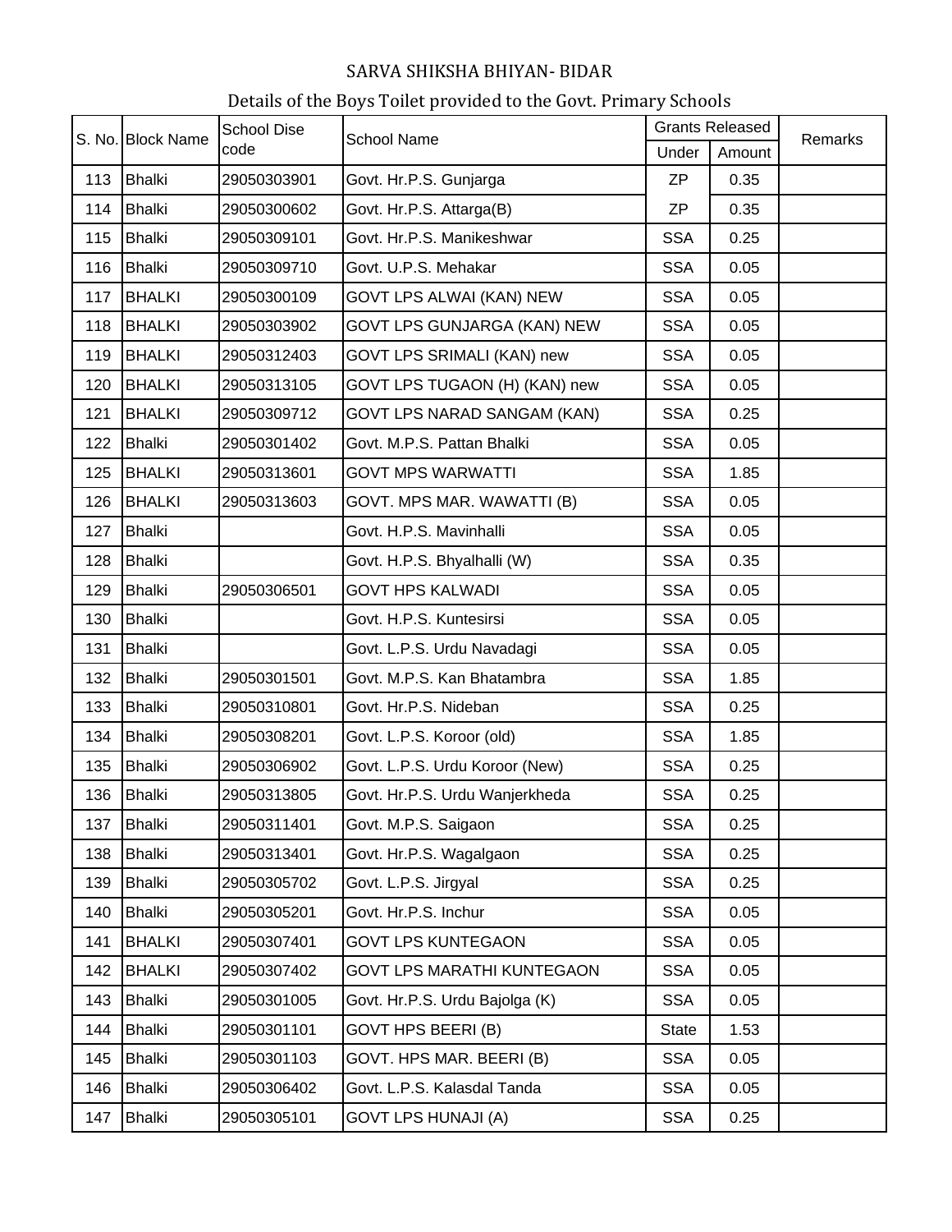# SARVA SHIKSHA BHIYAN- BIDAR

## Details of the Boys Toilet provided to the Govt. Primary Schools

| S. No. | Block Name | School Dise code | School Name | Grants Released | | Remarks |
|---|---|---|---|---|---|---|
| | | | | Under | Amount | |
| 113 | Bhalki | 29050303901 | Govt. Hr.P.S. Gunjarga | ZP | 0.35 | |
| 114 | Bhalki | 29050300602 | Govt. Hr.P.S. Attarga(B) | ZP | 0.35 | |
| 115 | Bhalki | 29050309101 | Govt. Hr.P.S. Manikeshwar | SSA | 0.25 | |
| 116 | Bhalki | 29050309710 | Govt. U.P.S. Mehakar | SSA | 0.05 | |
| 117 | BHALKI | 29050300109 | GOVT LPS ALWAI (KAN) NEW | SSA | 0.05 | |
| 118 | BHALKI | 29050303902 | GOVT LPS GUNJARGA (KAN) NEW | SSA | 0.05 | |
| 119 | BHALKI | 29050312403 | GOVT LPS SRIMALI (KAN) new | SSA | 0.05 | |
| 120 | BHALKI | 29050313105 | GOVT LPS TUGAON (H) (KAN) new | SSA | 0.05 | |
| 121 | BHALKI | 29050309712 | GOVT LPS NARAD SANGAM (KAN) | SSA | 0.25 | |
| 122 | Bhalki | 29050301402 | Govt. M.P.S. Pattan Bhalki | SSA | 0.05 | |
| 125 | BHALKI | 29050313601 | GOVT MPS WARWATTI | SSA | 1.85 | |
| 126 | BHALKI | 29050313603 | GOVT. MPS MAR. WAWATTI (B) | SSA | 0.05 | |
| 127 | Bhalki | | Govt. H.P.S. Mavinhalli | SSA | 0.05 | |
| 128 | Bhalki | | Govt. H.P.S. Bhyalhalli (W) | SSA | 0.35 | |
| 129 | Bhalki | 29050306501 | GOVT HPS KALWADI | SSA | 0.05 | |
| 130 | Bhalki | | Govt. H.P.S. Kuntesirsi | SSA | 0.05 | |
| 131 | Bhalki | | Govt. L.P.S. Urdu Navadagi | SSA | 0.05 | |
| 132 | Bhalki | 29050301501 | Govt. M.P.S. Kan Bhatambra | SSA | 1.85 | |
| 133 | Bhalki | 29050310801 | Govt. Hr.P.S. Nideban | SSA | 0.25 | |
| 134 | Bhalki | 29050308201 | Govt. L.P.S. Koroor (old) | SSA | 1.85 | |
| 135 | Bhalki | 29050306902 | Govt. L.P.S. Urdu Koroor (New) | SSA | 0.25 | |
| 136 | Bhalki | 29050313805 | Govt. Hr.P.S. Urdu Wanjerkheda | SSA | 0.25 | |
| 137 | Bhalki | 29050311401 | Govt. M.P.S. Saigaon | SSA | 0.25 | |
| 138 | Bhalki | 29050313401 | Govt. Hr.P.S. Wagalgaon | SSA | 0.25 | |
| 139 | Bhalki | 29050305702 | Govt. L.P.S. Jirgyal | SSA | 0.25 | |
| 140 | Bhalki | 29050305201 | Govt. Hr.P.S. Inchur | SSA | 0.05 | |
| 141 | BHALKI | 29050307401 | GOVT LPS KUNTEGAON | SSA | 0.05 | |
| 142 | BHALKI | 29050307402 | GOVT LPS MARATHI KUNTEGAON | SSA | 0.05 | |
| 143 | Bhalki | 29050301005 | Govt. Hr.P.S. Urdu Bajolga (K) | SSA | 0.05 | |
| 144 | Bhalki | 29050301101 | GOVT HPS BEERI (B) | State | 1.53 | |
| 145 | Bhalki | 29050301103 | GOVT. HPS MAR. BEERI (B) | SSA | 0.05 | |
| 146 | Bhalki | 29050306402 | Govt. L.P.S. Kalasdal Tanda | SSA | 0.05 | |
| 147 | Bhalki | 29050305101 | GOVT LPS HUNAJI (A) | SSA | 0.25 | |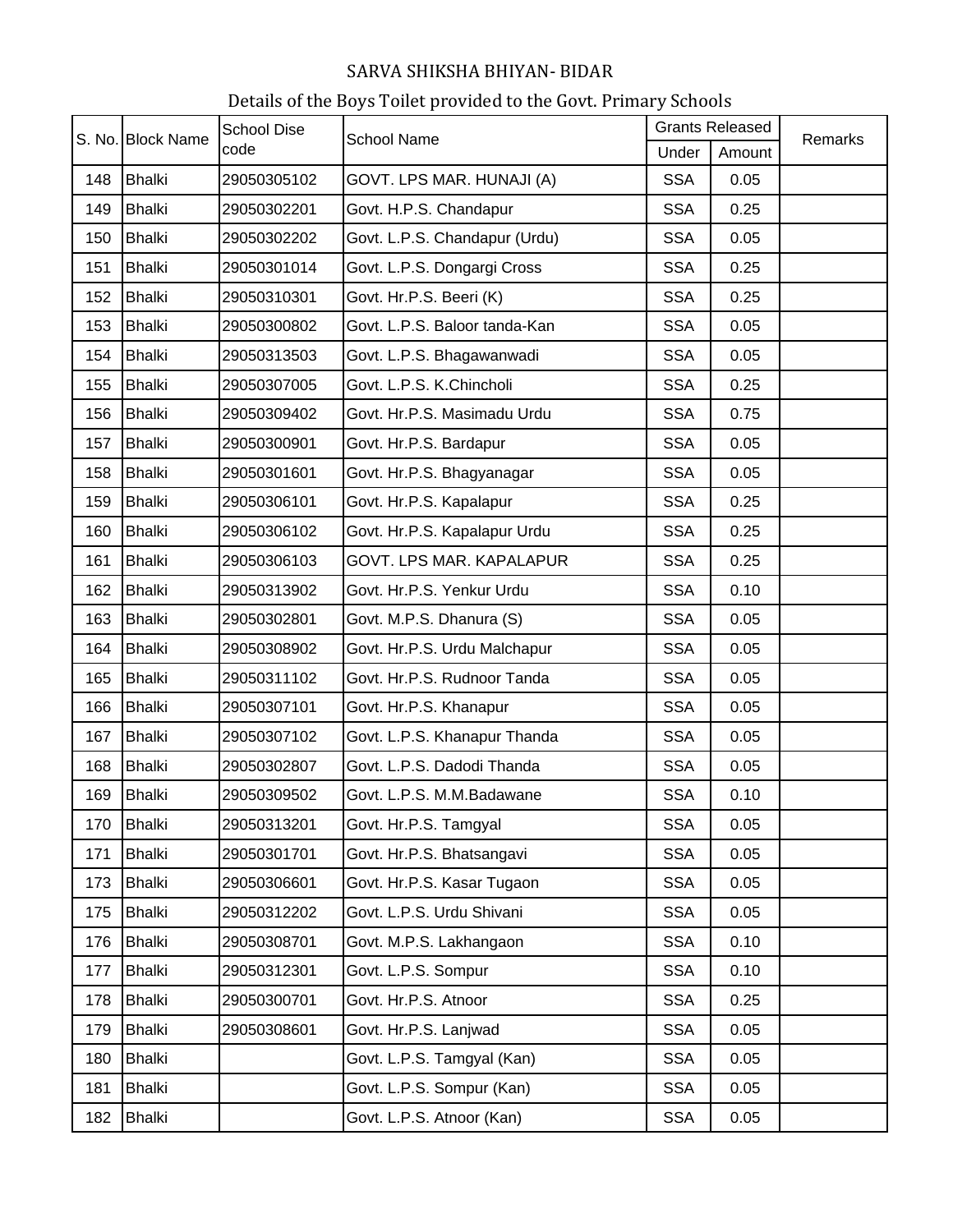SARVA SHIKSHA BHIYAN- BIDAR

Details of the Boys Toilet provided to the Govt. Primary Schools

| S. No. | Block Name | School Dise code | School Name | Grants Released | | Remarks |
|---|---|---|---|---|---|---|
| | | | | Under | Amount | |
| 148 | Bhalki | 29050305102 | GOVT. LPS MAR. HUNAJI (A) | SSA | 0.05 | |
| 149 | Bhalki | 29050302201 | Govt. H.P.S. Chandapur | SSA | 0.25 | |
| 150 | Bhalki | 29050302202 | Govt. L.P.S. Chandapur (Urdu) | SSA | 0.05 | |
| 151 | Bhalki | 29050301014 | Govt. L.P.S. Dongargi Cross | SSA | 0.25 | |
| 152 | Bhalki | 29050310301 | Govt. Hr.P.S. Beeri (K) | SSA | 0.25 | |
| 153 | Bhalki | 29050300802 | Govt. L.P.S. Baloor tanda-Kan | SSA | 0.05 | |
| 154 | Bhalki | 29050313503 | Govt. L.P.S. Bhagawanwadi | SSA | 0.05 | |
| 155 | Bhalki | 29050307005 | Govt. L.P.S. K.Chincholi | SSA | 0.25 | |
| 156 | Bhalki | 29050309402 | Govt. Hr.P.S. Masimadu Urdu | SSA | 0.75 | |
| 157 | Bhalki | 29050300901 | Govt. Hr.P.S. Bardapur | SSA | 0.05 | |
| 158 | Bhalki | 29050301601 | Govt. Hr.P.S. Bhagyanagar | SSA | 0.05 | |
| 159 | Bhalki | 29050306101 | Govt. Hr.P.S. Kapalapur | SSA | 0.25 | |
| 160 | Bhalki | 29050306102 | Govt. Hr.P.S. Kapalapur Urdu | SSA | 0.25 | |
| 161 | Bhalki | 29050306103 | GOVT. LPS MAR. KAPALAPUR | SSA | 0.25 | |
| 162 | Bhalki | 29050313902 | Govt. Hr.P.S. Yenkur Urdu | SSA | 0.10 | |
| 163 | Bhalki | 29050302801 | Govt. M.P.S. Dhanura (S) | SSA | 0.05 | |
| 164 | Bhalki | 29050308902 | Govt. Hr.P.S. Urdu Malchapur | SSA | 0.05 | |
| 165 | Bhalki | 29050311102 | Govt. Hr.P.S. Rudnoor Tanda | SSA | 0.05 | |
| 166 | Bhalki | 29050307101 | Govt. Hr.P.S. Khanapur | SSA | 0.05 | |
| 167 | Bhalki | 29050307102 | Govt. L.P.S. Khanapur Thanda | SSA | 0.05 | |
| 168 | Bhalki | 29050302807 | Govt. L.P.S. Dadodi Thanda | SSA | 0.05 | |
| 169 | Bhalki | 29050309502 | Govt. L.P.S. M.M.Badawane | SSA | 0.10 | |
| 170 | Bhalki | 29050313201 | Govt. Hr.P.S. Tamgyal | SSA | 0.05 | |
| 171 | Bhalki | 29050301701 | Govt. Hr.P.S. Bhatsangavi | SSA | 0.05 | |
| 173 | Bhalki | 29050306601 | Govt. Hr.P.S. Kasar Tugaon | SSA | 0.05 | |
| 175 | Bhalki | 29050312202 | Govt. L.P.S. Urdu Shivani | SSA | 0.05 | |
| 176 | Bhalki | 29050308701 | Govt. M.P.S. Lakhangaon | SSA | 0.10 | |
| 177 | Bhalki | 29050312301 | Govt. L.P.S. Sompur | SSA | 0.10 | |
| 178 | Bhalki | 29050300701 | Govt. Hr.P.S. Atnoor | SSA | 0.25 | |
| 179 | Bhalki | 29050308601 | Govt. Hr.P.S. Lanjwad | SSA | 0.05 | |
| 180 | Bhalki | | Govt. L.P.S. Tamgyal (Kan) | SSA | 0.05 | |
| 181 | Bhalki | | Govt. L.P.S. Sompur (Kan) | SSA | 0.05 | |
| 182 | Bhalki | | Govt. L.P.S. Atnoor (Kan) | SSA | 0.05 | |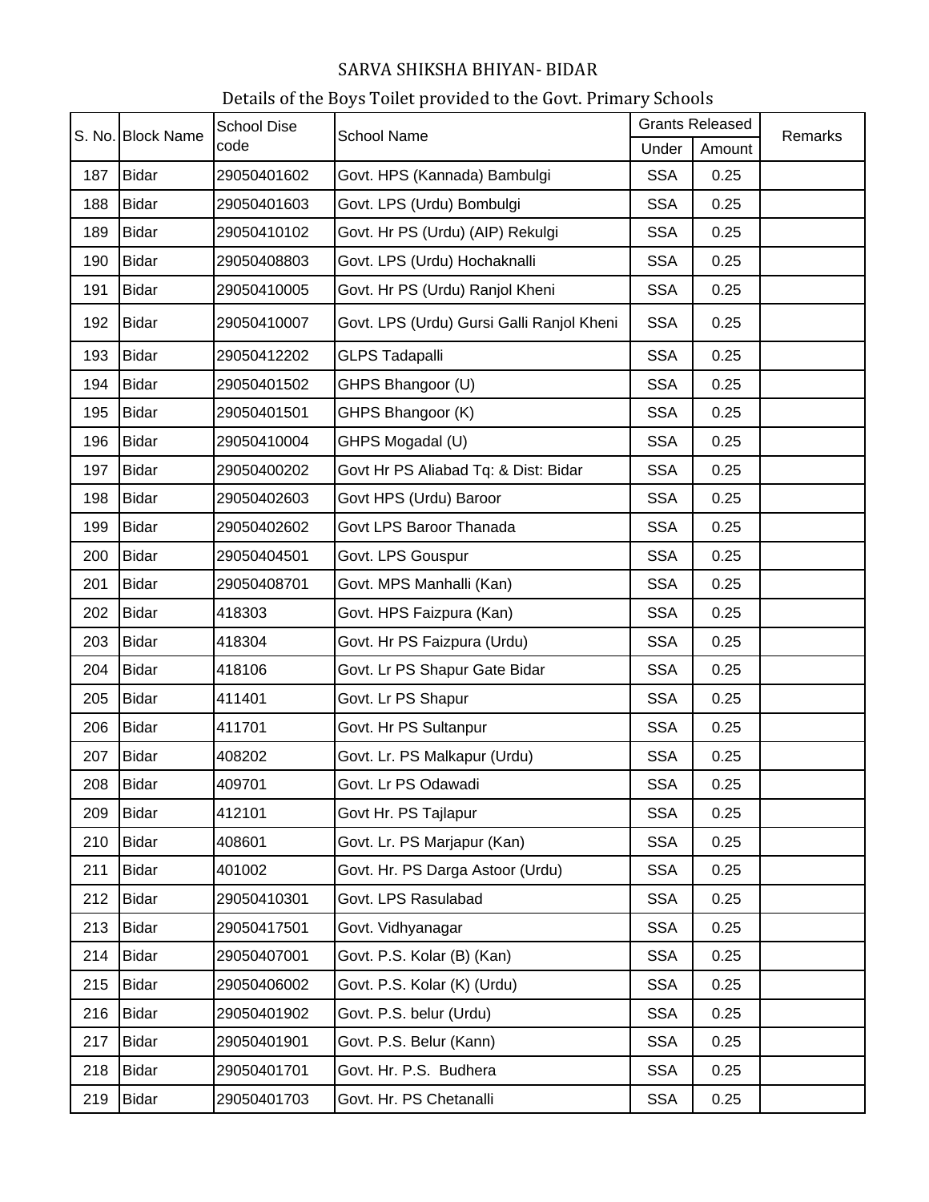# SARVA SHIKSHA BHIYAN- BIDAR

## Details of the Boys Toilet provided to the Govt. Primary Schools

| S. No. | Block Name | School Dise code | School Name | Grants Released | | Remarks |
|---|---|---|---|---|---|---|
| | | | | Under | Amount | |
| 187 | Bidar | 29050401602 | Govt. HPS (Kannada) Bambulgi | SSA | 0.25 | |
| 188 | Bidar | 29050401603 | Govt. LPS (Urdu) Bombulgi | SSA | 0.25 | |
| 189 | Bidar | 29050410102 | Govt. Hr PS (Urdu) (AIP) Rekulgi | SSA | 0.25 | |
| 190 | Bidar | 29050408803 | Govt. LPS (Urdu) Hochaknalli | SSA | 0.25 | |
| 191 | Bidar | 29050410005 | Govt. Hr PS (Urdu) Ranjol Kheni | SSA | 0.25 | |
| 192 | Bidar | 29050410007 | Govt. LPS (Urdu) Gursi Galli Ranjol Kheni | SSA | 0.25 | |
| 193 | Bidar | 29050412202 | GLPS Tadapalli | SSA | 0.25 | |
| 194 | Bidar | 29050401502 | GHPS Bhangoor (U) | SSA | 0.25 | |
| 195 | Bidar | 29050401501 | GHPS Bhangoor (K) | SSA | 0.25 | |
| 196 | Bidar | 29050410004 | GHPS Mogadal (U) | SSA | 0.25 | |
| 197 | Bidar | 29050400202 | Govt Hr PS Aliabad Tq: & Dist: Bidar | SSA | 0.25 | |
| 198 | Bidar | 29050402603 | Govt HPS (Urdu) Baroor | SSA | 0.25 | |
| 199 | Bidar | 29050402602 | Govt LPS Baroor Thanada | SSA | 0.25 | |
| 200 | Bidar | 29050404501 | Govt. LPS Gouspur | SSA | 0.25 | |
| 201 | Bidar | 29050408701 | Govt. MPS Manhalli (Kan) | SSA | 0.25 | |
| 202 | Bidar | 418303 | Govt. HPS Faizpura (Kan) | SSA | 0.25 | |
| 203 | Bidar | 418304 | Govt. Hr PS Faizpura (Urdu) | SSA | 0.25 | |
| 204 | Bidar | 418106 | Govt. Lr PS Shapur Gate Bidar | SSA | 0.25 | |
| 205 | Bidar | 411401 | Govt. Lr PS Shapur | SSA | 0.25 | |
| 206 | Bidar | 411701 | Govt. Hr PS Sultanpur | SSA | 0.25 | |
| 207 | Bidar | 408202 | Govt. Lr. PS Malkapur (Urdu) | SSA | 0.25 | |
| 208 | Bidar | 409701 | Govt. Lr PS Odawadi | SSA | 0.25 | |
| 209 | Bidar | 412101 | Govt Hr. PS Tajlapur | SSA | 0.25 | |
| 210 | Bidar | 408601 | Govt. Lr. PS Marjapur (Kan) | SSA | 0.25 | |
| 211 | Bidar | 401002 | Govt. Hr. PS Darga Astoor (Urdu) | SSA | 0.25 | |
| 212 | Bidar | 29050410301 | Govt. LPS Rasulabad | SSA | 0.25 | |
| 213 | Bidar | 29050417501 | Govt. Vidhyanagar | SSA | 0.25 | |
| 214 | Bidar | 29050407001 | Govt. P.S. Kolar (B) (Kan) | SSA | 0.25 | |
| 215 | Bidar | 29050406002 | Govt. P.S. Kolar (K) (Urdu) | SSA | 0.25 | |
| 216 | Bidar | 29050401902 | Govt. P.S. belur (Urdu) | SSA | 0.25 | |
| 217 | Bidar | 29050401901 | Govt. P.S. Belur (Kann) | SSA | 0.25 | |
| 218 | Bidar | 29050401701 | Govt. Hr. P.S. Budhera | SSA | 0.25 | |
| 219 | Bidar | 29050401703 | Govt. Hr. PS Chetanalli | SSA | 0.25 | |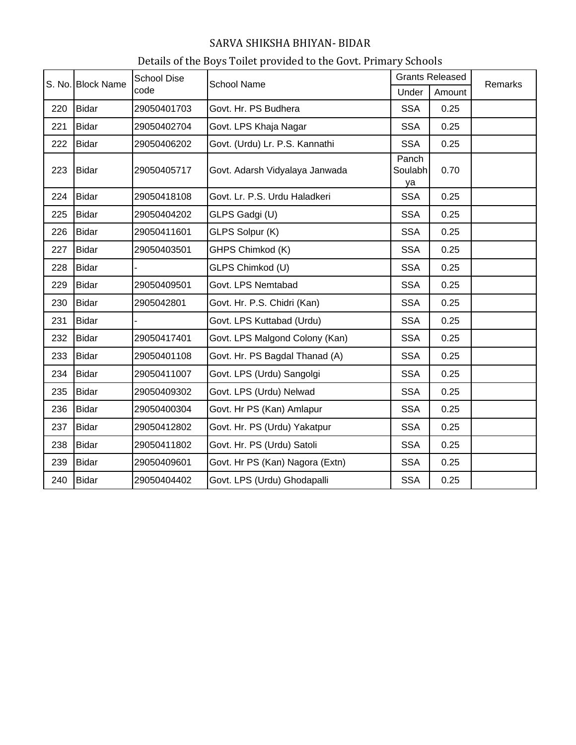# SARVA SHIKSHA BHIYAN- BIDAR

## Details of the Boys Toilet provided to the Govt. Primary Schools

| S. No. | Block Name | School Dise code | School Name | Grants Released | | Remarks |
|---|---|---|---|---|---|---|
| | | | | Under | Amount | |
| 220 | Bidar | 29050401703 | Govt. Hr. PS Budhera | SSA | 0.25 | |
| 221 | Bidar | 29050402704 | Govt. LPS Khaja Nagar | SSA | 0.25 | |
| 222 | Bidar | 29050406202 | Govt. (Urdu) Lr. P.S. Kannathi | SSA | 0.25 | |
| 223 | Bidar | 29050405717 | Govt. Adarsh Vidyalaya Janwada | Panch Soulabhya | 0.70 | |
| 224 | Bidar | 29050418108 | Govt. Lr. P.S. Urdu Haladkeri | SSA | 0.25 | |
| 225 | Bidar | 29050404202 | GLPS Gadgi (U) | SSA | 0.25 | |
| 226 | Bidar | 29050411601 | GLPS Solpur (K) | SSA | 0.25 | |
| 227 | Bidar | 29050403501 | GHPS Chimkod (K) | SSA | 0.25 | |
| 228 | Bidar | - | GLPS Chimkod (U) | SSA | 0.25 | |
| 229 | Bidar | 29050409501 | Govt. LPS Nemtabad | SSA | 0.25 | |
| 230 | Bidar | 2905042801 | Govt. Hr. P.S. Chidri (Kan) | SSA | 0.25 | |
| 231 | Bidar | - | Govt. LPS Kuttabad (Urdu) | SSA | 0.25 | |
| 232 | Bidar | 29050417401 | Govt. LPS Malgond Colony (Kan) | SSA | 0.25 | |
| 233 | Bidar | 29050401108 | Govt. Hr. PS Bagdal Thanad (A) | SSA | 0.25 | |
| 234 | Bidar | 29050411007 | Govt. LPS (Urdu) Sangolgi | SSA | 0.25 | |
| 235 | Bidar | 29050409302 | Govt. LPS (Urdu) Nelwad | SSA | 0.25 | |
| 236 | Bidar | 29050400304 | Govt. Hr PS (Kan) Amlapur | SSA | 0.25 | |
| 237 | Bidar | 29050412802 | Govt. Hr. PS (Urdu) Yakatpur | SSA | 0.25 | |
| 238 | Bidar | 29050411802 | Govt. Hr. PS (Urdu) Satoli | SSA | 0.25 | |
| 239 | Bidar | 29050409601 | Govt. Hr PS (Kan) Nagora (Extn) | SSA | 0.25 | |
| 240 | Bidar | 29050404402 | Govt. LPS (Urdu) Ghodapalli | SSA | 0.25 | |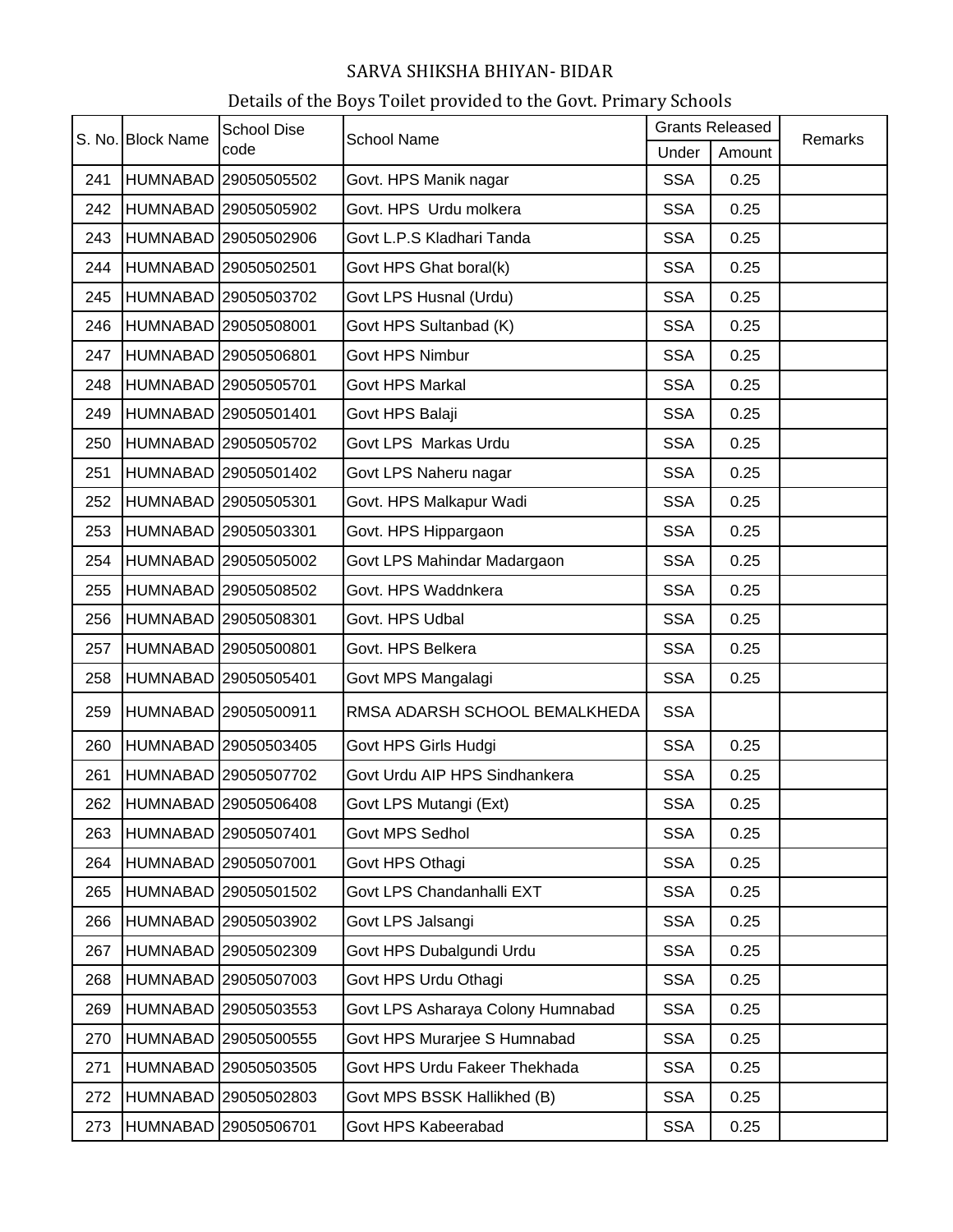# SARVA SHIKSHA BHIYAN- BIDAR

## Details of the Boys Toilet provided to the Govt. Primary Schools

| S. No. | Block Name | School Dise code | School Name | Grants Released | | Remarks |
|---|---|---|---|---|---|---|
| | | | | Under | Amount | |
| 241 | HUMNABAD | 29050505502 | Govt. HPS Manik nagar | SSA | 0.25 | |
| 242 | HUMNABAD | 29050505902 | Govt. HPS Urdu molkera | SSA | 0.25 | |
| 243 | HUMNABAD | 29050502906 | Govt L.P.S Kladhari Tanda | SSA | 0.25 | |
| 244 | HUMNABAD | 29050502501 | Govt HPS Ghat boral(k) | SSA | 0.25 | |
| 245 | HUMNABAD | 29050503702 | Govt LPS Husnal (Urdu) | SSA | 0.25 | |
| 246 | HUMNABAD | 29050508001 | Govt HPS Sultanbad (K) | SSA | 0.25 | |
| 247 | HUMNABAD | 29050506801 | Govt HPS Nimbur | SSA | 0.25 | |
| 248 | HUMNABAD | 29050505701 | Govt HPS Markal | SSA | 0.25 | |
| 249 | HUMNABAD | 29050501401 | Govt HPS Balaji | SSA | 0.25 | |
| 250 | HUMNABAD | 29050505702 | Govt LPS Markas Urdu | SSA | 0.25 | |
| 251 | HUMNABAD | 29050501402 | Govt LPS Naheru nagar | SSA | 0.25 | |
| 252 | HUMNABAD | 29050505301 | Govt. HPS Malkapur Wadi | SSA | 0.25 | |
| 253 | HUMNABAD | 29050503301 | Govt. HPS Hippargaon | SSA | 0.25 | |
| 254 | HUMNABAD | 29050505002 | Govt LPS Mahindar Madargaon | SSA | 0.25 | |
| 255 | HUMNABAD | 29050508502 | Govt. HPS Waddnkera | SSA | 0.25 | |
| 256 | HUMNABAD | 29050508301 | Govt. HPS Udbal | SSA | 0.25 | |
| 257 | HUMNABAD | 29050500801 | Govt. HPS Belkera | SSA | 0.25 | |
| 258 | HUMNABAD | 29050505401 | Govt MPS Mangalagi | SSA | 0.25 | |
| 259 | HUMNABAD | 29050500911 | RMSA ADARSH SCHOOL BEMALKHEDA | SSA | | |
| 260 | HUMNABAD | 29050503405 | Govt HPS Girls Hudgi | SSA | 0.25 | |
| 261 | HUMNABAD | 29050507702 | Govt Urdu AIP HPS Sindhankera | SSA | 0.25 | |
| 262 | HUMNABAD | 29050506408 | Govt LPS Mutangi (Ext) | SSA | 0.25 | |
| 263 | HUMNABAD | 29050507401 | Govt MPS Sedhol | SSA | 0.25 | |
| 264 | HUMNABAD | 29050507001 | Govt HPS Othagi | SSA | 0.25 | |
| 265 | HUMNABAD | 29050501502 | Govt LPS Chandanhalli EXT | SSA | 0.25 | |
| 266 | HUMNABAD | 29050503902 | Govt LPS Jalsangi | SSA | 0.25 | |
| 267 | HUMNABAD | 29050502309 | Govt HPS Dubalgundi Urdu | SSA | 0.25 | |
| 268 | HUMNABAD | 29050507003 | Govt HPS Urdu Othagi | SSA | 0.25 | |
| 269 | HUMNABAD | 29050503553 | Govt LPS Asharaya Colony Humnabad | SSA | 0.25 | |
| 270 | HUMNABAD | 29050500555 | Govt HPS Murarjee S Humnabad | SSA | 0.25 | |
| 271 | HUMNABAD | 29050503505 | Govt HPS Urdu Fakeer Thekhada | SSA | 0.25 | |
| 272 | HUMNABAD | 29050502803 | Govt MPS BSSK Hallikhed (B) | SSA | 0.25 | |
| 273 | HUMNABAD | 29050506701 | Govt HPS Kabeerabad | SSA | 0.25 | |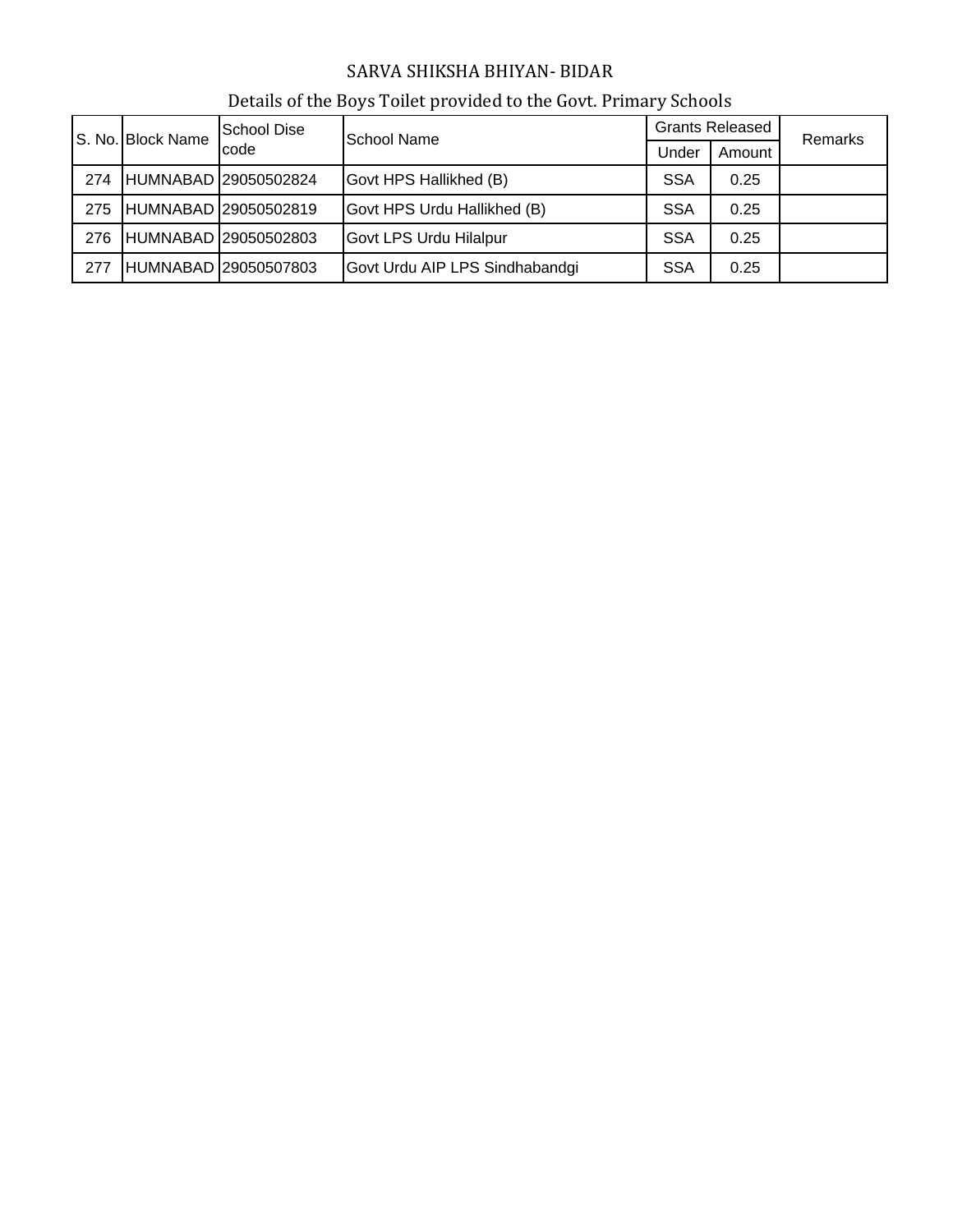SARVA SHIKSHA BHIYAN- BIDAR

Details of the Boys Toilet provided to the Govt. Primary Schools

| S. No. | Block Name | School Dise code | School Name | Grants Released | | Remarks |
|---|---|---|---|---|---|---|
| | | | | Under | Amount | |
| 274 | HUMNABAD | 29050502824 | Govt HPS Hallikhed (B) | SSA | 0.25 | |
| 275 | HUMNABAD | 29050502819 | Govt HPS Urdu Hallikhed (B) | SSA | 0.25 | |
| 276 | HUMNABAD | 29050502803 | Govt LPS Urdu Hilalpur | SSA | 0.25 | |
| 277 | HUMNABAD | 29050507803 | Govt Urdu AIP LPS Sindhabandgi | SSA | 0.25 | |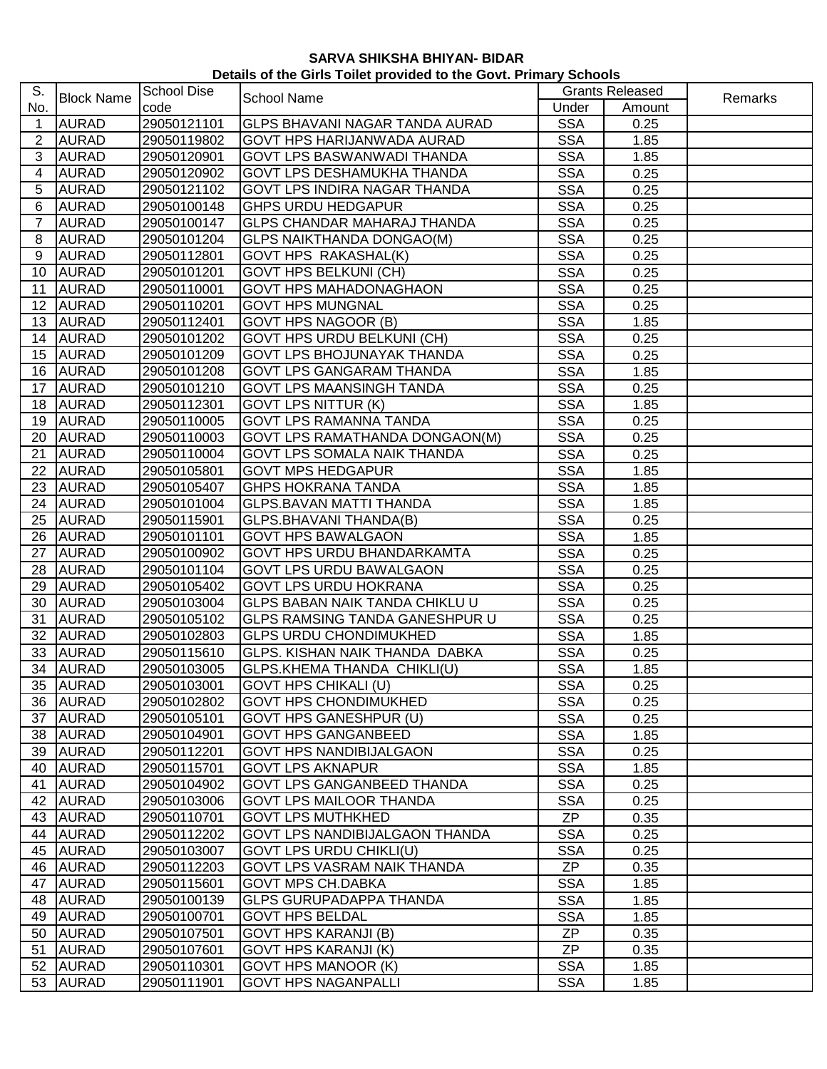**SARVA SHIKSHA BHIYAN- BIDAR**
**Details of the Girls Toilet provided to the Govt. Primary Schools**

| S. No. | Block Name | School Dise code | School Name | Grants Released | | Remarks |
|---|---|---|---|---|---|---|
| | | | | Under | Amount | |
| 1 | AURAD | 29050121101 | GLPS BHAVANI NAGAR TANDA AURAD | SSA | 0.25 | |
| 2 | AURAD | 29050119802 | GOVT HPS HARIJANWADA AURAD | SSA | 1.85 | |
| 3 | AURAD | 29050120901 | GOVT LPS BASWANWADI THANDA | SSA | 1.85 | |
| 4 | AURAD | 29050120902 | GOVT LPS DESHAMUKHA THANDA | SSA | 0.25 | |
| 5 | AURAD | 29050121102 | GOVT LPS INDIRA NAGAR THANDA | SSA | 0.25 | |
| 6 | AURAD | 29050100148 | GHPS URDU HEDGAPUR | SSA | 0.25 | |
| 7 | AURAD | 29050100147 | GLPS CHANDAR MAHARAJ THANDA | SSA | 0.25 | |
| 8 | AURAD | 29050101204 | GLPS NAIKTHANDA DONGAO(M) | SSA | 0.25 | |
| 9 | AURAD | 29050112801 | GOVT HPS RAKASHAL(K) | SSA | 0.25 | |
| 10 | AURAD | 29050101201 | GOVT HPS BELKUNI (CH) | SSA | 0.25 | |
| 11 | AURAD | 29050110001 | GOVT HPS MAHADONAGHAON | SSA | 0.25 | |
| 12 | AURAD | 29050110201 | GOVT HPS MUNGNAL | SSA | 0.25 | |
| 13 | AURAD | 29050112401 | GOVT HPS NAGOOR (B) | SSA | 1.85 | |
| 14 | AURAD | 29050101202 | GOVT HPS URDU BELKUNI (CH) | SSA | 0.25 | |
| 15 | AURAD | 29050101209 | GOVT LPS BHOJUNAYAK THANDA | SSA | 0.25 | |
| 16 | AURAD | 29050101208 | GOVT LPS GANGARAM THANDA | SSA | 1.85 | |
| 17 | AURAD | 29050101210 | GOVT LPS MAANSINGH TANDA | SSA | 0.25 | |
| 18 | AURAD | 29050112301 | GOVT LPS NITTUR (K) | SSA | 1.85 | |
| 19 | AURAD | 29050110005 | GOVT LPS RAMANNA TANDA | SSA | 0.25 | |
| 20 | AURAD | 29050110003 | GOVT LPS RAMATHANDA DONGAON(M) | SSA | 0.25 | |
| 21 | AURAD | 29050110004 | GOVT LPS SOMALA NAIK THANDA | SSA | 0.25 | |
| 22 | AURAD | 29050105801 | GOVT MPS HEDGAPUR | SSA | 1.85 | |
| 23 | AURAD | 29050105407 | GHPS HOKRANA TANDA | SSA | 1.85 | |
| 24 | AURAD | 29050101004 | GLPS.BAVAN MATTI THANDA | SSA | 1.85 | |
| 25 | AURAD | 29050115901 | GLPS.BHAVANI THANDA(B) | SSA | 0.25 | |
| 26 | AURAD | 29050101101 | GOVT HPS BAWALGAON | SSA | 1.85 | |
| 27 | AURAD | 29050100902 | GOVT HPS URDU BHANDARKAMTA | SSA | 0.25 | |
| 28 | AURAD | 29050101104 | GOVT LPS URDU BAWALGAON | SSA | 0.25 | |
| 29 | AURAD | 29050105402 | GOVT LPS URDU HOKRANA | SSA | 0.25 | |
| 30 | AURAD | 29050103004 | GLPS BABAN NAIK TANDA CHIKLU U | SSA | 0.25 | |
| 31 | AURAD | 29050105102 | GLPS RAMSING TANDA GANESHPUR U | SSA | 0.25 | |
| 32 | AURAD | 29050102803 | GLPS URDU CHONDIMUKHED | SSA | 1.85 | |
| 33 | AURAD | 29050115610 | GLPS. KISHAN NAIK THANDA DABKA | SSA | 0.25 | |
| 34 | AURAD | 29050103005 | GLPS.KHEMA THANDA CHIKLI(U) | SSA | 1.85 | |
| 35 | AURAD | 29050103001 | GOVT HPS CHIKALI (U) | SSA | 0.25 | |
| 36 | AURAD | 29050102802 | GOVT HPS CHONDIMUKHED | SSA | 0.25 | |
| 37 | AURAD | 29050105101 | GOVT HPS GANESHPUR (U) | SSA | 0.25 | |
| 38 | AURAD | 29050104901 | GOVT HPS GANGANBEED | SSA | 1.85 | |
| 39 | AURAD | 29050112201 | GOVT HPS NANDIBIJALGAON | SSA | 0.25 | |
| 40 | AURAD | 29050115701 | GOVT LPS AKNAPUR | SSA | 1.85 | |
| 41 | AURAD | 29050104902 | GOVT LPS GANGANBEED THANDA | SSA | 0.25 | |
| 42 | AURAD | 29050103006 | GOVT LPS MAILOOR THANDA | SSA | 0.25 | |
| 43 | AURAD | 29050110701 | GOVT LPS MUTHKHED | ZP | 0.35 | |
| 44 | AURAD | 29050112202 | GOVT LPS NANDIBIJALGAON THANDA | SSA | 0.25 | |
| 45 | AURAD | 29050103007 | GOVT LPS URDU CHIKLI(U) | SSA | 0.25 | |
| 46 | AURAD | 29050112203 | GOVT LPS VASRAM NAIK THANDA | ZP | 0.35 | |
| 47 | AURAD | 29050115601 | GOVT MPS CH.DABKA | SSA | 1.85 | |
| 48 | AURAD | 29050100139 | GLPS GURUPADAPPA THANDA | SSA | 1.85 | |
| 49 | AURAD | 29050100701 | GOVT HPS BELDAL | SSA | 1.85 | |
| 50 | AURAD | 29050107501 | GOVT HPS KARANJI (B) | ZP | 0.35 | |
| 51 | AURAD | 29050107601 | GOVT HPS KARANJI (K) | ZP | 0.35 | |
| 52 | AURAD | 29050110301 | GOVT HPS MANOOR (K) | SSA | 1.85 | |
| 53 | AURAD | 29050111901 | GOVT HPS NAGANPALLI | SSA | 1.85 | |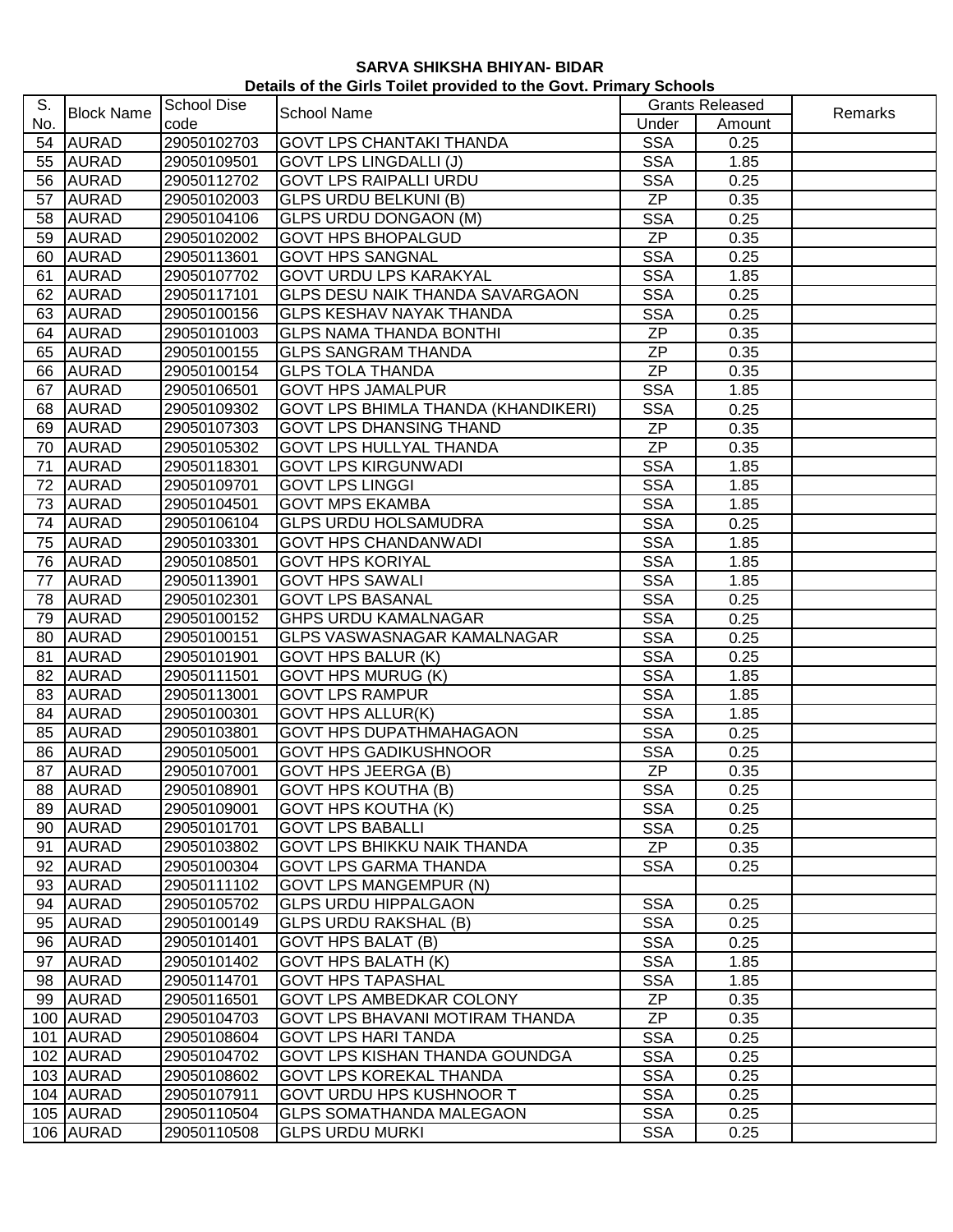**SARVA SHIKSHA BHIYAN- BIDAR**

**Details of the Girls Toilet provided to the Govt. Primary Schools**

| S. No. | Block Name | School Dise code | School Name | Grants Released | | Remarks |
|---|---|---|---|---|---|---|
| | | | | Under | Amount | |
| 54 | AURAD | 29050102703 | GOVT LPS CHANTAKI THANDA | SSA | 0.25 | |
| 55 | AURAD | 29050109501 | GOVT LPS LINGDALLI (J) | SSA | 1.85 | |
| 56 | AURAD | 29050112702 | GOVT LPS RAIPALLI URDU | SSA | 0.25 | |
| 57 | AURAD | 29050102003 | GLPS URDU BELKUNI (B) | ZP | 0.35 | |
| 58 | AURAD | 29050104106 | GLPS URDU DONGAON (M) | SSA | 0.25 | |
| 59 | AURAD | 29050102002 | GOVT HPS BHOPALGUD | ZP | 0.35 | |
| 60 | AURAD | 29050113601 | GOVT HPS SANGNAL | SSA | 0.25 | |
| 61 | AURAD | 29050107702 | GOVT URDU LPS KARAKYAL | SSA | 1.85 | |
| 62 | AURAD | 29050117101 | GLPS DESU NAIK THANDA SAVARGAON | SSA | 0.25 | |
| 63 | AURAD | 29050100156 | GLPS KESHAV NAYAK THANDA | SSA | 0.25 | |
| 64 | AURAD | 29050101003 | GLPS NAMA THANDA BONTHI | ZP | 0.35 | |
| 65 | AURAD | 29050100155 | GLPS SANGRAM THANDA | ZP | 0.35 | |
| 66 | AURAD | 29050100154 | GLPS TOLA THANDA | ZP | 0.35 | |
| 67 | AURAD | 29050106501 | GOVT HPS JAMALPUR | SSA | 1.85 | |
| 68 | AURAD | 29050109302 | GOVT LPS BHIMLA THANDA (KHANDIKERI) | SSA | 0.25 | |
| 69 | AURAD | 29050107303 | GOVT LPS DHANSING THAND | ZP | 0.35 | |
| 70 | AURAD | 29050105302 | GOVT LPS HULLYAL THANDA | ZP | 0.35 | |
| 71 | AURAD | 29050118301 | GOVT LPS KIRGUNWADI | SSA | 1.85 | |
| 72 | AURAD | 29050109701 | GOVT LPS LINGGI | SSA | 1.85 | |
| 73 | AURAD | 29050104501 | GOVT MPS EKAMBA | SSA | 1.85 | |
| 74 | AURAD | 29050106104 | GLPS URDU HOLSAMUDRA | SSA | 0.25 | |
| 75 | AURAD | 29050103301 | GOVT HPS CHANDANWADI | SSA | 1.85 | |
| 76 | AURAD | 29050108501 | GOVT HPS KORIYAL | SSA | 1.85 | |
| 77 | AURAD | 29050113901 | GOVT HPS SAWALI | SSA | 1.85 | |
| 78 | AURAD | 29050102301 | GOVT LPS BASANAL | SSA | 0.25 | |
| 79 | AURAD | 29050100152 | GHPS URDU KAMALNAGAR | SSA | 0.25 | |
| 80 | AURAD | 29050100151 | GLPS VASWASNAGAR KAMALNAGAR | SSA | 0.25 | |
| 81 | AURAD | 29050101901 | GOVT HPS BALUR (K) | SSA | 0.25 | |
| 82 | AURAD | 29050111501 | GOVT HPS MURUG (K) | SSA | 1.85 | |
| 83 | AURAD | 29050113001 | GOVT LPS RAMPUR | SSA | 1.85 | |
| 84 | AURAD | 29050100301 | GOVT HPS ALLUR(K) | SSA | 1.85 | |
| 85 | AURAD | 29050103801 | GOVT HPS DUPATHMAHAGAON | SSA | 0.25 | |
| 86 | AURAD | 29050105001 | GOVT HPS GADIKUSHNOOR | SSA | 0.25 | |
| 87 | AURAD | 29050107001 | GOVT HPS JEERGA (B) | ZP | 0.35 | |
| 88 | AURAD | 29050108901 | GOVT HPS KOUTHA (B) | SSA | 0.25 | |
| 89 | AURAD | 29050109001 | GOVT HPS KOUTHA (K) | SSA | 0.25 | |
| 90 | AURAD | 29050101701 | GOVT LPS BABALLI | SSA | 0.25 | |
| 91 | AURAD | 29050103802 | GOVT LPS BHIKKU NAIK THANDA | ZP | 0.35 | |
| 92 | AURAD | 29050100304 | GOVT LPS GARMA THANDA | SSA | 0.25 | |
| 93 | AURAD | 29050111102 | GOVT LPS MANGEMPUR (N) | | | |
| 94 | AURAD | 29050105702 | GLPS URDU HIPPALGAON | SSA | 0.25 | |
| 95 | AURAD | 29050100149 | GLPS URDU RAKSHAL (B) | SSA | 0.25 | |
| 96 | AURAD | 29050101401 | GOVT HPS BALAT (B) | SSA | 0.25 | |
| 97 | AURAD | 29050101402 | GOVT HPS BALATH (K) | SSA | 1.85 | |
| 98 | AURAD | 29050114701 | GOVT HPS TAPASHAL | SSA | 1.85 | |
| 99 | AURAD | 29050116501 | GOVT LPS AMBEDKAR COLONY | ZP | 0.35 | |
| 100 | AURAD | 29050104703 | GOVT LPS BHAVANI MOTIRAM THANDA | ZP | 0.35 | |
| 101 | AURAD | 29050108604 | GOVT LPS HARI TANDA | SSA | 0.25 | |
| 102 | AURAD | 29050104702 | GOVT LPS KISHAN THANDA GOUNDGA | SSA | 0.25 | |
| 103 | AURAD | 29050108602 | GOVT LPS KOREKAL THANDA | SSA | 0.25 | |
| 104 | AURAD | 29050107911 | GOVT URDU HPS KUSHNOOR T | SSA | 0.25 | |
| 105 | AURAD | 29050110504 | GLPS SOMATHANDA MALEGAON | SSA | 0.25 | |
| 106 | AURAD | 29050110508 | GLPS URDU MURKI | SSA | 0.25 | |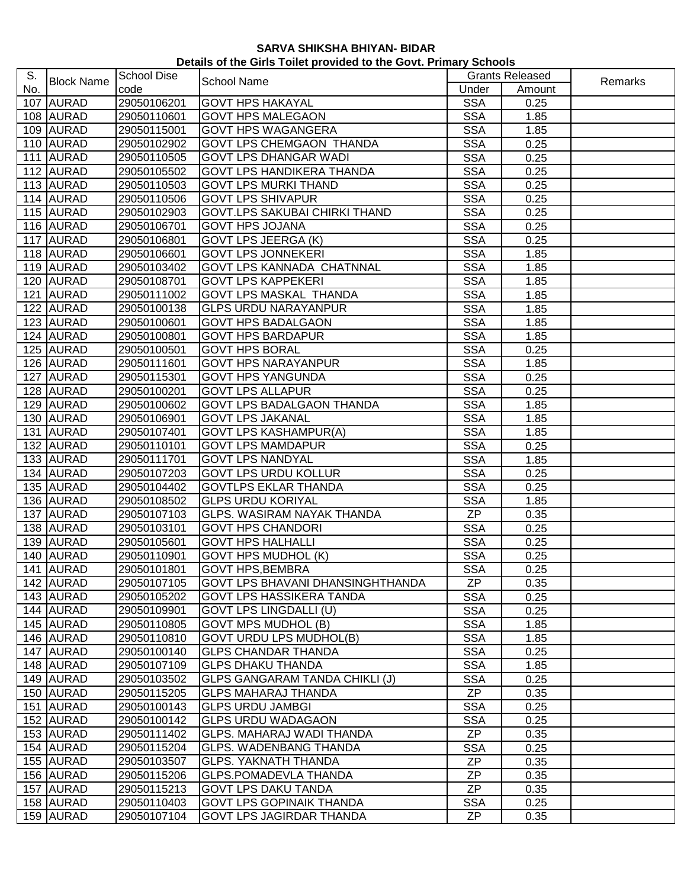**SARVA SHIKSHA BHIYAN- BIDAR**

**Details of the Girls Toilet provided to the Govt. Primary Schools**

| S. No. | Block Name | School Dise code | School Name | Grants Released | | Remarks |
|---|---|---|---|---|---|---|
| | | | | Under | Amount | |
| 107 | AURAD | 29050106201 | GOVT HPS HAKAYAL | SSA | 0.25 | |
| 108 | AURAD | 29050110601 | GOVT HPS MALEGAON | SSA | 1.85 | |
| 109 | AURAD | 29050115001 | GOVT HPS WAGANGERA | SSA | 1.85 | |
| 110 | AURAD | 29050102902 | GOVT LPS CHEMGAON THANDA | SSA | 0.25 | |
| 111 | AURAD | 29050110505 | GOVT LPS DHANGAR WADI | SSA | 0.25 | |
| 112 | AURAD | 29050105502 | GOVT LPS HANDIKERA THANDA | SSA | 0.25 | |
| 113 | AURAD | 29050110503 | GOVT LPS MURKI THAND | SSA | 0.25 | |
| 114 | AURAD | 29050110506 | GOVT LPS SHIVAPUR | SSA | 0.25 | |
| 115 | AURAD | 29050102903 | GOVT.LPS SAKUBAI CHIRKI THAND | SSA | 0.25 | |
| 116 | AURAD | 29050106701 | GOVT HPS JOJANA | SSA | 0.25 | |
| 117 | AURAD | 29050106801 | GOVT LPS JEERGA (K) | SSA | 0.25 | |
| 118 | AURAD | 29050106601 | GOVT LPS JONNEKERI | SSA | 1.85 | |
| 119 | AURAD | 29050103402 | GOVT LPS KANNADA CHATNNAL | SSA | 1.85 | |
| 120 | AURAD | 29050108701 | GOVT LPS KAPPEKERI | SSA | 1.85 | |
| 121 | AURAD | 29050111002 | GOVT LPS MASKAL THANDA | SSA | 1.85 | |
| 122 | AURAD | 29050100138 | GLPS URDU NARAYANPUR | SSA | 1.85 | |
| 123 | AURAD | 29050100601 | GOVT HPS BADALGAON | SSA | 1.85 | |
| 124 | AURAD | 29050100801 | GOVT HPS BARDAPUR | SSA | 1.85 | |
| 125 | AURAD | 29050100501 | GOVT HPS BORAL | SSA | 0.25 | |
| 126 | AURAD | 29050111601 | GOVT HPS NARAYANPUR | SSA | 1.85 | |
| 127 | AURAD | 29050115301 | GOVT HPS YANGUNDA | SSA | 0.25 | |
| 128 | AURAD | 29050100201 | GOVT LPS ALLAPUR | SSA | 0.25 | |
| 129 | AURAD | 29050100602 | GOVT LPS BADALGAON THANDA | SSA | 1.85 | |
| 130 | AURAD | 29050106901 | GOVT LPS JAKANAL | SSA | 1.85 | |
| 131 | AURAD | 29050107401 | GOVT LPS KASHAMPUR(A) | SSA | 1.85 | |
| 132 | AURAD | 29050110101 | GOVT LPS MAMDAPUR | SSA | 0.25 | |
| 133 | AURAD | 29050111701 | GOVT LPS NANDYAL | SSA | 1.85 | |
| 134 | AURAD | 29050107203 | GOVT LPS URDU KOLLUR | SSA | 0.25 | |
| 135 | AURAD | 29050104402 | GOVTLPS EKLAR THANDA | SSA | 0.25 | |
| 136 | AURAD | 29050108502 | GLPS URDU KORIYAL | SSA | 1.85 | |
| 137 | AURAD | 29050107103 | GLPS. WASIRAM NAYAK THANDA | ZP | 0.35 | |
| 138 | AURAD | 29050103101 | GOVT HPS CHANDORI | SSA | 0.25 | |
| 139 | AURAD | 29050105601 | GOVT HPS HALHALLI | SSA | 0.25 | |
| 140 | AURAD | 29050110901 | GOVT HPS MUDHOL (K) | SSA | 0.25 | |
| 141 | AURAD | 29050101801 | GOVT HPS,BEMBRA | SSA | 0.25 | |
| 142 | AURAD | 29050107105 | GOVT LPS BHAVANI DHANSINGHTHANDA | ZP | 0.35 | |
| 143 | AURAD | 29050105202 | GOVT LPS HASSIKERA TANDA | SSA | 0.25 | |
| 144 | AURAD | 29050109901 | GOVT LPS LINGDALLI (U) | SSA | 0.25 | |
| 145 | AURAD | 29050110805 | GOVT MPS MUDHOL (B) | SSA | 1.85 | |
| 146 | AURAD | 29050110810 | GOVT URDU LPS MUDHOL(B) | SSA | 1.85 | |
| 147 | AURAD | 29050100140 | GLPS CHANDAR THANDA | SSA | 0.25 | |
| 148 | AURAD | 29050107109 | GLPS DHAKU THANDA | SSA | 1.85 | |
| 149 | AURAD | 29050103502 | GLPS GANGARAM TANDA CHIKLI (J) | SSA | 0.25 | |
| 150 | AURAD | 29050115205 | GLPS MAHARAJ THANDA | ZP | 0.35 | |
| 151 | AURAD | 29050100143 | GLPS URDU JAMBGI | SSA | 0.25 | |
| 152 | AURAD | 29050100142 | GLPS URDU WADAGAON | SSA | 0.25 | |
| 153 | AURAD | 29050111402 | GLPS. MAHARAJ WADI THANDA | ZP | 0.35 | |
| 154 | AURAD | 29050115204 | GLPS. WADENBANG THANDA | SSA | 0.25 | |
| 155 | AURAD | 29050103507 | GLPS. YAKNATH THANDA | ZP | 0.35 | |
| 156 | AURAD | 29050115206 | GLPS.POMADEVLA THANDA | ZP | 0.35 | |
| 157 | AURAD | 29050115213 | GOVT LPS DAKU TANDA | ZP | 0.35 | |
| 158 | AURAD | 29050110403 | GOVT LPS GOPINAIK THANDA | SSA | 0.25 | |
| 159 | AURAD | 29050107104 | GOVT LPS JAGIRDAR THANDA | ZP | 0.35 | |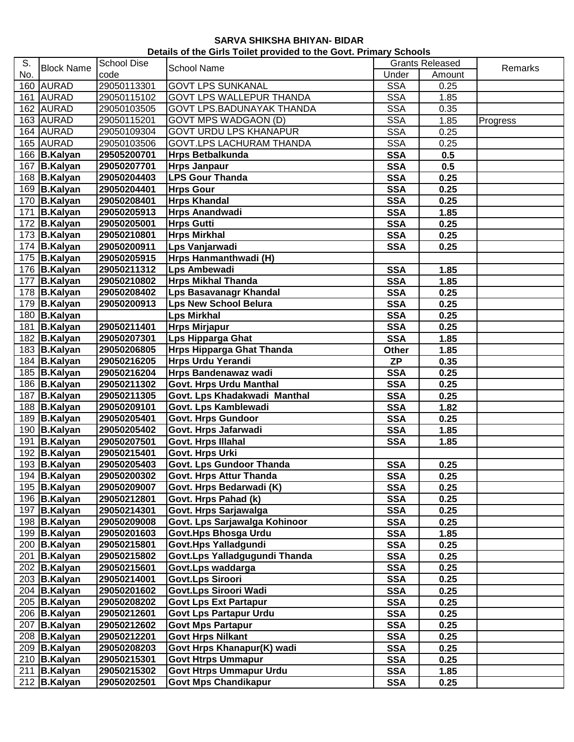**SARVA SHIKSHA BHIYAN- BIDAR**
**Details of the Girls Toilet provided to the Govt. Primary Schools**

| S. No. | Block Name | School Dise code | School Name | Grants Released | | Remarks |
|---|---|---|---|---|---|---|
| | | | | Under | Amount | |
| 160 | AURAD | 29050113301 | GOVT LPS SUNKANAL | SSA | 0.25 | |
| 161 | AURAD | 29050115102 | GOVT LPS WALLEPUR THANDA | SSA | 1.85 | |
| 162 | AURAD | 29050103505 | GOVT LPS.BADUNAYAK THANDA | SSA | 0.35 | |
| 163 | AURAD | 29050115201 | GOVT MPS WADGAON (D) | SSA | 1.85 | Progress |
| 164 | AURAD | 29050109304 | GOVT URDU LPS KHANAPUR | SSA | 0.25 | |
| 165 | AURAD | 29050103506 | GOVT.LPS LACHURAM THANDA | SSA | 0.25 | |
| 166 | **B.Kalyan** | **29505200701** | **Hrps Betbalkunda** | **SSA** | **0.5** | |
| 167 | **B.Kalyan** | **29050207701** | **Hrps Janpaur** | **SSA** | **0.5** | |
| 168 | **B.Kalyan** | **29050204403** | **LPS Gour Thanda** | **SSA** | **0.25** | |
| 169 | **B.Kalyan** | **29050204401** | **Hrps Gour** | **SSA** | **0.25** | |
| 170 | **B.Kalyan** | **29050208401** | **Hrps Khandal** | **SSA** | **0.25** | |
| 171 | **B.Kalyan** | **29050205913** | **Hrps Anandwadi** | **SSA** | **1.85** | |
| 172 | **B.Kalyan** | **29050205001** | **Hrps Gutti** | **SSA** | **0.25** | |
| 173 | **B.Kalyan** | **29050210801** | **Hrps Mirkhal** | **SSA** | **0.25** | |
| 174 | **B.Kalyan** | **29050200911** | **Lps Vanjarwadi** | **SSA** | **0.25** | |
| 175 | **B.Kalyan** | **29050205915** | **Hrps Hanmanthwadi (H)** | | | |
| 176 | **B.Kalyan** | **29050211312** | **Lps Ambewadi** | **SSA** | **1.85** | |
| 177 | **B.Kalyan** | **29050210802** | **Hrps Mikhal Thanda** | **SSA** | **1.85** | |
| 178 | **B.Kalyan** | **29050208402** | **Lps Basavanagr Khandal** | **SSA** | **0.25** | |
| 179 | **B.Kalyan** | **29050200913** | **Lps New School Belura** | **SSA** | **0.25** | |
| 180 | **B.Kalyan** | | **Lps Mirkhal** | **SSA** | **0.25** | |
| 181 | **B.Kalyan** | **29050211401** | **Hrps Mirjapur** | **SSA** | **0.25** | |
| 182 | **B.Kalyan** | **29050207301** | **Lps Hipparga Ghat** | **SSA** | **1.85** | |
| 183 | **B.Kalyan** | **29050206805** | **Hrps Hipparga Ghat Thanda** | **Other** | **1.85** | |
| 184 | **B.Kalyan** | **29050216205** | **Hrps Urdu Yerandi** | **ZP** | **0.35** | |
| 185 | **B.Kalyan** | **29050216204** | **Hrps Bandenawaz wadi** | **SSA** | **0.25** | |
| 186 | **B.Kalyan** | **29050211302** | **Govt. Hrps Urdu Manthal** | **SSA** | **0.25** | |
| 187 | **B.Kalyan** | **29050211305** | **Govt. Lps Khadakwadi Manthal** | **SSA** | **0.25** | |
| 188 | **B.Kalyan** | **29050209101** | **Govt. Lps Kamblewadi** | **SSA** | **1.82** | |
| 189 | **B.Kalyan** | **29050205401** | **Govt. Hrps Gundoor** | **SSA** | **0.25** | |
| 190 | **B.Kalyan** | **29050205402** | **Govt. Hrps Jafarwadi** | **SSA** | **1.85** | |
| 191 | **B.Kalyan** | **29050207501** | **Govt. Hrps Illahal** | **SSA** | **1.85** | |
| 192 | **B.Kalyan** | **29050215401** | **Govt. Hrps Urki** | | | |
| 193 | **B.Kalyan** | **29050205403** | **Govt. Lps Gundoor Thanda** | **SSA** | **0.25** | |
| 194 | **B.Kalyan** | **29050200302** | **Govt. Hrps Attur Thanda** | **SSA** | **0.25** | |
| 195 | **B.Kalyan** | **29050209007** | **Govt. Hrps Bedarwadi (K)** | **SSA** | **0.25** | |
| 196 | **B.Kalyan** | **29050212801** | **Govt. Hrps Pahad (k)** | **SSA** | **0.25** | |
| 197 | **B.Kalyan** | **29050214301** | **Govt. Hrps Sarjawalga** | **SSA** | **0.25** | |
| 198 | **B.Kalyan** | **29050209008** | **Govt. Lps Sarjawalga Kohinoor** | **SSA** | **0.25** | |
| 199 | **B.Kalyan** | **29050201603** | **Govt.Hps Bhosga Urdu** | **SSA** | **1.85** | |
| 200 | **B.Kalyan** | **29050215801** | **Govt.Hps Yalladgundi** | **SSA** | **0.25** | |
| 201 | **B.Kalyan** | **29050215802** | **Govt.Lps Yalladgugundi Thanda** | **SSA** | **0.25** | |
| 202 | **B.Kalyan** | **29050215601** | **Govt.Lps waddarga** | **SSA** | **0.25** | |
| 203 | **B.Kalyan** | **29050214001** | **Govt.Lps Siroori** | **SSA** | **0.25** | |
| 204 | **B.Kalyan** | **29050201602** | **Govt.Lps Siroori Wadi** | **SSA** | **0.25** | |
| 205 | **B.Kalyan** | **29050208202** | **Govt Lps Ext Partapur** | **SSA** | **0.25** | |
| 206 | **B.Kalyan** | **29050212601** | **Govt Lps Partapur Urdu** | **SSA** | **0.25** | |
| 207 | **B.Kalyan** | **29050212602** | **Govt Mps Partapur** | **SSA** | **0.25** | |
| 208 | **B.Kalyan** | **29050212201** | **Govt Hrps Nilkant** | **SSA** | **0.25** | |
| 209 | **B.Kalyan** | **29050208203** | **Govt Hrps Khanapur(K) wadi** | **SSA** | **0.25** | |
| 210 | **B.Kalyan** | **29050215301** | **Govt Htrps Ummapur** | **SSA** | **0.25** | |
| 211 | **B.Kalyan** | **29050215302** | **Govt Htrps Ummapur Urdu** | **SSA** | **1.85** | |
| 212 | **B.Kalyan** | **29050202501** | **Govt Mps Chandikapur** | **SSA** | **0.25** | |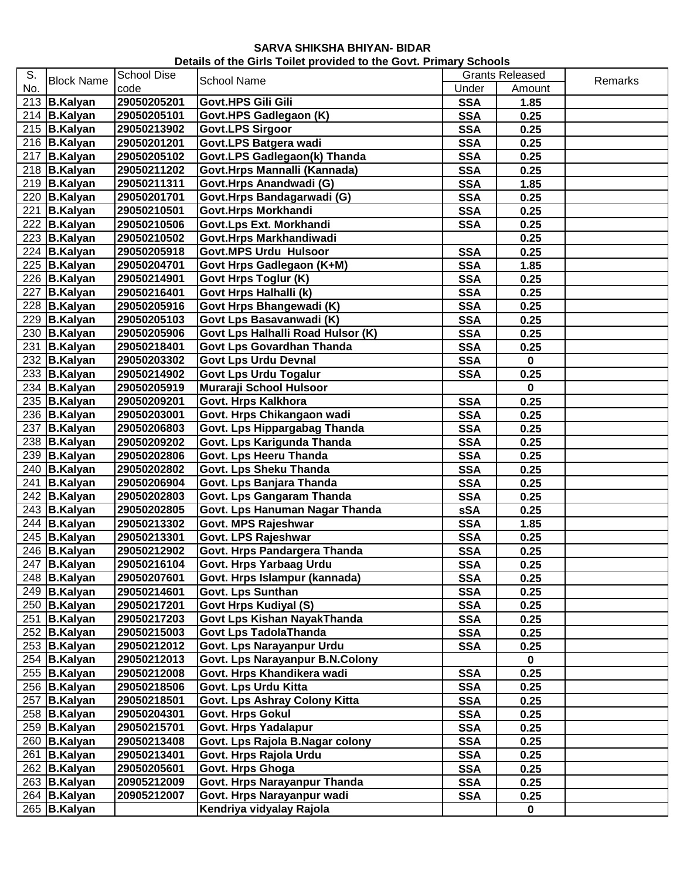**SARVA SHIKSHA BHIYAN- BIDAR**

**Details of the Girls Toilet provided to the Govt. Primary Schools**

| S. No. | Block Name | School Dise code | School Name | Grants Released | | Remarks |
|---|---|---|---|---|---|---|
| | | | | Under | Amount | |
| 213 | B.Kalyan | 29050205201 | Govt.HPS Gili Gili | SSA | 1.85 | |
| 214 | B.Kalyan | 29050205101 | Govt.HPS Gadlegaon (K) | SSA | 0.25 | |
| 215 | B.Kalyan | 29050213902 | Govt.LPS Sirgoor | SSA | 0.25 | |
| 216 | B.Kalyan | 29050201201 | Govt.LPS Batgera wadi | SSA | 0.25 | |
| 217 | B.Kalyan | 29050205102 | Govt.LPS Gadlegaon(k) Thanda | SSA | 0.25 | |
| 218 | B.Kalyan | 29050211202 | Govt.Hrps Mannalli (Kannada) | SSA | 0.25 | |
| 219 | B.Kalyan | 29050211311 | Govt.Hrps Anandwadi (G) | SSA | 1.85 | |
| 220 | B.Kalyan | 29050201701 | Govt.Hrps Bandagarwadi (G) | SSA | 0.25 | |
| 221 | B.Kalyan | 29050210501 | Govt.Hrps Morkhandi | SSA | 0.25 | |
| 222 | B.Kalyan | 29050210506 | Govt.Lps Ext. Morkhandi | SSA | 0.25 | |
| 223 | B.Kalyan | 29050210502 | Govt.Hrps Markhandiwadi | | 0.25 | |
| 224 | B.Kalyan | 29050205918 | Govt.MPS Urdu Hulsoor | SSA | 0.25 | |
| 225 | B.Kalyan | 29050204701 | Govt Hrps Gadlegaon (K+M) | SSA | 1.85 | |
| 226 | B.Kalyan | 29050214901 | Govt Hrps Toglur (K) | SSA | 0.25 | |
| 227 | B.Kalyan | 29050216401 | Govt Hrps Halhalli (k) | SSA | 0.25 | |
| 228 | B.Kalyan | 29050205916 | Govt Hrps Bhangewadi (K) | SSA | 0.25 | |
| 229 | B.Kalyan | 29050205103 | Govt Lps Basavanwadi (K) | SSA | 0.25 | |
| 230 | B.Kalyan | 29050205906 | Govt Lps Halhalli Road Hulsor (K) | SSA | 0.25 | |
| 231 | B.Kalyan | 29050218401 | Govt Lps Govardhan Thanda | SSA | 0.25 | |
| 232 | B.Kalyan | 29050203302 | Govt Lps Urdu Devnal | SSA | 0 | |
| 233 | B.Kalyan | 29050214902 | Govt Lps Urdu Togalur | SSA | 0.25 | |
| 234 | B.Kalyan | 29050205919 | Muraraji School Hulsoor | | 0 | |
| 235 | B.Kalyan | 29050209201 | Govt. Hrps Kalkhora | SSA | 0.25 | |
| 236 | B.Kalyan | 29050203001 | Govt. Hrps Chikangaon wadi | SSA | 0.25 | |
| 237 | B.Kalyan | 29050206803 | Govt. Lps Hippargabag Thanda | SSA | 0.25 | |
| 238 | B.Kalyan | 29050209202 | Govt. Lps Karigunda Thanda | SSA | 0.25 | |
| 239 | B.Kalyan | 29050202806 | Govt. Lps Heeru Thanda | SSA | 0.25 | |
| 240 | B.Kalyan | 29050202802 | Govt. Lps Sheku Thanda | SSA | 0.25 | |
| 241 | B.Kalyan | 29050206904 | Govt. Lps Banjara Thanda | SSA | 0.25 | |
| 242 | B.Kalyan | 29050202803 | Govt. Lps Gangaram Thanda | SSA | 0.25 | |
| 243 | B.Kalyan | 29050202805 | Govt. Lps Hanuman Nagar Thanda | sSA | 0.25 | |
| 244 | B.Kalyan | 29050213302 | Govt. MPS Rajeshwar | SSA | 1.85 | |
| 245 | B.Kalyan | 29050213301 | Govt. LPS Rajeshwar | SSA | 0.25 | |
| 246 | B.Kalyan | 29050212902 | Govt. Hrps Pandargera Thanda | SSA | 0.25 | |
| 247 | B.Kalyan | 29050216104 | Govt. Hrps Yarbaag Urdu | SSA | 0.25 | |
| 248 | B.Kalyan | 29050207601 | Govt. Hrps Islampur (kannada) | SSA | 0.25 | |
| 249 | B.Kalyan | 29050214601 | Govt. Lps Sunthan | SSA | 0.25 | |
| 250 | B.Kalyan | 29050217201 | Govt Hrps Kudiyal (S) | SSA | 0.25 | |
| 251 | B.Kalyan | 29050217203 | Govt Lps Kishan NayakThanda | SSA | 0.25 | |
| 252 | B.Kalyan | 29050215003 | Govt Lps TadolaThanda | SSA | 0.25 | |
| 253 | B.Kalyan | 29050212012 | Govt. Lps Narayanpur Urdu | SSA | 0.25 | |
| 254 | B.Kalyan | 29050212013 | Govt. Lps Narayanpur B.N.Colony | | 0 | |
| 255 | B.Kalyan | 29050212008 | Govt. Hrps Khandikera wadi | SSA | 0.25 | |
| 256 | B.Kalyan | 29050218506 | Govt. Lps Urdu Kitta | SSA | 0.25 | |
| 257 | B.Kalyan | 29050218501 | Govt. Lps Ashray Colony Kitta | SSA | 0.25 | |
| 258 | B.Kalyan | 29050204301 | Govt. Hrps Gokul | SSA | 0.25 | |
| 259 | B.Kalyan | 29050215701 | Govt. Hrps Yadalapur | SSA | 0.25 | |
| 260 | B.Kalyan | 29050213408 | Govt. Lps Rajola B.Nagar colony | SSA | 0.25 | |
| 261 | B.Kalyan | 29050213401 | Govt. Hrps Rajola Urdu | SSA | 0.25 | |
| 262 | B.Kalyan | 29050205601 | Govt. Hrps Ghoga | SSA | 0.25 | |
| 263 | B.Kalyan | 20905212009 | Govt. Hrps Narayanpur Thanda | SSA | 0.25 | |
| 264 | B.Kalyan | 20905212007 | Govt. Hrps Narayanpur wadi | SSA | 0.25 | |
| 265 | B.Kalyan | | Kendriya vidyalay Rajola | | 0 | |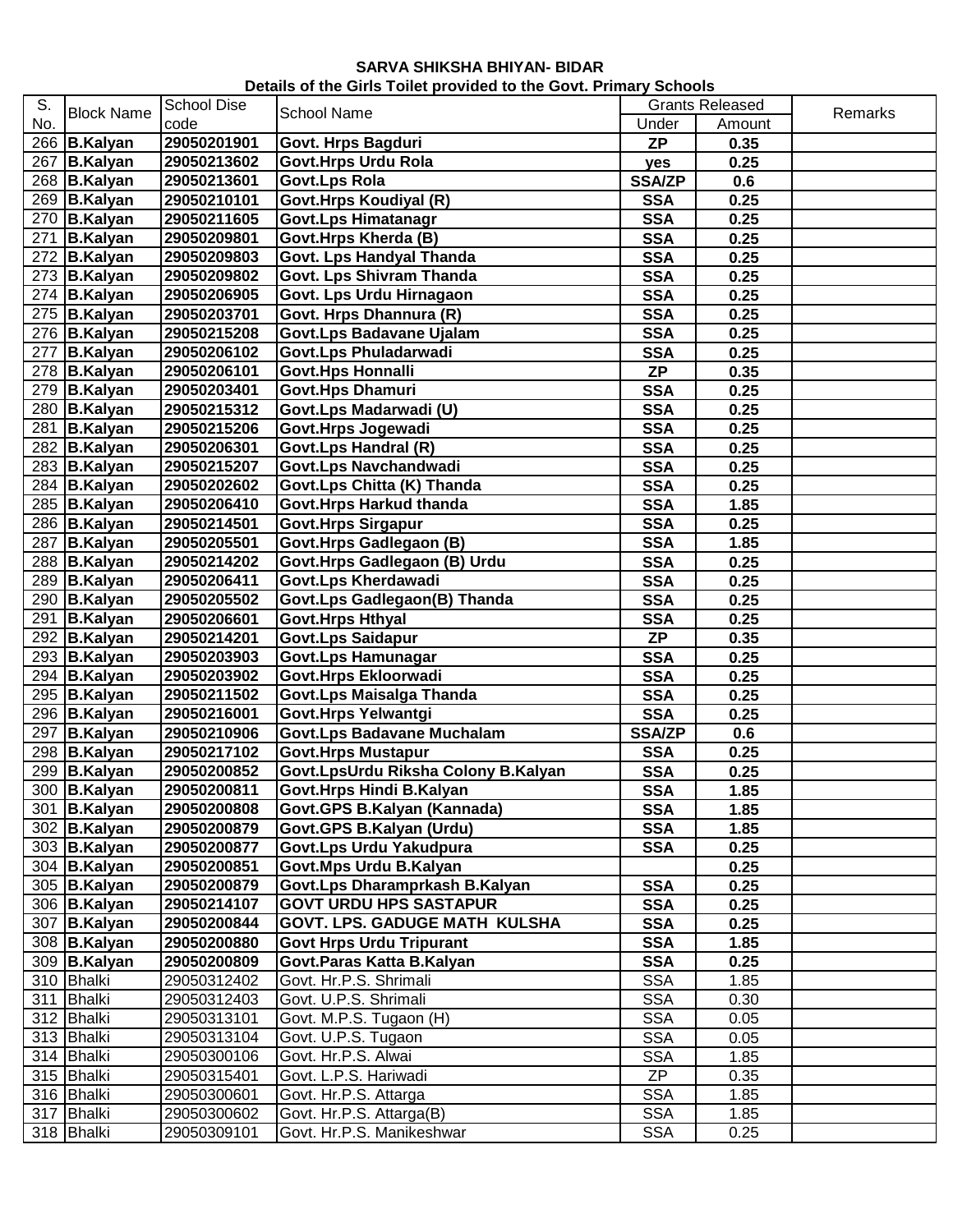**SARVA SHIKSHA BHIYAN- BIDAR**

**Details of the Girls Toilet provided to the Govt. Primary Schools**

| S. No. | Block Name | School Dise code | School Name | Grants Released | | Remarks |
|---|---|---|---|---|---|---|
| | | | | Under | Amount | |
| 266 | **B.Kalyan** | **29050201901** | **Govt. Hrps Bagduri** | **ZP** | **0.35** | |
| 267 | **B.Kalyan** | **29050213602** | **Govt.Hrps Urdu Rola** | **yes** | **0.25** | |
| 268 | **B.Kalyan** | **29050213601** | **Govt.Lps Rola** | **SSA/ZP** | **0.6** | |
| 269 | **B.Kalyan** | **29050210101** | **Govt.Hrps Koudiyal (R)** | **SSA** | **0.25** | |
| 270 | **B.Kalyan** | **29050211605** | **Govt.Lps Himatanagr** | **SSA** | **0.25** | |
| 271 | **B.Kalyan** | **29050209801** | **Govt.Hrps Kherda (B)** | **SSA** | **0.25** | |
| 272 | **B.Kalyan** | **29050209803** | **Govt. Lps Handyal Thanda** | **SSA** | **0.25** | |
| 273 | **B.Kalyan** | **29050209802** | **Govt. Lps Shivram Thanda** | **SSA** | **0.25** | |
| 274 | **B.Kalyan** | **29050206905** | **Govt. Lps Urdu Hirnagaon** | **SSA** | **0.25** | |
| 275 | **B.Kalyan** | **29050203701** | **Govt. Hrps Dhannura (R)** | **SSA** | **0.25** | |
| 276 | **B.Kalyan** | **29050215208** | **Govt.Lps Badavane Ujalam** | **SSA** | **0.25** | |
| 277 | **B.Kalyan** | **29050206102** | **Govt.Lps Phuladarwadi** | **SSA** | **0.25** | |
| 278 | **B.Kalyan** | **29050206101** | **Govt.Hps Honnalli** | **ZP** | **0.35** | |
| 279 | **B.Kalyan** | **29050203401** | **Govt.Hps Dhamuri** | **SSA** | **0.25** | |
| 280 | **B.Kalyan** | **29050215312** | **Govt.Lps Madarwadi (U)** | **SSA** | **0.25** | |
| 281 | **B.Kalyan** | **29050215206** | **Govt.Hrps Jogewadi** | **SSA** | **0.25** | |
| 282 | **B.Kalyan** | **29050206301** | **Govt.Lps Handral (R)** | **SSA** | **0.25** | |
| 283 | **B.Kalyan** | **29050215207** | **Govt.Lps Navchandwadi** | **SSA** | **0.25** | |
| 284 | **B.Kalyan** | **29050202602** | **Govt.Lps Chitta (K) Thanda** | **SSA** | **0.25** | |
| 285 | **B.Kalyan** | **29050206410** | **Govt.Hrps Harkud thanda** | **SSA** | **1.85** | |
| 286 | **B.Kalyan** | **29050214501** | **Govt.Hrps Sirgapur** | **SSA** | **0.25** | |
| 287 | **B.Kalyan** | **29050205501** | **Govt.Hrps Gadlegaon (B)** | **SSA** | **1.85** | |
| 288 | **B.Kalyan** | **29050214202** | **Govt.Hrps Gadlegaon (B) Urdu** | **SSA** | **0.25** | |
| 289 | **B.Kalyan** | **29050206411** | **Govt.Lps Kherdawadi** | **SSA** | **0.25** | |
| 290 | **B.Kalyan** | **29050205502** | **Govt.Lps Gadlegaon(B) Thanda** | **SSA** | **0.25** | |
| 291 | **B.Kalyan** | **29050206601** | **Govt.Hrps Hthyal** | **SSA** | **0.25** | |
| 292 | **B.Kalyan** | **29050214201** | **Govt.Lps Saidapur** | **ZP** | **0.35** | |
| 293 | **B.Kalyan** | **29050203903** | **Govt.Lps Hamunagar** | **SSA** | **0.25** | |
| 294 | **B.Kalyan** | **29050203902** | **Govt.Hrps Ekloorwadi** | **SSA** | **0.25** | |
| 295 | **B.Kalyan** | **29050211502** | **Govt.Lps Maisalga Thanda** | **SSA** | **0.25** | |
| 296 | **B.Kalyan** | **29050216001** | **Govt.Hrps Yelwantgi** | **SSA** | **0.25** | |
| 297 | **B.Kalyan** | **29050210906** | **Govt.Lps Badavane Muchalam** | **SSA/ZP** | **0.6** | |
| 298 | **B.Kalyan** | **29050217102** | **Govt.Hrps Mustapur** | **SSA** | **0.25** | |
| 299 | **B.Kalyan** | **29050200852** | **Govt.LpsUrdu Riksha Colony B.Kalyan** | **SSA** | **0.25** | |
| 300 | **B.Kalyan** | **29050200811** | **Govt.Hrps Hindi B.Kalyan** | **SSA** | **1.85** | |
| 301 | **B.Kalyan** | **29050200808** | **Govt.GPS B.Kalyan (Kannada)** | **SSA** | **1.85** | |
| 302 | **B.Kalyan** | **29050200879** | **Govt.GPS B.Kalyan (Urdu)** | **SSA** | **1.85** | |
| 303 | **B.Kalyan** | **29050200877** | **Govt.Lps Urdu Yakudpura** | **SSA** | **0.25** | |
| 304 | **B.Kalyan** | **29050200851** | **Govt.Mps Urdu B.Kalyan** | | **0.25** | |
| 305 | **B.Kalyan** | **29050200879** | **Govt.Lps Dharamprkash B.Kalyan** | **SSA** | **0.25** | |
| 306 | **B.Kalyan** | **29050214107** | **GOVT URDU HPS SASTAPUR** | **SSA** | **0.25** | |
| 307 | **B.Kalyan** | **29050200844** | **GOVT. LPS. GADUGE MATH KULSHA** | **SSA** | **0.25** | |
| 308 | **B.Kalyan** | **29050200880** | **Govt Hrps Urdu Tripurant** | **SSA** | **1.85** | |
| 309 | **B.Kalyan** | **29050200809** | **Govt.Paras Katta B.Kalyan** | **SSA** | **0.25** | |
| 310 | Bhalki | 29050312402 | Govt. Hr.P.S. Shrimali | SSA | 1.85 | |
| 311 | Bhalki | 29050312403 | Govt. U.P.S. Shrimali | SSA | 0.30 | |
| 312 | Bhalki | 29050313101 | Govt. M.P.S. Tugaon (H) | SSA | 0.05 | |
| 313 | Bhalki | 29050313104 | Govt. U.P.S. Tugaon | SSA | 0.05 | |
| 314 | Bhalki | 29050300106 | Govt. Hr.P.S. Alwai | SSA | 1.85 | |
| 315 | Bhalki | 29050315401 | Govt. L.P.S. Hariwadi | ZP | 0.35 | |
| 316 | Bhalki | 29050300601 | Govt. Hr.P.S. Attarga | SSA | 1.85 | |
| 317 | Bhalki | 29050300602 | Govt. Hr.P.S. Attarga(B) | SSA | 1.85 | |
| 318 | Bhalki | 29050309101 | Govt. Hr.P.S. Manikeshwar | SSA | 0.25 | |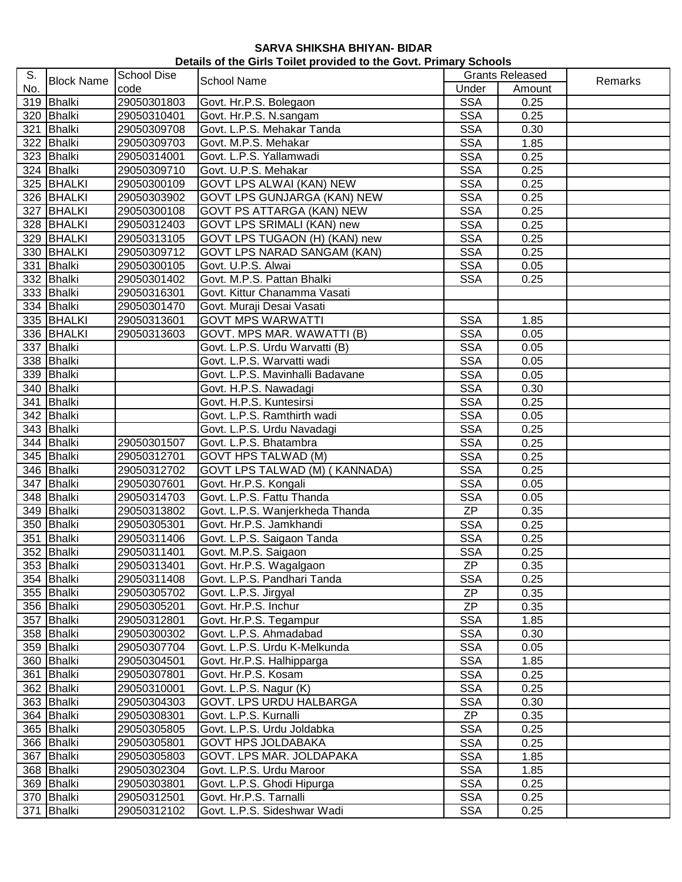**SARVA SHIKSHA BHIYAN- BIDAR**
**Details of the Girls Toilet provided to the Govt. Primary Schools**

| S. No. | Block Name | School Dise code | School Name | Grants Released | | Remarks |
|---|---|---|---|---|---|---|
| | | | | Under | Amount | |
| 319 | Bhalki | 29050301803 | Govt. Hr.P.S. Bolegaon | SSA | 0.25 | |
| 320 | Bhalki | 29050310401 | Govt. Hr.P.S. N.sangam | SSA | 0.25 | |
| 321 | Bhalki | 29050309708 | Govt. L.P.S. Mehakar Tanda | SSA | 0.30 | |
| 322 | Bhalki | 29050309703 | Govt. M.P.S. Mehakar | SSA | 1.85 | |
| 323 | Bhalki | 29050314001 | Govt. L.P.S. Yallamwadi | SSA | 0.25 | |
| 324 | Bhalki | 29050309710 | Govt. U.P.S. Mehakar | SSA | 0.25 | |
| 325 | BHALKI | 29050300109 | GOVT LPS ALWAI (KAN) NEW | SSA | 0.25 | |
| 326 | BHALKI | 29050303902 | GOVT LPS GUNJARGA (KAN) NEW | SSA | 0.25 | |
| 327 | BHALKI | 29050300108 | GOVT PS ATTARGA (KAN) NEW | SSA | 0.25 | |
| 328 | BHALKI | 29050312403 | GOVT LPS SRIMALI (KAN) new | SSA | 0.25 | |
| 329 | BHALKI | 29050313105 | GOVT LPS TUGAON (H) (KAN) new | SSA | 0.25 | |
| 330 | BHALKI | 29050309712 | GOVT LPS NARAD SANGAM (KAN) | SSA | 0.25 | |
| 331 | Bhalki | 29050300105 | Govt. U.P.S. Alwai | SSA | 0.05 | |
| 332 | Bhalki | 29050301402 | Govt. M.P.S. Pattan Bhalki | SSA | 0.25 | |
| 333 | Bhalki | 29050316301 | Govt. Kittur Chanamma Vasati | | | |
| 334 | Bhalki | 29050301470 | Govt. Muraji Desai Vasati | | | |
| 335 | BHALKI | 29050313601 | GOVT MPS WARWATTI | SSA | 1.85 | |
| 336 | BHALKI | 29050313603 | GOVT. MPS MAR. WAWATTI (B) | SSA | 0.05 | |
| 337 | Bhalki | | Govt. L.P.S. Urdu Warvatti (B) | SSA | 0.05 | |
| 338 | Bhalki | | Govt. L.P.S. Warvatti wadi | SSA | 0.05 | |
| 339 | Bhalki | | Govt. L.P.S. Mavinhalli Badavane | SSA | 0.05 | |
| 340 | Bhalki | | Govt. H.P.S. Nawadagi | SSA | 0.30 | |
| 341 | Bhalki | | Govt. H.P.S. Kuntesirsi | SSA | 0.25 | |
| 342 | Bhalki | | Govt. L.P.S. Ramthirth wadi | SSA | 0.05 | |
| 343 | Bhalki | | Govt. L.P.S. Urdu Navadagi | SSA | 0.25 | |
| 344 | Bhalki | 29050301507 | Govt. L.P.S. Bhatambra | SSA | 0.25 | |
| 345 | Bhalki | 29050312701 | GOVT HPS TALWAD (M) | SSA | 0.25 | |
| 346 | Bhalki | 29050312702 | GOVT LPS TALWAD (M) ( KANNADA) | SSA | 0.25 | |
| 347 | Bhalki | 29050307601 | Govt. Hr.P.S. Kongali | SSA | 0.05 | |
| 348 | Bhalki | 29050314703 | Govt. L.P.S. Fattu Thanda | SSA | 0.05 | |
| 349 | Bhalki | 29050313802 | Govt. L.P.S. Wanjerkheda Thanda | ZP | 0.35 | |
| 350 | Bhalki | 29050305301 | Govt. Hr.P.S. Jamkhandi | SSA | 0.25 | |
| 351 | Bhalki | 29050311406 | Govt. L.P.S. Saigaon Tanda | SSA | 0.25 | |
| 352 | Bhalki | 29050311401 | Govt. M.P.S. Saigaon | SSA | 0.25 | |
| 353 | Bhalki | 29050313401 | Govt. Hr.P.S. Wagalgaon | ZP | 0.35 | |
| 354 | Bhalki | 29050311408 | Govt. L.P.S. Pandhari Tanda | SSA | 0.25 | |
| 355 | Bhalki | 29050305702 | Govt. L.P.S. Jirgyal | ZP | 0.35 | |
| 356 | Bhalki | 29050305201 | Govt. Hr.P.S. Inchur | ZP | 0.35 | |
| 357 | Bhalki | 29050312801 | Govt. Hr.P.S. Tegampur | SSA | 1.85 | |
| 358 | Bhalki | 29050300302 | Govt. L.P.S. Ahmadabad | SSA | 0.30 | |
| 359 | Bhalki | 29050307704 | Govt. L.P.S. Urdu K-Melkunda | SSA | 0.05 | |
| 360 | Bhalki | 29050304501 | Govt. Hr.P.S. Halhipparga | SSA | 1.85 | |
| 361 | Bhalki | 29050307801 | Govt. Hr.P.S. Kosam | SSA | 0.25 | |
| 362 | Bhalki | 29050310001 | Govt. L.P.S. Nagur (K) | SSA | 0.25 | |
| 363 | Bhalki | 29050304303 | GOVT. LPS URDU HALBARGA | SSA | 0.30 | |
| 364 | Bhalki | 29050308301 | Govt. L.P.S. Kurnalli | ZP | 0.35 | |
| 365 | Bhalki | 29050305805 | Govt. L.P.S. Urdu Joldabka | SSA | 0.25 | |
| 366 | Bhalki | 29050305801 | GOVT HPS JOLDABAKA | SSA | 0.25 | |
| 367 | Bhalki | 29050305803 | GOVT. LPS MAR. JOLDAPAKA | SSA | 1.85 | |
| 368 | Bhalki | 29050302304 | Govt. L.P.S. Urdu Maroor | SSA | 1.85 | |
| 369 | Bhalki | 29050303801 | Govt. L.P.S. Ghodi Hipurga | SSA | 0.25 | |
| 370 | Bhalki | 29050312501 | Govt. Hr.P.S. Tarnalli | SSA | 0.25 | |
| 371 | Bhalki | 29050312102 | Govt. L.P.S. Sideshwar Wadi | SSA | 0.25 | |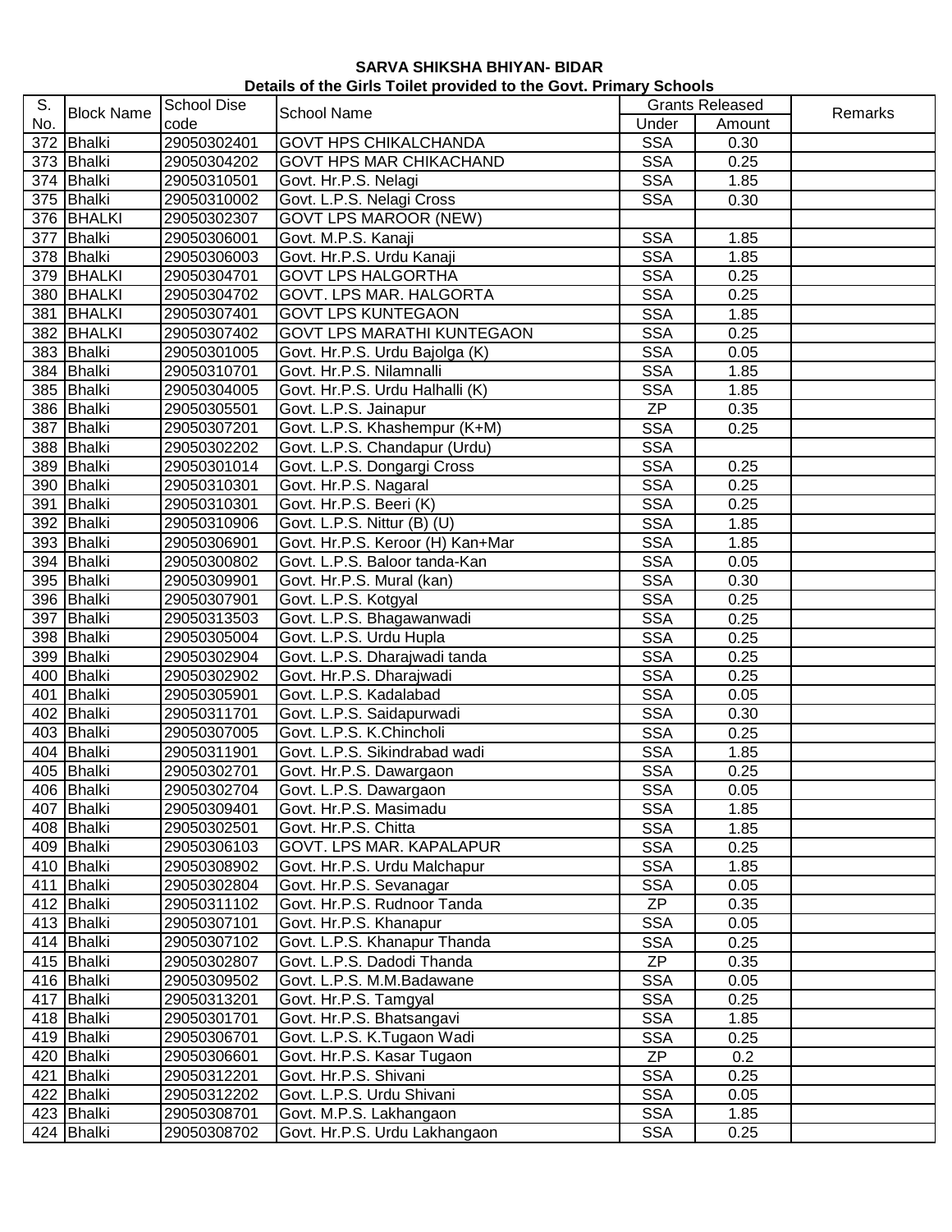**SARVA SHIKSHA BHIYAN- BIDAR**

**Details of the Girls Toilet provided to the Govt. Primary Schools**

| S. No. | Block Name | School Dise code | School Name | Grants Released | | Remarks |
|---|---|---|---|---|---|---|
| | | | | Under | Amount | |
| 372 | Bhalki | 29050302401 | GOVT HPS CHIKALCHANDA | SSA | 0.30 | |
| 373 | Bhalki | 29050304202 | GOVT HPS MAR CHIKACHAND | SSA | 0.25 | |
| 374 | Bhalki | 29050310501 | Govt. Hr.P.S. Nelagi | SSA | 1.85 | |
| 375 | Bhalki | 29050310002 | Govt. L.P.S. Nelagi Cross | SSA | 0.30 | |
| 376 | BHALKI | 29050302307 | GOVT LPS MAROOR (NEW) | | | |
| 377 | Bhalki | 29050306001 | Govt. M.P.S. Kanaji | SSA | 1.85 | |
| 378 | Bhalki | 29050306003 | Govt. Hr.P.S. Urdu Kanaji | SSA | 1.85 | |
| 379 | BHALKI | 29050304701 | GOVT LPS HALGORTHA | SSA | 0.25 | |
| 380 | BHALKI | 29050304702 | GOVT. LPS MAR. HALGORTA | SSA | 0.25 | |
| 381 | BHALKI | 29050307401 | GOVT LPS KUNTEGAON | SSA | 1.85 | |
| 382 | BHALKI | 29050307402 | GOVT LPS MARATHI KUNTEGAON | SSA | 0.25 | |
| 383 | Bhalki | 29050301005 | Govt. Hr.P.S. Urdu Bajolga (K) | SSA | 0.05 | |
| 384 | Bhalki | 29050310701 | Govt. Hr.P.S. Nilamnalli | SSA | 1.85 | |
| 385 | Bhalki | 29050304005 | Govt. Hr.P.S. Urdu Halhalli (K) | SSA | 1.85 | |
| 386 | Bhalki | 29050305501 | Govt. L.P.S. Jainapur | ZP | 0.35 | |
| 387 | Bhalki | 29050307201 | Govt. L.P.S. Khashempur (K+M) | SSA | 0.25 | |
| 388 | Bhalki | 29050302202 | Govt. L.P.S. Chandapur (Urdu) | SSA | | |
| 389 | Bhalki | 29050301014 | Govt. L.P.S. Dongargi Cross | SSA | 0.25 | |
| 390 | Bhalki | 29050310301 | Govt. Hr.P.S. Nagaral | SSA | 0.25 | |
| 391 | Bhalki | 29050310301 | Govt. Hr.P.S. Beeri (K) | SSA | 0.25 | |
| 392 | Bhalki | 29050310906 | Govt. L.P.S. Nittur (B) (U) | SSA | 1.85 | |
| 393 | Bhalki | 29050306901 | Govt. Hr.P.S. Keroor (H) Kan+Mar | SSA | 1.85 | |
| 394 | Bhalki | 29050300802 | Govt. L.P.S. Baloor tanda-Kan | SSA | 0.05 | |
| 395 | Bhalki | 29050309901 | Govt. Hr.P.S. Mural (kan) | SSA | 0.30 | |
| 396 | Bhalki | 29050307901 | Govt. L.P.S. Kotgyal | SSA | 0.25 | |
| 397 | Bhalki | 29050313503 | Govt. L.P.S. Bhagawanwadi | SSA | 0.25 | |
| 398 | Bhalki | 29050305004 | Govt. L.P.S. Urdu Hupla | SSA | 0.25 | |
| 399 | Bhalki | 29050302904 | Govt. L.P.S. Dharajwadi tanda | SSA | 0.25 | |
| 400 | Bhalki | 29050302902 | Govt. Hr.P.S. Dharajwadi | SSA | 0.25 | |
| 401 | Bhalki | 29050305901 | Govt. L.P.S. Kadalabad | SSA | 0.05 | |
| 402 | Bhalki | 29050311701 | Govt. L.P.S. Saidapurwadi | SSA | 0.30 | |
| 403 | Bhalki | 29050307005 | Govt. L.P.S. K.Chincholi | SSA | 0.25 | |
| 404 | Bhalki | 29050311901 | Govt. L.P.S. Sikindrabad wadi | SSA | 1.85 | |
| 405 | Bhalki | 29050302701 | Govt. Hr.P.S. Dawargaon | SSA | 0.25 | |
| 406 | Bhalki | 29050302704 | Govt. L.P.S. Dawargaon | SSA | 0.05 | |
| 407 | Bhalki | 29050309401 | Govt. Hr.P.S. Masimadu | SSA | 1.85 | |
| 408 | Bhalki | 29050302501 | Govt. Hr.P.S. Chitta | SSA | 1.85 | |
| 409 | Bhalki | 29050306103 | GOVT. LPS MAR. KAPALAPUR | SSA | 0.25 | |
| 410 | Bhalki | 29050308902 | Govt. Hr.P.S. Urdu Malchapur | SSA | 1.85 | |
| 411 | Bhalki | 29050302804 | Govt. Hr.P.S. Sevanagar | SSA | 0.05 | |
| 412 | Bhalki | 29050311102 | Govt. Hr.P.S. Rudnoor Tanda | ZP | 0.35 | |
| 413 | Bhalki | 29050307101 | Govt. Hr.P.S. Khanapur | SSA | 0.05 | |
| 414 | Bhalki | 29050307102 | Govt. L.P.S. Khanapur Thanda | SSA | 0.25 | |
| 415 | Bhalki | 29050302807 | Govt. L.P.S. Dadodi Thanda | ZP | 0.35 | |
| 416 | Bhalki | 29050309502 | Govt. L.P.S. M.M.Badawane | SSA | 0.05 | |
| 417 | Bhalki | 29050313201 | Govt. Hr.P.S. Tamgyal | SSA | 0.25 | |
| 418 | Bhalki | 29050301701 | Govt. Hr.P.S. Bhatsangavi | SSA | 1.85 | |
| 419 | Bhalki | 29050306701 | Govt. L.P.S. K.Tugaon Wadi | SSA | 0.25 | |
| 420 | Bhalki | 29050306601 | Govt. Hr.P.S. Kasar Tugaon | ZP | 0.2 | |
| 421 | Bhalki | 29050312201 | Govt. Hr.P.S. Shivani | SSA | 0.25 | |
| 422 | Bhalki | 29050312202 | Govt. L.P.S. Urdu Shivani | SSA | 0.05 | |
| 423 | Bhalki | 29050308701 | Govt. M.P.S. Lakhangaon | SSA | 1.85 | |
| 424 | Bhalki | 29050308702 | Govt. Hr.P.S. Urdu Lakhangaon | SSA | 0.25 | |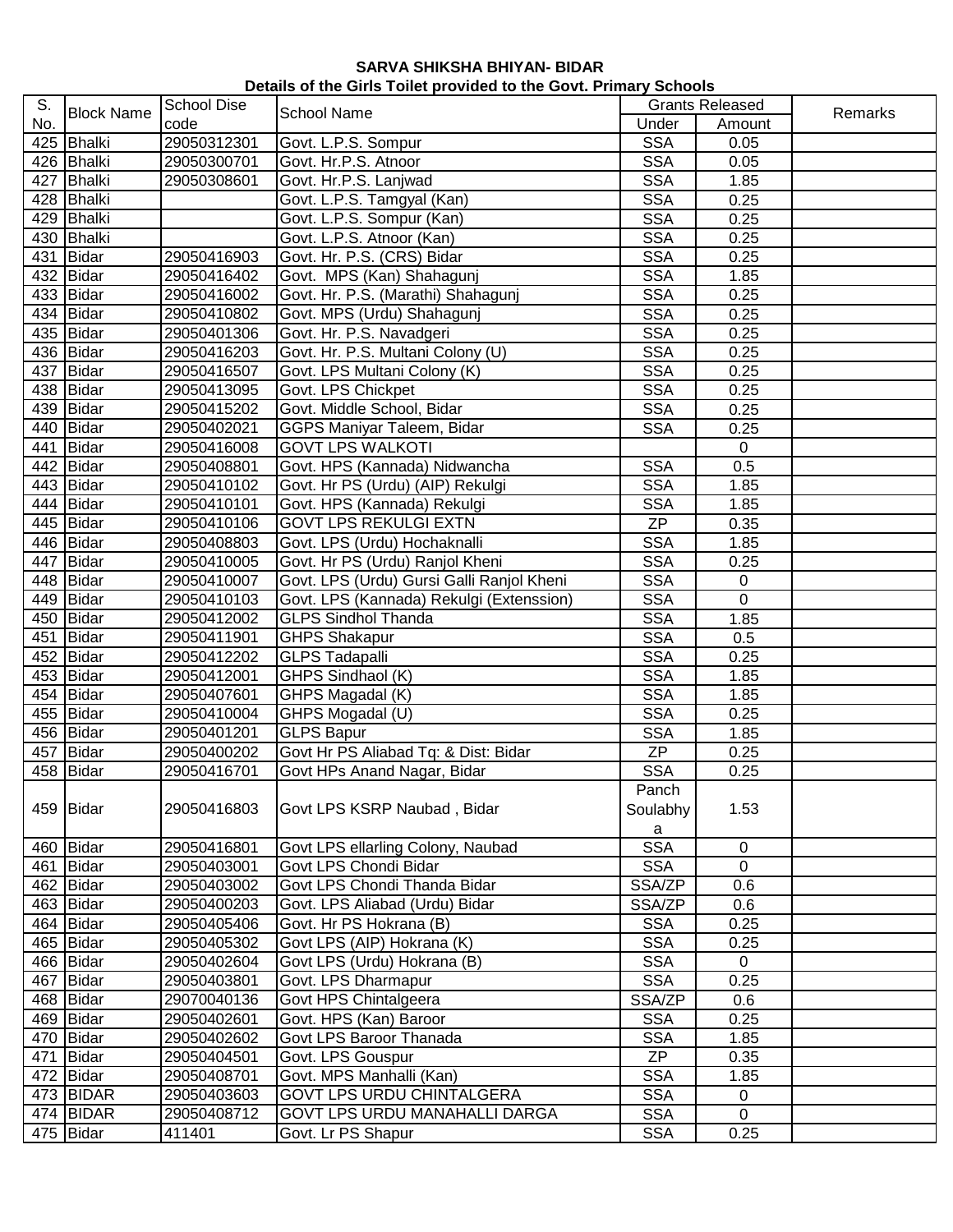# SARVA SHIKSHA BHIYAN- BIDAR

## Details of the Girls Toilet provided to the Govt. Primary Schools

| S. No. | Block Name | School Dise code | School Name | Grants Released | | Remarks |
|---|---|---|---|---|---|---|
| | | | | Under | Amount | |
| 425 | Bhalki | 29050312301 | Govt. L.P.S. Sompur | SSA | 0.05 | |
| 426 | Bhalki | 29050300701 | Govt. Hr.P.S. Atnoor | SSA | 0.05 | |
| 427 | Bhalki | 29050308601 | Govt. Hr.P.S. Lanjwad | SSA | 1.85 | |
| 428 | Bhalki | | Govt. L.P.S. Tamgyal (Kan) | SSA | 0.25 | |
| 429 | Bhalki | | Govt. L.P.S. Sompur (Kan) | SSA | 0.25 | |
| 430 | Bhalki | | Govt. L.P.S. Atnoor (Kan) | SSA | 0.25 | |
| 431 | Bidar | 29050416903 | Govt. Hr. P.S. (CRS) Bidar | SSA | 0.25 | |
| 432 | Bidar | 29050416402 | Govt. MPS (Kan) Shahagunj | SSA | 1.85 | |
| 433 | Bidar | 29050416002 | Govt. Hr. P.S. (Marathi) Shahagunj | SSA | 0.25 | |
| 434 | Bidar | 29050410802 | Govt. MPS (Urdu) Shahagunj | SSA | 0.25 | |
| 435 | Bidar | 29050401306 | Govt. Hr. P.S. Navadgeri | SSA | 0.25 | |
| 436 | Bidar | 29050416203 | Govt. Hr. P.S. Multani Colony (U) | SSA | 0.25 | |
| 437 | Bidar | 29050416507 | Govt. LPS Multani Colony (K) | SSA | 0.25 | |
| 438 | Bidar | 29050413095 | Govt. LPS Chickpet | SSA | 0.25 | |
| 439 | Bidar | 29050415202 | Govt. Middle School, Bidar | SSA | 0.25 | |
| 440 | Bidar | 29050402021 | GGPS Maniyar Taleem, Bidar | SSA | 0.25 | |
| 441 | Bidar | 29050416008 | GOVT LPS WALKOTI | | 0 | |
| 442 | Bidar | 29050408801 | Govt. HPS (Kannada) Nidwancha | SSA | 0.5 | |
| 443 | Bidar | 29050410102 | Govt. Hr PS (Urdu) (AIP) Rekulgi | SSA | 1.85 | |
| 444 | Bidar | 29050410101 | Govt. HPS (Kannada) Rekulgi | SSA | 1.85 | |
| 445 | Bidar | 29050410106 | GOVT LPS REKULGI EXTN | ZP | 0.35 | |
| 446 | Bidar | 29050408803 | Govt. LPS (Urdu) Hochaknalli | SSA | 1.85 | |
| 447 | Bidar | 29050410005 | Govt. Hr PS (Urdu) Ranjol Kheni | SSA | 0.25 | |
| 448 | Bidar | 29050410007 | Govt. LPS (Urdu) Gursi Galli Ranjol Kheni | SSA | 0 | |
| 449 | Bidar | 29050410103 | Govt. LPS (Kannada) Rekulgi (Extenssion) | SSA | 0 | |
| 450 | Bidar | 29050412002 | GLPS Sindhol Thanda | SSA | 1.85 | |
| 451 | Bidar | 29050411901 | GHPS Shakapur | SSA | 0.5 | |
| 452 | Bidar | 29050412202 | GLPS Tadapalli | SSA | 0.25 | |
| 453 | Bidar | 29050412001 | GHPS Sindhaol (K) | SSA | 1.85 | |
| 454 | Bidar | 29050407601 | GHPS Magadal (K) | SSA | 1.85 | |
| 455 | Bidar | 29050410004 | GHPS Mogadal (U) | SSA | 0.25 | |
| 456 | Bidar | 29050401201 | GLPS Bapur | SSA | 1.85 | |
| 457 | Bidar | 29050400202 | Govt Hr PS Aliabad Tq: & Dist: Bidar | ZP | 0.25 | |
| 458 | Bidar | 29050416701 | Govt HPs Anand Nagar, Bidar | SSA | 0.25 | |
| 459 | Bidar | 29050416803 | Govt LPS KSRP Naubad , Bidar | Panch Soulabhya | 1.53 | |
| 460 | Bidar | 29050416801 | Govt LPS ellarling Colony, Naubad | SSA | 0 | |
| 461 | Bidar | 29050403001 | Govt LPS Chondi Bidar | SSA | 0 | |
| 462 | Bidar | 29050403002 | Govt LPS Chondi Thanda Bidar | SSA/ZP | 0.6 | |
| 463 | Bidar | 29050400203 | Govt. LPS Aliabad (Urdu) Bidar | SSA/ZP | 0.6 | |
| 464 | Bidar | 29050405406 | Govt. Hr PS Hokrana (B) | SSA | 0.25 | |
| 465 | Bidar | 29050405302 | Govt LPS (AIP) Hokrana (K) | SSA | 0.25 | |
| 466 | Bidar | 29050402604 | Govt LPS (Urdu) Hokrana (B) | SSA | 0 | |
| 467 | Bidar | 29050403801 | Govt. LPS Dharmapur | SSA | 0.25 | |
| 468 | Bidar | 29070040136 | Govt HPS Chintalgeera | SSA/ZP | 0.6 | |
| 469 | Bidar | 29050402601 | Govt. HPS (Kan) Baroor | SSA | 0.25 | |
| 470 | Bidar | 29050402602 | Govt LPS Baroor Thanada | SSA | 1.85 | |
| 471 | Bidar | 29050404501 | Govt. LPS Gouspur | ZP | 0.35 | |
| 472 | Bidar | 29050408701 | Govt. MPS Manhalli (Kan) | SSA | 1.85 | |
| 473 | BIDAR | 29050403603 | GOVT LPS URDU CHINTALGERA | SSA | 0 | |
| 474 | BIDAR | 29050408712 | GOVT LPS URDU MANAHALLI DARGA | SSA | 0 | |
| 475 | Bidar | 411401 | Govt. Lr PS Shapur | SSA | 0.25 | |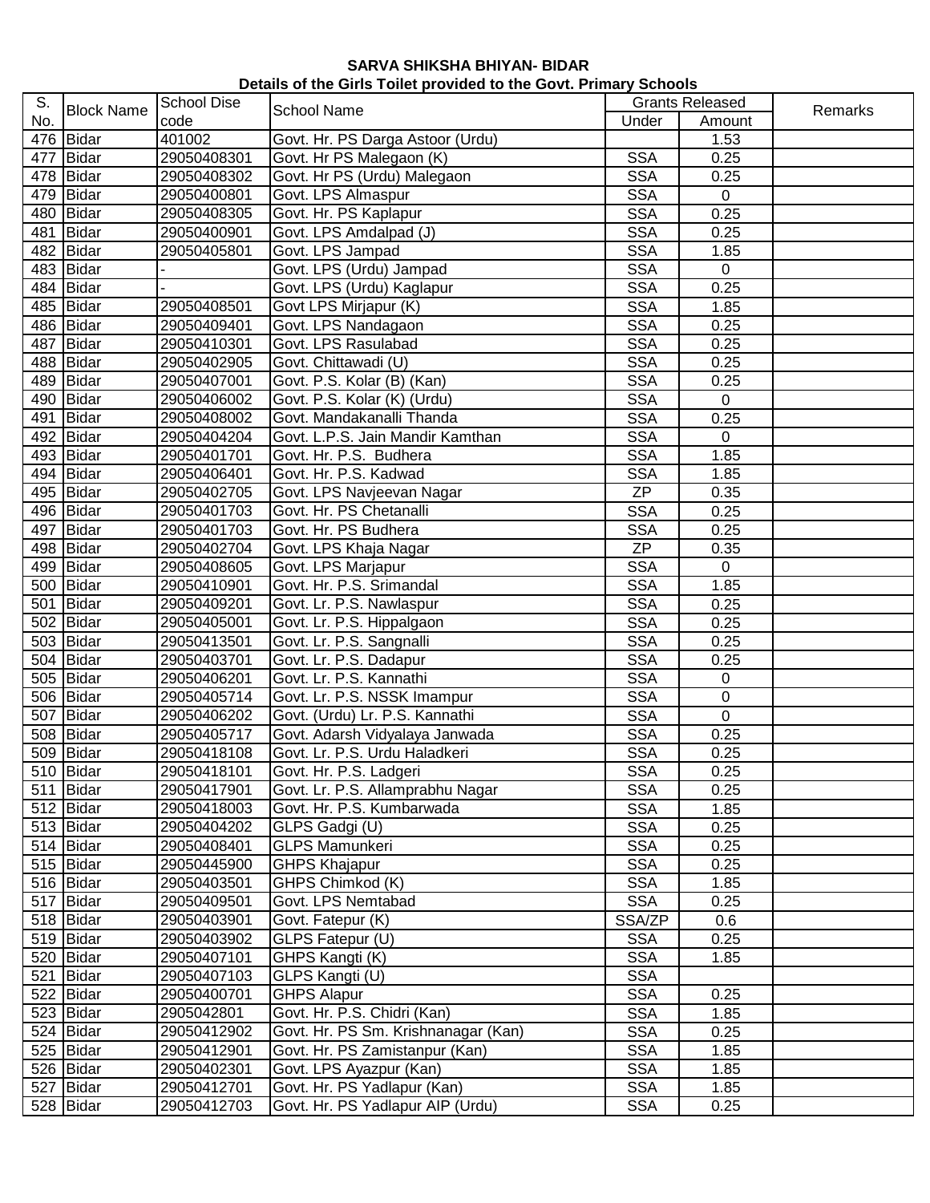**SARVA SHIKSHA BHIYAN- BIDAR**

**Details of the Girls Toilet provided to the Govt. Primary Schools**

| S. No. | Block Name | School Dise code | School Name | Grants Released | | Remarks |
|---|---|---|---|---|---|---|
| | | | | Under | Amount | |
| 476 | Bidar | 401002 | Govt. Hr. PS Darga Astoor (Urdu) | | 1.53 | |
| 477 | Bidar | 29050408301 | Govt. Hr PS Malegaon (K) | SSA | 0.25 | |
| 478 | Bidar | 29050408302 | Govt. Hr PS (Urdu) Malegaon | SSA | 0.25 | |
| 479 | Bidar | 29050400801 | Govt. LPS Almaspur | SSA | 0 | |
| 480 | Bidar | 29050408305 | Govt. Hr. PS Kaplapur | SSA | 0.25 | |
| 481 | Bidar | 29050400901 | Govt. LPS Amdalpad (J) | SSA | 0.25 | |
| 482 | Bidar | 29050405801 | Govt. LPS Jampad | SSA | 1.85 | |
| 483 | Bidar | - | Govt. LPS (Urdu) Jampad | SSA | 0 | |
| 484 | Bidar | - | Govt. LPS (Urdu) Kaglapur | SSA | 0.25 | |
| 485 | Bidar | 29050408501 | Govt LPS Mirjapur (K) | SSA | 1.85 | |
| 486 | Bidar | 29050409401 | Govt. LPS Nandagaon | SSA | 0.25 | |
| 487 | Bidar | 29050410301 | Govt. LPS Rasulabad | SSA | 0.25 | |
| 488 | Bidar | 29050402905 | Govt. Chittawadi (U) | SSA | 0.25 | |
| 489 | Bidar | 29050407001 | Govt. P.S. Kolar (B) (Kan) | SSA | 0.25 | |
| 490 | Bidar | 29050406002 | Govt. P.S. Kolar (K) (Urdu) | SSA | 0 | |
| 491 | Bidar | 29050408002 | Govt. Mandakanalli Thanda | SSA | 0.25 | |
| 492 | Bidar | 29050404204 | Govt. L.P.S. Jain Mandir Kamthan | SSA | 0 | |
| 493 | Bidar | 29050401701 | Govt. Hr. P.S. Budhera | SSA | 1.85 | |
| 494 | Bidar | 29050406401 | Govt. Hr. P.S. Kadwad | SSA | 1.85 | |
| 495 | Bidar | 29050402705 | Govt. LPS Navjeevan Nagar | ZP | 0.35 | |
| 496 | Bidar | 29050401703 | Govt. Hr. PS Chetanalli | SSA | 0.25 | |
| 497 | Bidar | 29050401703 | Govt. Hr. PS Budhera | SSA | 0.25 | |
| 498 | Bidar | 29050402704 | Govt. LPS Khaja Nagar | ZP | 0.35 | |
| 499 | Bidar | 29050408605 | Govt. LPS Marjapur | SSA | 0 | |
| 500 | Bidar | 29050410901 | Govt. Hr. P.S. Srimandal | SSA | 1.85 | |
| 501 | Bidar | 29050409201 | Govt. Lr. P.S. Nawlaspur | SSA | 0.25 | |
| 502 | Bidar | 29050405001 | Govt. Lr. P.S. Hippalgaon | SSA | 0.25 | |
| 503 | Bidar | 29050413501 | Govt. Lr. P.S. Sangnalli | SSA | 0.25 | |
| 504 | Bidar | 29050403701 | Govt. Lr. P.S. Dadapur | SSA | 0.25 | |
| 505 | Bidar | 29050406201 | Govt. Lr. P.S. Kannathi | SSA | 0 | |
| 506 | Bidar | 29050405714 | Govt. Lr. P.S. NSSK Imampur | SSA | 0 | |
| 507 | Bidar | 29050406202 | Govt. (Urdu) Lr. P.S. Kannathi | SSA | 0 | |
| 508 | Bidar | 29050405717 | Govt. Adarsh Vidyalaya Janwada | SSA | 0.25 | |
| 509 | Bidar | 29050418108 | Govt. Lr. P.S. Urdu Haladkeri | SSA | 0.25 | |
| 510 | Bidar | 29050418101 | Govt. Hr. P.S. Ladgeri | SSA | 0.25 | |
| 511 | Bidar | 29050417901 | Govt. Lr. P.S. Allamprabhu Nagar | SSA | 0.25 | |
| 512 | Bidar | 29050418003 | Govt. Hr. P.S. Kumbarwada | SSA | 1.85 | |
| 513 | Bidar | 29050404202 | GLPS Gadgi (U) | SSA | 0.25 | |
| 514 | Bidar | 29050408401 | GLPS Mamunkeri | SSA | 0.25 | |
| 515 | Bidar | 29050445900 | GHPS Khajapur | SSA | 0.25 | |
| 516 | Bidar | 29050403501 | GHPS Chimkod (K) | SSA | 1.85 | |
| 517 | Bidar | 29050409501 | Govt. LPS Nemtabad | SSA | 0.25 | |
| 518 | Bidar | 29050403901 | Govt. Fatepur (K) | SSA/ZP | 0.6 | |
| 519 | Bidar | 29050403902 | GLPS Fatepur (U) | SSA | 0.25 | |
| 520 | Bidar | 29050407101 | GHPS Kangti (K) | SSA | 1.85 | |
| 521 | Bidar | 29050407103 | GLPS Kangti (U) | SSA | | |
| 522 | Bidar | 29050400701 | GHPS Alapur | SSA | 0.25 | |
| 523 | Bidar | 2905042801 | Govt. Hr. P.S. Chidri (Kan) | SSA | 1.85 | |
| 524 | Bidar | 29050412902 | Govt. Hr. PS Sm. Krishnanagar (Kan) | SSA | 0.25 | |
| 525 | Bidar | 29050412901 | Govt. Hr. PS Zamistanpur (Kan) | SSA | 1.85 | |
| 526 | Bidar | 29050402301 | Govt. LPS Ayazpur (Kan) | SSA | 1.85 | |
| 527 | Bidar | 29050412701 | Govt. Hr. PS Yadlapur (Kan) | SSA | 1.85 | |
| 528 | Bidar | 29050412703 | Govt. Hr. PS Yadlapur AIP (Urdu) | SSA | 0.25 | |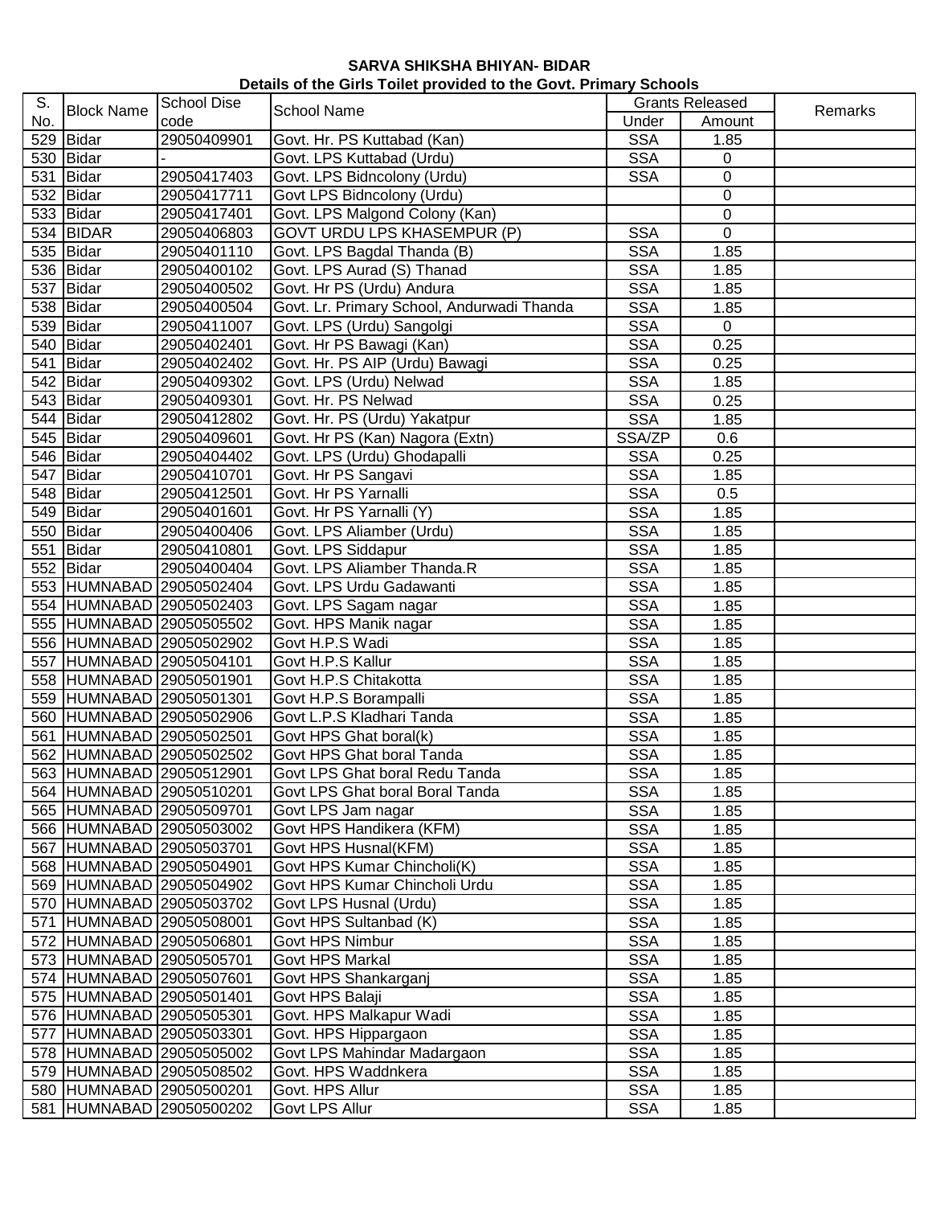**SARVA SHIKSHA BHIYAN- BIDAR**

**Details of the Girls Toilet provided to the Govt. Primary Schools**

| S. No. | Block Name | School Dise code | School Name | Grants Released | | Remarks |
|---|---|---|---|---|---|---|
| | | | | Under | Amount | |
| 529 | Bidar | 29050409901 | Govt. Hr. PS Kuttabad (Kan) | SSA | 1.85 | |
| 530 | Bidar | - | Govt. LPS Kuttabad (Urdu) | SSA | 0 | |
| 531 | Bidar | 29050417403 | Govt. LPS Bidncolony (Urdu) | SSA | 0 | |
| 532 | Bidar | 29050417711 | Govt LPS Bidncolony (Urdu) | | 0 | |
| 533 | Bidar | 29050417401 | Govt. LPS Malgond Colony (Kan) | | 0 | |
| 534 | BIDAR | 29050406803 | GOVT URDU LPS KHASEMPUR (P) | SSA | 0 | |
| 535 | Bidar | 29050401110 | Govt. LPS Bagdal Thanda (B) | SSA | 1.85 | |
| 536 | Bidar | 29050400102 | Govt. LPS Aurad (S) Thanad | SSA | 1.85 | |
| 537 | Bidar | 29050400502 | Govt. Hr PS (Urdu) Andura | SSA | 1.85 | |
| 538 | Bidar | 29050400504 | Govt. Lr. Primary School, Andurwadi Thanda | SSA | 1.85 | |
| 539 | Bidar | 29050411007 | Govt. LPS (Urdu) Sangolgi | SSA | 0 | |
| 540 | Bidar | 29050402401 | Govt. Hr PS Bawagi (Kan) | SSA | 0.25 | |
| 541 | Bidar | 29050402402 | Govt. Hr. PS AIP (Urdu) Bawagi | SSA | 0.25 | |
| 542 | Bidar | 29050409302 | Govt. LPS (Urdu) Nelwad | SSA | 1.85 | |
| 543 | Bidar | 29050409301 | Govt. Hr. PS Nelwad | SSA | 0.25 | |
| 544 | Bidar | 29050412802 | Govt. Hr. PS (Urdu) Yakatpur | SSA | 1.85 | |
| 545 | Bidar | 29050409601 | Govt. Hr PS (Kan) Nagora (Extn) | SSA/ZP | 0.6 | |
| 546 | Bidar | 29050404402 | Govt. LPS (Urdu) Ghodapalli | SSA | 0.25 | |
| 547 | Bidar | 29050410701 | Govt. Hr PS Sangavi | SSA | 1.85 | |
| 548 | Bidar | 29050412501 | Govt. Hr PS Yarnalli | SSA | 0.5 | |
| 549 | Bidar | 29050401601 | Govt. Hr PS Yarnalli (Y) | SSA | 1.85 | |
| 550 | Bidar | 29050400406 | Govt. LPS Aliamber (Urdu) | SSA | 1.85 | |
| 551 | Bidar | 29050410801 | Govt. LPS Siddapur | SSA | 1.85 | |
| 552 | Bidar | 29050400404 | Govt. LPS Aliamber Thanda.R | SSA | 1.85 | |
| 553 | HUMNABAD | 29050502404 | Govt. LPS Urdu Gadawanti | SSA | 1.85 | |
| 554 | HUMNABAD | 29050502403 | Govt. LPS Sagam nagar | SSA | 1.85 | |
| 555 | HUMNABAD | 29050505502 | Govt. HPS Manik nagar | SSA | 1.85 | |
| 556 | HUMNABAD | 29050502902 | Govt H.P.S Wadi | SSA | 1.85 | |
| 557 | HUMNABAD | 29050504101 | Govt H.P.S Kallur | SSA | 1.85 | |
| 558 | HUMNABAD | 29050501901 | Govt H.P.S Chitakotta | SSA | 1.85 | |
| 559 | HUMNABAD | 29050501301 | Govt H.P.S Borampalli | SSA | 1.85 | |
| 560 | HUMNABAD | 29050502906 | Govt L.P.S Kladhari Tanda | SSA | 1.85 | |
| 561 | HUMNABAD | 29050502501 | Govt HPS Ghat boral(k) | SSA | 1.85 | |
| 562 | HUMNABAD | 29050502502 | Govt HPS Ghat boral Tanda | SSA | 1.85 | |
| 563 | HUMNABAD | 29050512901 | Govt LPS Ghat boral Redu Tanda | SSA | 1.85 | |
| 564 | HUMNABAD | 29050510201 | Govt LPS Ghat boral Boral Tanda | SSA | 1.85 | |
| 565 | HUMNABAD | 29050509701 | Govt LPS Jam nagar | SSA | 1.85 | |
| 566 | HUMNABAD | 29050503002 | Govt HPS Handikera (KFM) | SSA | 1.85 | |
| 567 | HUMNABAD | 29050503701 | Govt HPS Husnal(KFM) | SSA | 1.85 | |
| 568 | HUMNABAD | 29050504901 | Govt HPS Kumar Chincholi(K) | SSA | 1.85 | |
| 569 | HUMNABAD | 29050504902 | Govt HPS Kumar Chincholi Urdu | SSA | 1.85 | |
| 570 | HUMNABAD | 29050503702 | Govt LPS Husnal (Urdu) | SSA | 1.85 | |
| 571 | HUMNABAD | 29050508001 | Govt HPS Sultanbad (K) | SSA | 1.85 | |
| 572 | HUMNABAD | 29050506801 | Govt HPS Nimbur | SSA | 1.85 | |
| 573 | HUMNABAD | 29050505701 | Govt HPS Markal | SSA | 1.85 | |
| 574 | HUMNABAD | 29050507601 | Govt HPS Shankarganj | SSA | 1.85 | |
| 575 | HUMNABAD | 29050501401 | Govt HPS Balaji | SSA | 1.85 | |
| 576 | HUMNABAD | 29050505301 | Govt. HPS Malkapur Wadi | SSA | 1.85 | |
| 577 | HUMNABAD | 29050503301 | Govt. HPS Hippargaon | SSA | 1.85 | |
| 578 | HUMNABAD | 29050505002 | Govt LPS Mahindar Madargaon | SSA | 1.85 | |
| 579 | HUMNABAD | 29050508502 | Govt. HPS Waddnkera | SSA | 1.85 | |
| 580 | HUMNABAD | 29050500201 | Govt. HPS Allur | SSA | 1.85 | |
| 581 | HUMNABAD | 29050500202 | Govt LPS Allur | SSA | 1.85 | |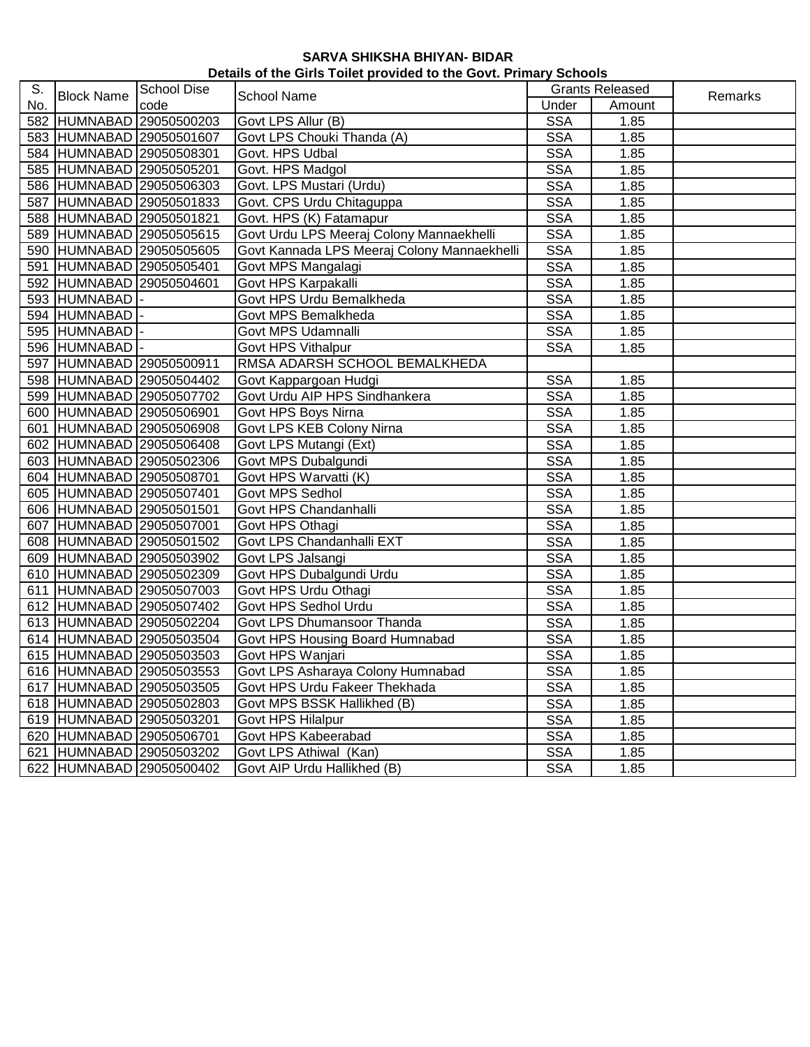**SARVA SHIKSHA BHIYAN- BIDAR**
**Details of the Girls Toilet provided to the Govt. Primary Schools**

| S. No. | Block Name | School Dise code | School Name | Grants Released | | Remarks |
|---|---|---|---|---|---|---|
| | | | | Under | Amount | |
| 582 | HUMNABAD | 29050500203 | Govt LPS Allur (B) | SSA | 1.85 | |
| 583 | HUMNABAD | 29050501607 | Govt LPS Chouki Thanda (A) | SSA | 1.85 | |
| 584 | HUMNABAD | 29050508301 | Govt. HPS Udbal | SSA | 1.85 | |
| 585 | HUMNABAD | 29050505201 | Govt. HPS Madgol | SSA | 1.85 | |
| 586 | HUMNABAD | 29050506303 | Govt. LPS Mustari (Urdu) | SSA | 1.85 | |
| 587 | HUMNABAD | 29050501833 | Govt. CPS Urdu Chitaguppa | SSA | 1.85 | |
| 588 | HUMNABAD | 29050501821 | Govt. HPS (K) Fatamapur | SSA | 1.85 | |
| 589 | HUMNABAD | 29050505615 | Govt Urdu LPS Meeraj Colony Mannaekhelli | SSA | 1.85 | |
| 590 | HUMNABAD | 29050505605 | Govt Kannada LPS Meeraj Colony Mannaekhelli | SSA | 1.85 | |
| 591 | HUMNABAD | 29050505401 | Govt MPS Mangalagi | SSA | 1.85 | |
| 592 | HUMNABAD | 29050504601 | Govt HPS Karpakalli | SSA | 1.85 | |
| 593 | HUMNABAD | - | Govt HPS Urdu Bemalkheda | SSA | 1.85 | |
| 594 | HUMNABAD | - | Govt MPS Bemalkheda | SSA | 1.85 | |
| 595 | HUMNABAD | - | Govt MPS Udamnalli | SSA | 1.85 | |
| 596 | HUMNABAD | - | Govt HPS Vithalpur | SSA | 1.85 | |
| 597 | HUMNABAD | 29050500911 | RMSA ADARSH SCHOOL BEMALKHEDA | | | |
| 598 | HUMNABAD | 29050504402 | Govt Kappargoan Hudgi | SSA | 1.85 | |
| 599 | HUMNABAD | 29050507702 | Govt Urdu AIP HPS Sindhankera | SSA | 1.85 | |
| 600 | HUMNABAD | 29050506901 | Govt HPS Boys Nirna | SSA | 1.85 | |
| 601 | HUMNABAD | 29050506908 | Govt LPS KEB Colony Nirna | SSA | 1.85 | |
| 602 | HUMNABAD | 29050506408 | Govt LPS Mutangi (Ext) | SSA | 1.85 | |
| 603 | HUMNABAD | 29050502306 | Govt MPS Dubalgundi | SSA | 1.85 | |
| 604 | HUMNABAD | 29050508701 | Govt HPS Warvatti (K) | SSA | 1.85 | |
| 605 | HUMNABAD | 29050507401 | Govt MPS Sedhol | SSA | 1.85 | |
| 606 | HUMNABAD | 29050501501 | Govt HPS Chandanhalli | SSA | 1.85 | |
| 607 | HUMNABAD | 29050507001 | Govt HPS Othagi | SSA | 1.85 | |
| 608 | HUMNABAD | 29050501502 | Govt LPS Chandanhalli EXT | SSA | 1.85 | |
| 609 | HUMNABAD | 29050503902 | Govt LPS Jalsangi | SSA | 1.85 | |
| 610 | HUMNABAD | 29050502309 | Govt HPS Dubalgundi Urdu | SSA | 1.85 | |
| 611 | HUMNABAD | 29050507003 | Govt HPS Urdu Othagi | SSA | 1.85 | |
| 612 | HUMNABAD | 29050507402 | Govt HPS Sedhol Urdu | SSA | 1.85 | |
| 613 | HUMNABAD | 29050502204 | Govt LPS Dhumansoor Thanda | SSA | 1.85 | |
| 614 | HUMNABAD | 29050503504 | Govt HPS Housing Board Humnabad | SSA | 1.85 | |
| 615 | HUMNABAD | 29050503503 | Govt HPS Wanjari | SSA | 1.85 | |
| 616 | HUMNABAD | 29050503553 | Govt LPS Asharaya Colony Humnabad | SSA | 1.85 | |
| 617 | HUMNABAD | 29050503505 | Govt HPS Urdu Fakeer Thekhada | SSA | 1.85 | |
| 618 | HUMNABAD | 29050502803 | Govt MPS BSSK Hallikhed (B) | SSA | 1.85 | |
| 619 | HUMNABAD | 29050503201 | Govt HPS Hilalpur | SSA | 1.85 | |
| 620 | HUMNABAD | 29050506701 | Govt HPS Kabeerabad | SSA | 1.85 | |
| 621 | HUMNABAD | 29050503202 | Govt LPS Athiwal (Kan) | SSA | 1.85 | |
| 622 | HUMNABAD | 29050500402 | Govt AIP Urdu Hallikhed (B) | SSA | 1.85 | |